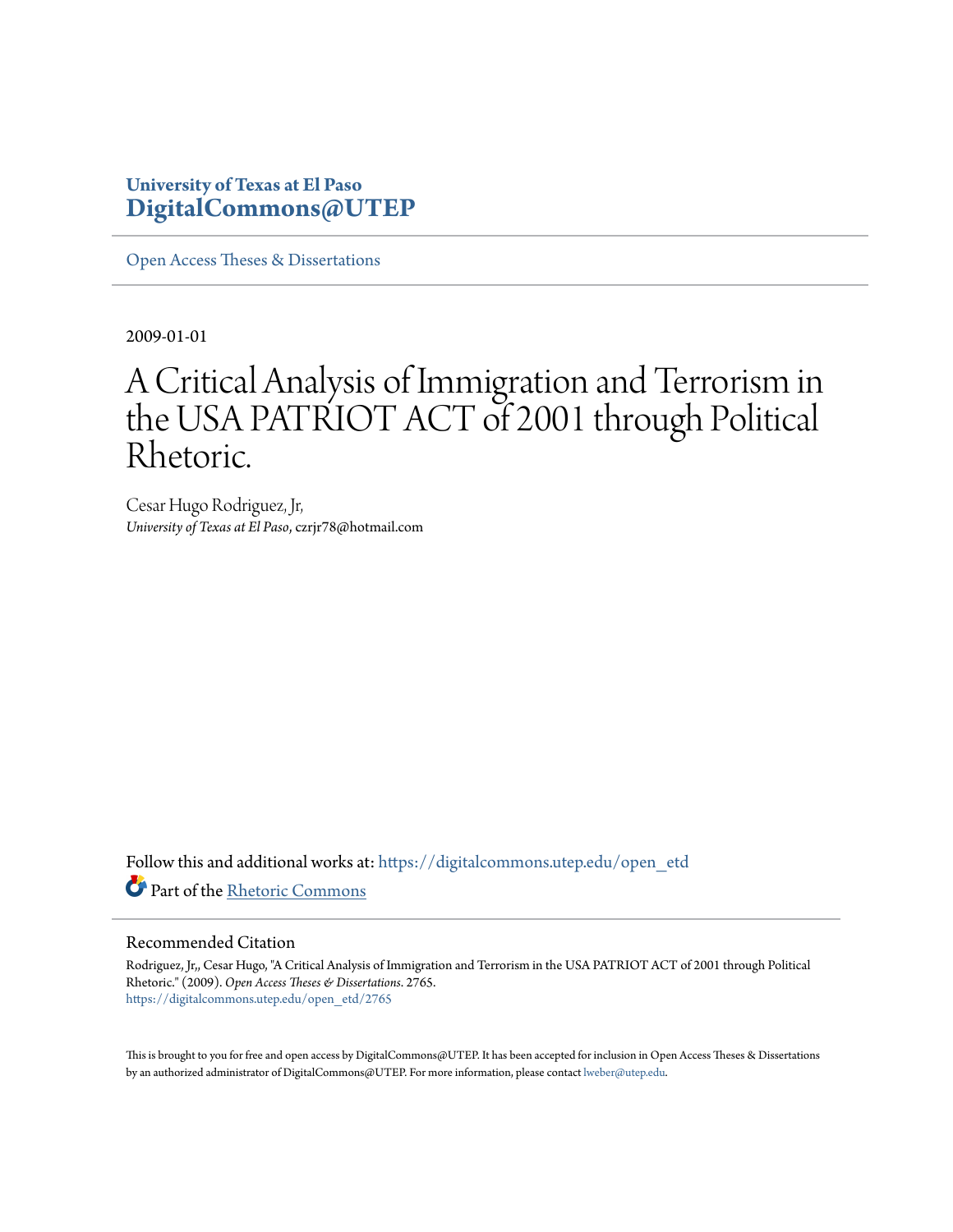University of Texas at El Paso
**DigitalCommons@UTEP**

Open Access Theses & Dissertations

2009-01-01

# A Critical Analysis of Immigration and Terrorism in the USA PATRIOT ACT of 2001 through Political Rhetoric.

Cesar Hugo Rodriguez, Jr,
*University of Texas at El Paso*, czrjr78@hotmail.com

Follow this and additional works at: https://digitalcommons.utep.edu/open_etd

Part of the Rhetoric Commons

## Recommended Citation

Rodriguez, Jr,, Cesar Hugo, "A Critical Analysis of Immigration and Terrorism in the USA PATRIOT ACT of 2001 through Political Rhetoric." (2009). *Open Access Theses & Dissertations*. 2765.
https://digitalcommons.utep.edu/open_etd/2765

This is brought to you for free and open access by DigitalCommons@UTEP. It has been accepted for inclusion in Open Access Theses & Dissertations by an authorized administrator of DigitalCommons@UTEP. For more information, please contact lweber@utep.edu.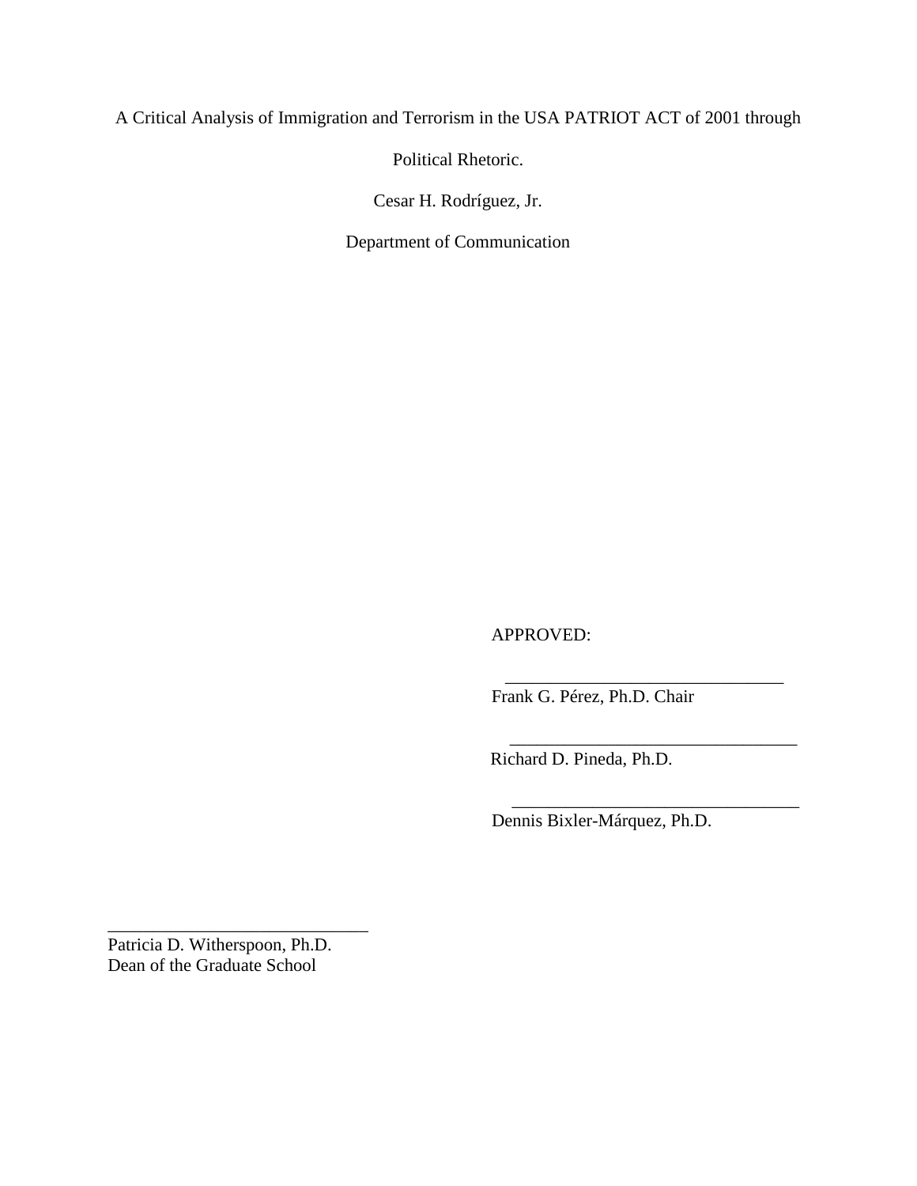A Critical Analysis of Immigration and Terrorism in the USA PATRIOT ACT of 2001 through Political Rhetoric.

Cesar H. Rodríguez, Jr.

Department of Communication

APPROVED:

\_\_\_\_\_\_\_\_\_\_\_\_\_\_\_\_\_\_\_\_\_\_\_\_\_\_\_\_\_\_\_
Frank G. Pérez, Ph.D. Chair

\_\_\_\_\_\_\_\_\_\_\_\_\_\_\_\_\_\_\_\_\_\_\_\_\_\_\_\_\_\_\_
Richard D. Pineda, Ph.D.

\_\_\_\_\_\_\_\_\_\_\_\_\_\_\_\_\_\_\_\_\_\_\_\_\_\_\_\_\_\_\_
Dennis Bixler-Márquez, Ph.D.

\_\_\_\_\_\_\_\_\_\_\_\_\_\_\_\_\_\_\_\_\_\_\_\_\_\_\_\_\_\_\_
Patricia D. Witherspoon, Ph.D.
Dean of the Graduate School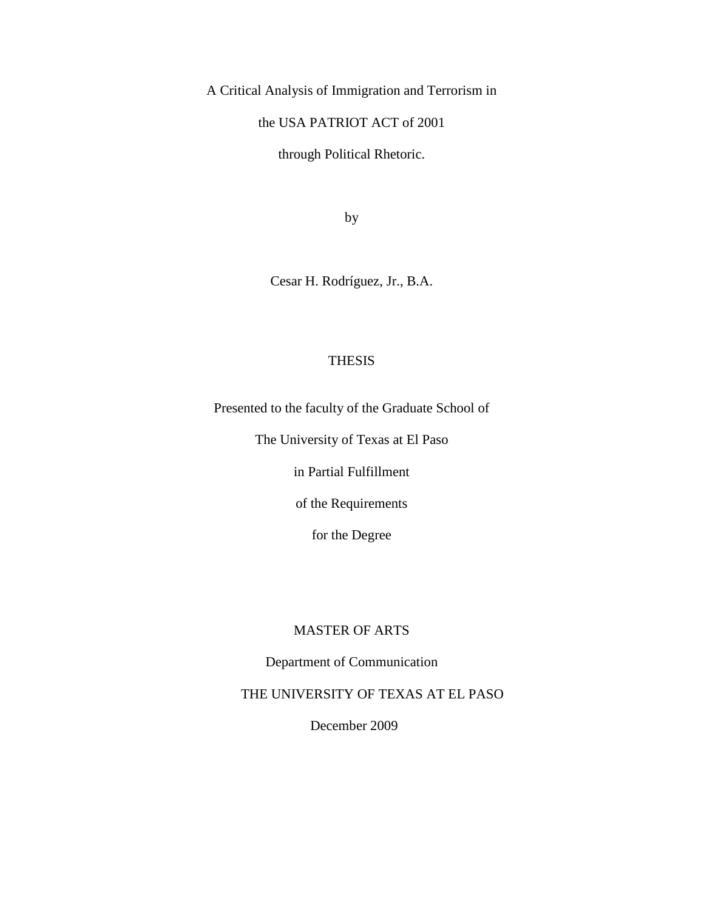A Critical Analysis of Immigration and Terrorism in

the USA PATRIOT ACT of 2001

through Political Rhetoric.

by

Cesar H. Rodríguez, Jr., B.A.

THESIS

Presented to the faculty of the Graduate School of

The University of Texas at El Paso

in Partial Fulfillment

of the Requirements

for the Degree

MASTER OF ARTS

Department of Communication

THE UNIVERSITY OF TEXAS AT EL PASO

December 2009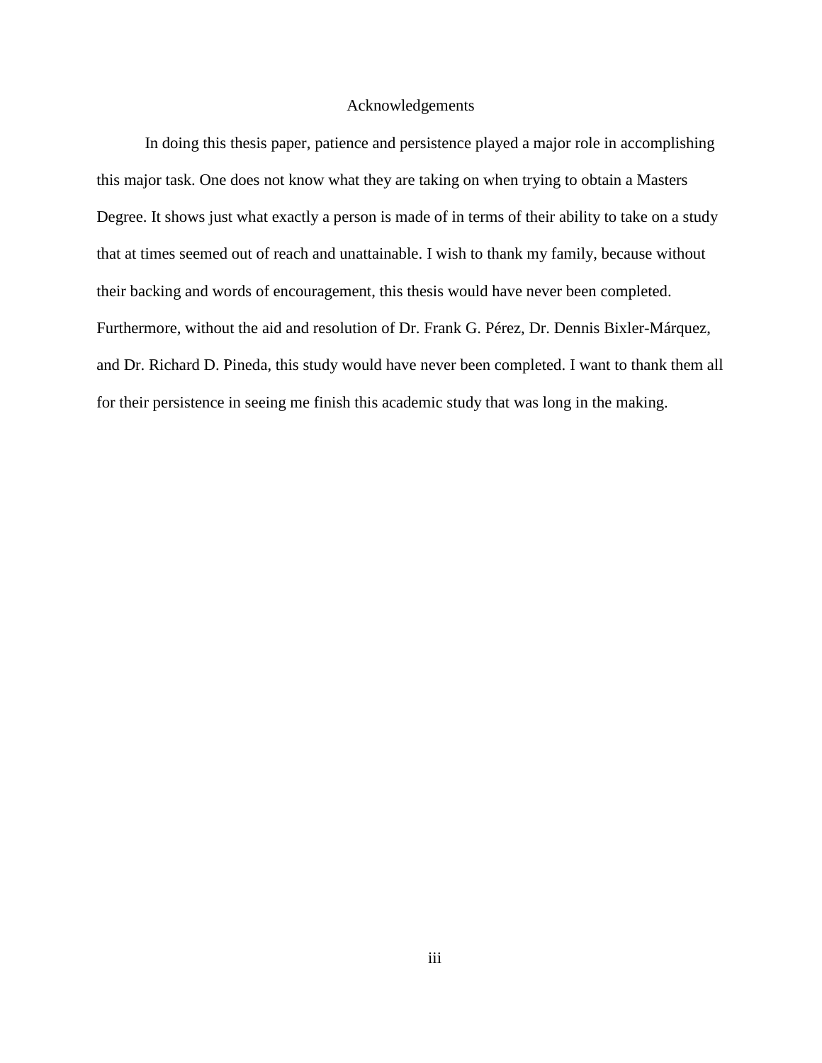# Acknowledgements

In doing this thesis paper, patience and persistence played a major role in accomplishing this major task. One does not know what they are taking on when trying to obtain a Masters Degree. It shows just what exactly a person is made of in terms of their ability to take on a study that at times seemed out of reach and unattainable. I wish to thank my family, because without their backing and words of encouragement, this thesis would have never been completed. Furthermore, without the aid and resolution of Dr. Frank G. Pérez, Dr. Dennis Bixler-Márquez, and Dr. Richard D. Pineda, this study would have never been completed. I want to thank them all for their persistence in seeing me finish this academic study that was long in the making.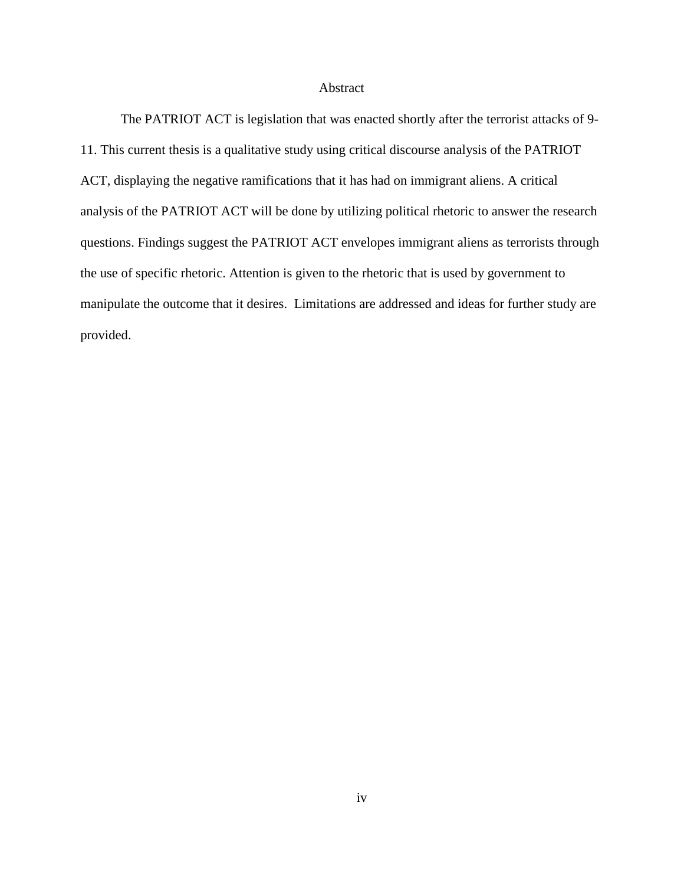# Abstract

The PATRIOT ACT is legislation that was enacted shortly after the terrorist attacks of 9-11. This current thesis is a qualitative study using critical discourse analysis of the PATRIOT ACT, displaying the negative ramifications that it has had on immigrant aliens. A critical analysis of the PATRIOT ACT will be done by utilizing political rhetoric to answer the research questions. Findings suggest the PATRIOT ACT envelopes immigrant aliens as terrorists through the use of specific rhetoric. Attention is given to the rhetoric that is used by government to manipulate the outcome that it desires. Limitations are addressed and ideas for further study are provided.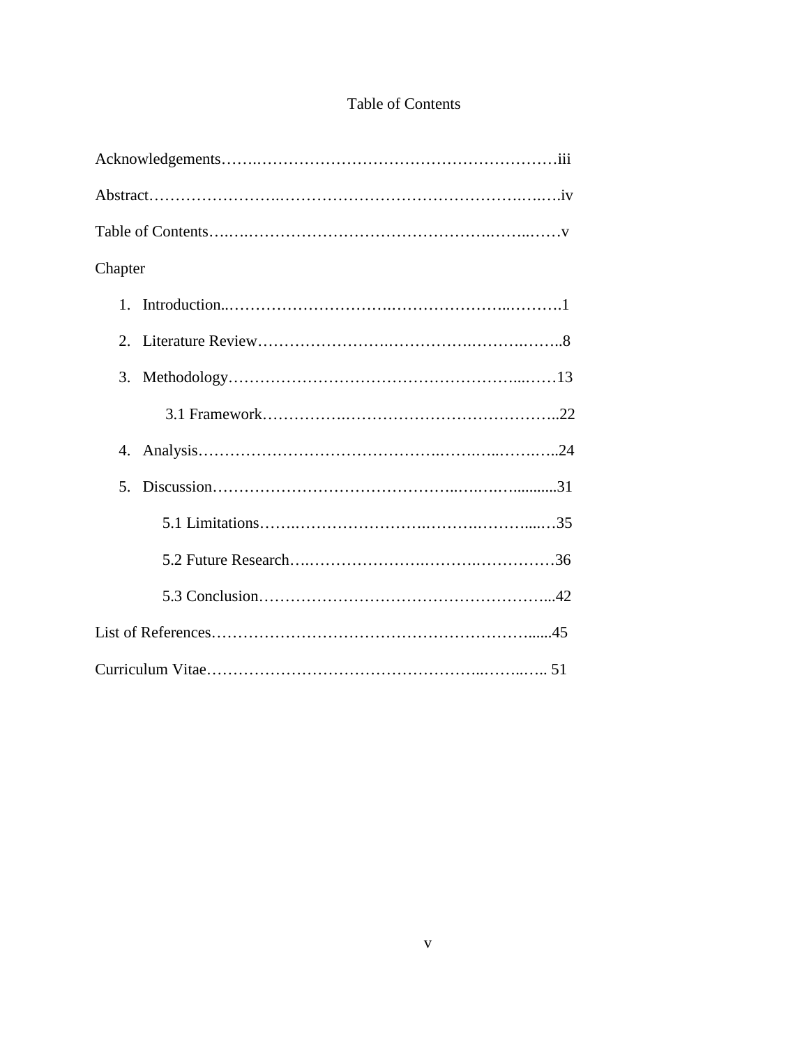# Table of Contents

Acknowledgements……………………………………………………………iii

Abstract…………………………………………………………………………iv

Table of Contents…………………………………………………………………v

Chapter

1. Introduction……………………………………………………………………1
2. Literature Review……………………………………………………………8
3. Methodology…………………………………………………………………13
   - 3.1 Framework……………………………………………………………22
4. Analysis………………………………………………………………………24
5. Discussion……………………………………………………………………31
   - 5.1 Limitations…………………………………………………………35
   - 5.2 Future Research……………………………………………………36
   - 5.3 Conclusion…………………………………………………………42

List of References………………………………………………………………45

Curriculum Vitae………………………………………………………………51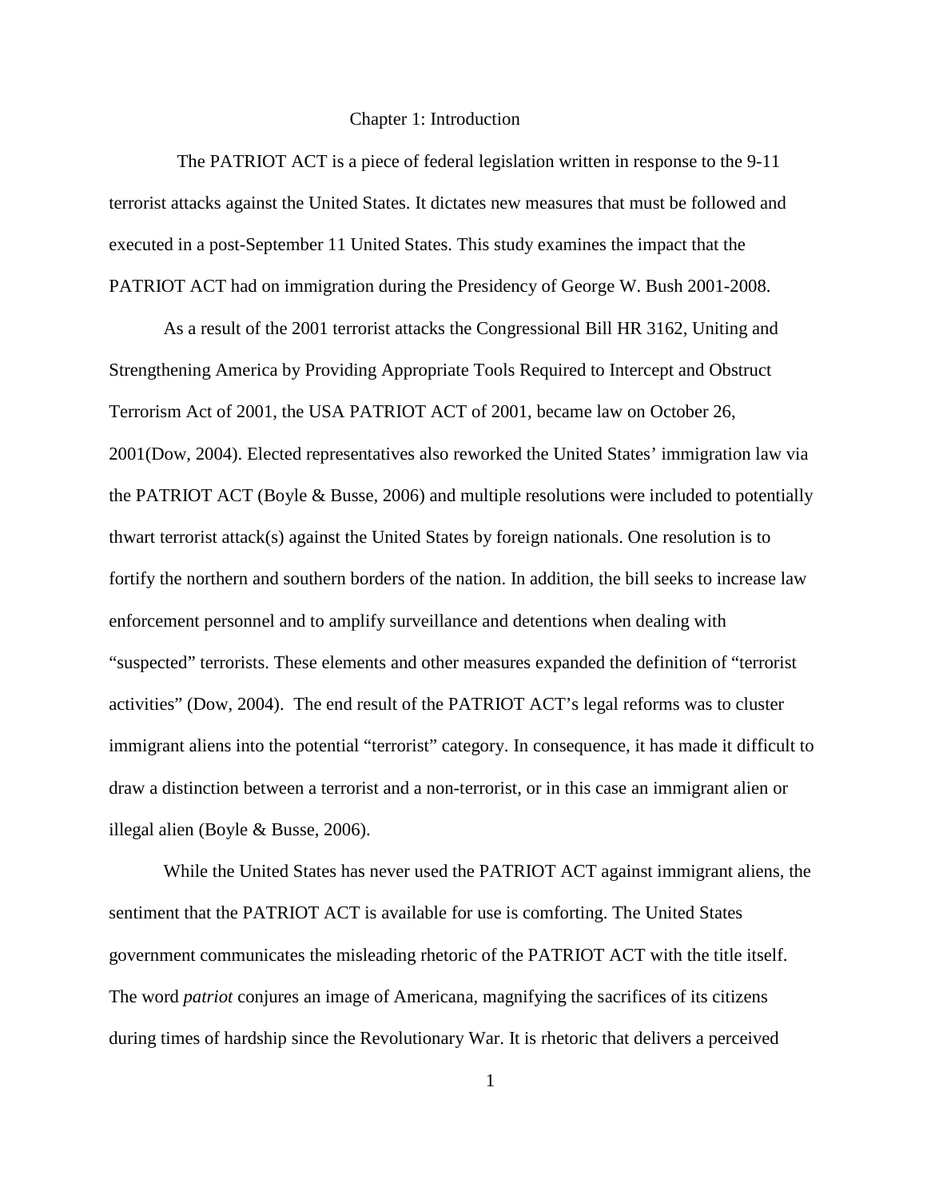# Chapter 1: Introduction

The PATRIOT ACT is a piece of federal legislation written in response to the 9-11 terrorist attacks against the United States. It dictates new measures that must be followed and executed in a post-September 11 United States. This study examines the impact that the PATRIOT ACT had on immigration during the Presidency of George W. Bush 2001-2008.

As a result of the 2001 terrorist attacks the Congressional Bill HR 3162, Uniting and Strengthening America by Providing Appropriate Tools Required to Intercept and Obstruct Terrorism Act of 2001, the USA PATRIOT ACT of 2001, became law on October 26, 2001(Dow, 2004). Elected representatives also reworked the United States' immigration law via the PATRIOT ACT (Boyle & Busse, 2006) and multiple resolutions were included to potentially thwart terrorist attack(s) against the United States by foreign nationals. One resolution is to fortify the northern and southern borders of the nation. In addition, the bill seeks to increase law enforcement personnel and to amplify surveillance and detentions when dealing with "suspected" terrorists. These elements and other measures expanded the definition of "terrorist activities" (Dow, 2004). The end result of the PATRIOT ACT's legal reforms was to cluster immigrant aliens into the potential "terrorist" category. In consequence, it has made it difficult to draw a distinction between a terrorist and a non-terrorist, or in this case an immigrant alien or illegal alien (Boyle & Busse, 2006).

While the United States has never used the PATRIOT ACT against immigrant aliens, the sentiment that the PATRIOT ACT is available for use is comforting. The United States government communicates the misleading rhetoric of the PATRIOT ACT with the title itself. The word *patriot* conjures an image of Americana, magnifying the sacrifices of its citizens during times of hardship since the Revolutionary War. It is rhetoric that delivers a perceived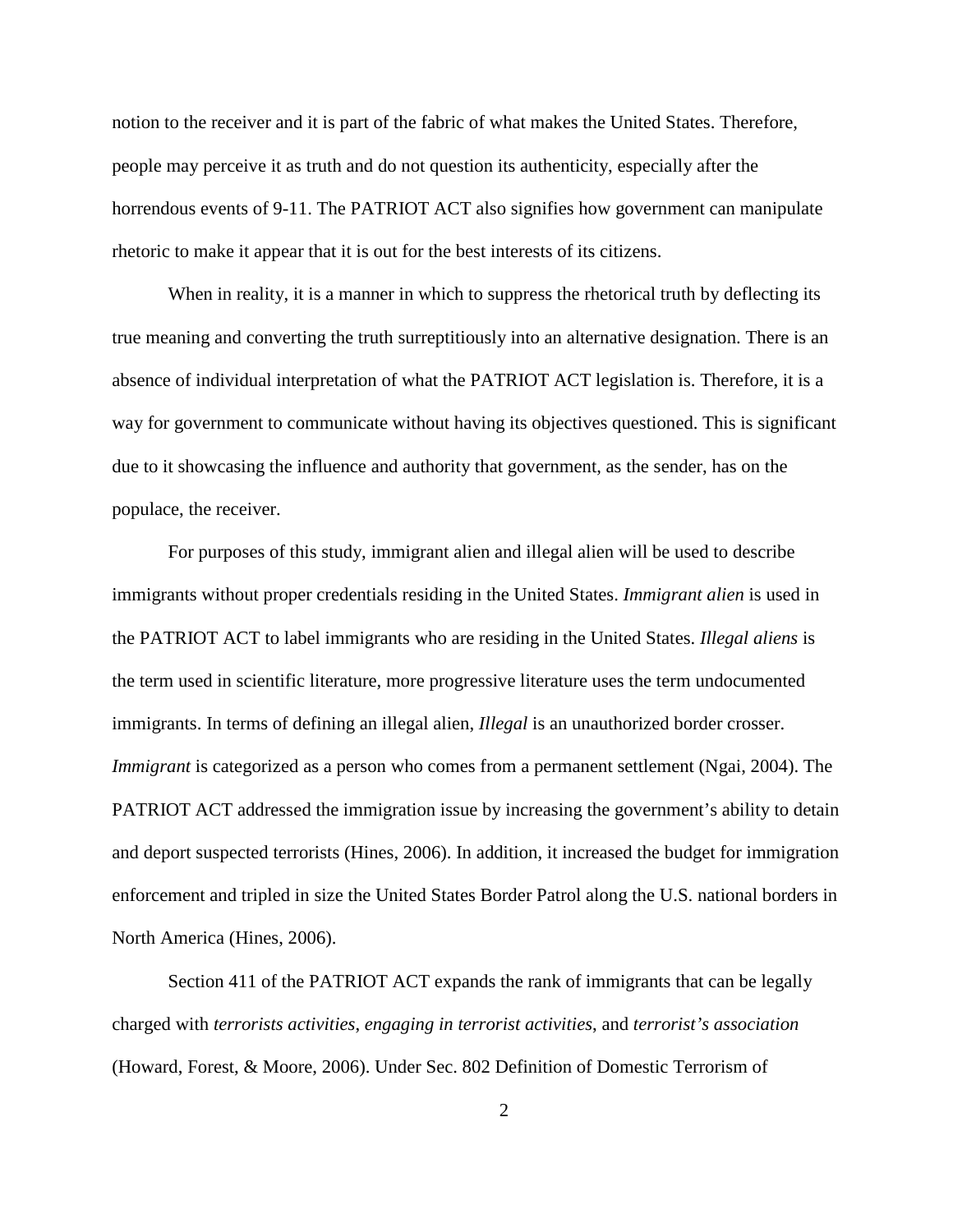notion to the receiver and it is part of the fabric of what makes the United States. Therefore, people may perceive it as truth and do not question its authenticity, especially after the horrendous events of 9-11. The PATRIOT ACT also signifies how government can manipulate rhetoric to make it appear that it is out for the best interests of its citizens.

When in reality, it is a manner in which to suppress the rhetorical truth by deflecting its true meaning and converting the truth surreptitiously into an alternative designation. There is an absence of individual interpretation of what the PATRIOT ACT legislation is. Therefore, it is a way for government to communicate without having its objectives questioned. This is significant due to it showcasing the influence and authority that government, as the sender, has on the populace, the receiver.

For purposes of this study, immigrant alien and illegal alien will be used to describe immigrants without proper credentials residing in the United States. *Immigrant alien* is used in the PATRIOT ACT to label immigrants who are residing in the United States. *Illegal aliens* is the term used in scientific literature, more progressive literature uses the term undocumented immigrants. In terms of defining an illegal alien, *Illegal* is an unauthorized border crosser. *Immigrant* is categorized as a person who comes from a permanent settlement (Ngai, 2004). The PATRIOT ACT addressed the immigration issue by increasing the government's ability to detain and deport suspected terrorists (Hines, 2006). In addition, it increased the budget for immigration enforcement and tripled in size the United States Border Patrol along the U.S. national borders in North America (Hines, 2006).

Section 411 of the PATRIOT ACT expands the rank of immigrants that can be legally charged with *terrorists activities*, *engaging in terrorist activities*, and *terrorist's association* (Howard, Forest, & Moore, 2006). Under Sec. 802 Definition of Domestic Terrorism of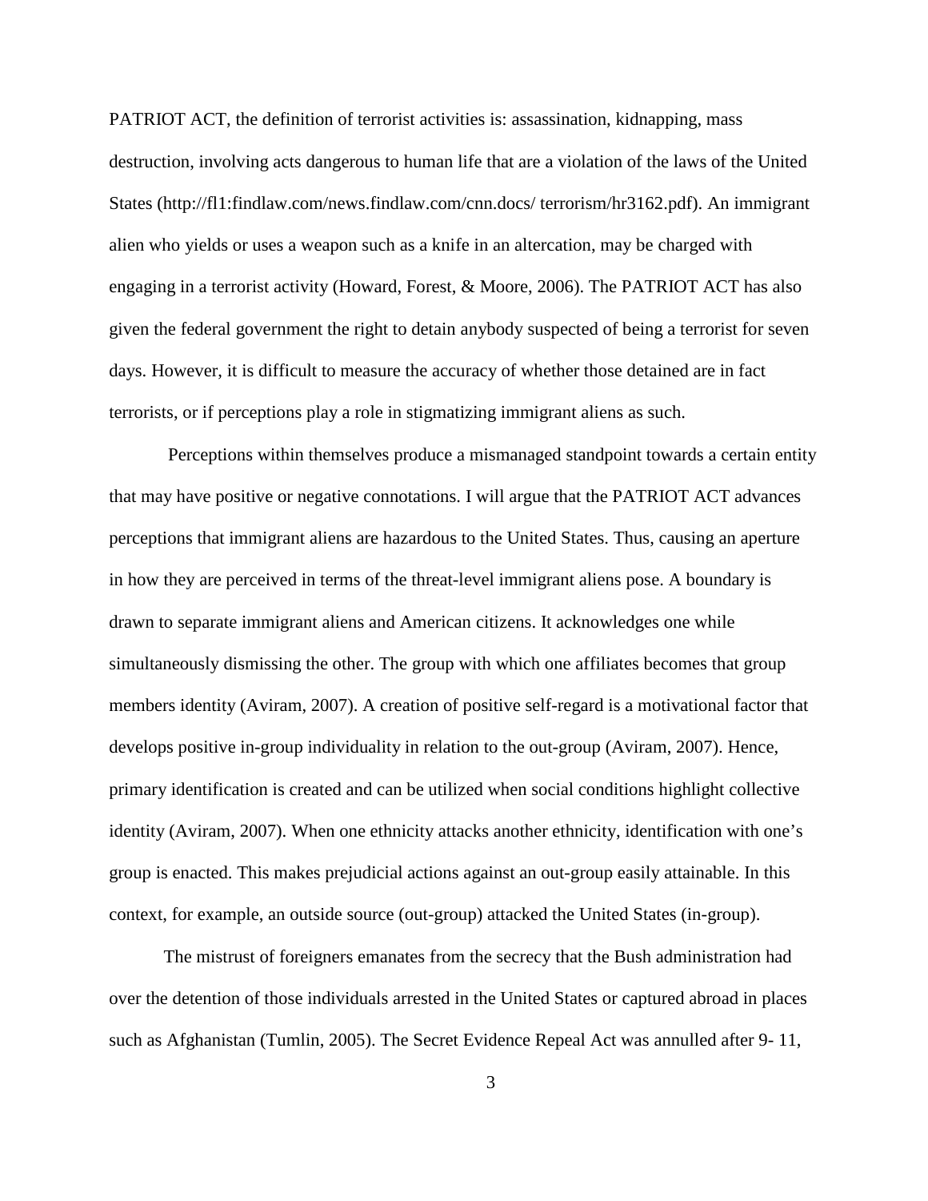PATRIOT ACT, the definition of terrorist activities is: assassination, kidnapping, mass destruction, involving acts dangerous to human life that are a violation of the laws of the United States (http://fl1:findlaw.com/news.findlaw.com/cnn.docs/ terrorism/hr3162.pdf). An immigrant alien who yields or uses a weapon such as a knife in an altercation, may be charged with engaging in a terrorist activity (Howard, Forest, & Moore, 2006). The PATRIOT ACT has also given the federal government the right to detain anybody suspected of being a terrorist for seven days. However, it is difficult to measure the accuracy of whether those detained are in fact terrorists, or if perceptions play a role in stigmatizing immigrant aliens as such.

Perceptions within themselves produce a mismanaged standpoint towards a certain entity that may have positive or negative connotations. I will argue that the PATRIOT ACT advances perceptions that immigrant aliens are hazardous to the United States. Thus, causing an aperture in how they are perceived in terms of the threat-level immigrant aliens pose. A boundary is drawn to separate immigrant aliens and American citizens. It acknowledges one while simultaneously dismissing the other. The group with which one affiliates becomes that group members identity (Aviram, 2007). A creation of positive self-regard is a motivational factor that develops positive in-group individuality in relation to the out-group (Aviram, 2007). Hence, primary identification is created and can be utilized when social conditions highlight collective identity (Aviram, 2007). When one ethnicity attacks another ethnicity, identification with one's group is enacted. This makes prejudicial actions against an out-group easily attainable. In this context, for example, an outside source (out-group) attacked the United States (in-group).

The mistrust of foreigners emanates from the secrecy that the Bush administration had over the detention of those individuals arrested in the United States or captured abroad in places such as Afghanistan (Tumlin, 2005). The Secret Evidence Repeal Act was annulled after 9- 11,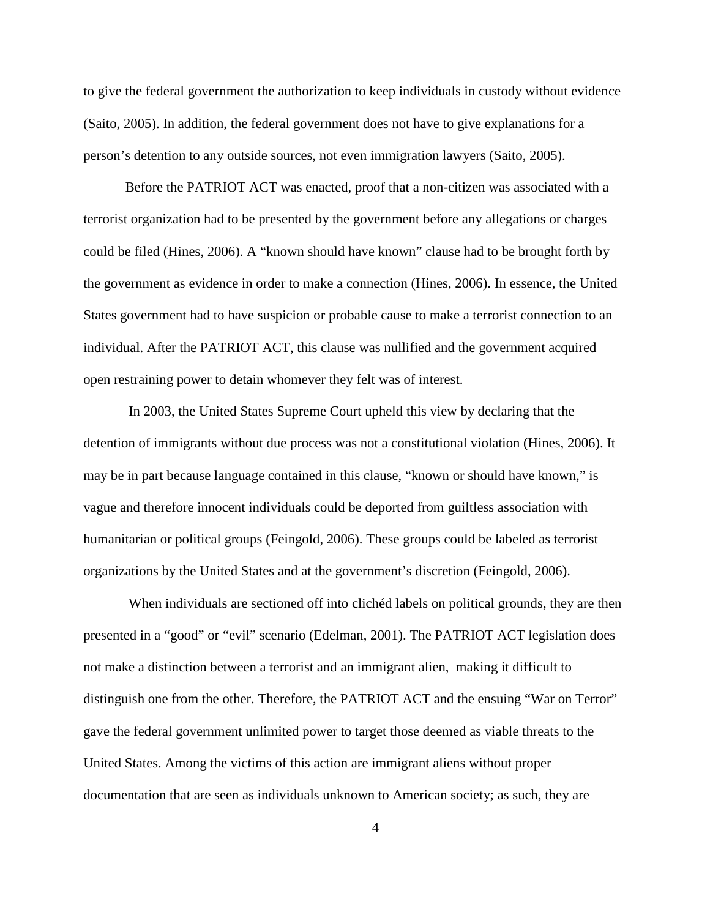to give the federal government the authorization to keep individuals in custody without evidence (Saito, 2005). In addition, the federal government does not have to give explanations for a person's detention to any outside sources, not even immigration lawyers (Saito, 2005).

Before the PATRIOT ACT was enacted, proof that a non-citizen was associated with a terrorist organization had to be presented by the government before any allegations or charges could be filed (Hines, 2006). A "known should have known" clause had to be brought forth by the government as evidence in order to make a connection (Hines, 2006). In essence, the United States government had to have suspicion or probable cause to make a terrorist connection to an individual. After the PATRIOT ACT, this clause was nullified and the government acquired open restraining power to detain whomever they felt was of interest.

In 2003, the United States Supreme Court upheld this view by declaring that the detention of immigrants without due process was not a constitutional violation (Hines, 2006). It may be in part because language contained in this clause, "known or should have known," is vague and therefore innocent individuals could be deported from guiltless association with humanitarian or political groups (Feingold, 2006). These groups could be labeled as terrorist organizations by the United States and at the government's discretion (Feingold, 2006).

When individuals are sectioned off into clichéd labels on political grounds, they are then presented in a "good" or "evil" scenario (Edelman, 2001). The PATRIOT ACT legislation does not make a distinction between a terrorist and an immigrant alien, making it difficult to distinguish one from the other. Therefore, the PATRIOT ACT and the ensuing "War on Terror" gave the federal government unlimited power to target those deemed as viable threats to the United States. Among the victims of this action are immigrant aliens without proper documentation that are seen as individuals unknown to American society; as such, they are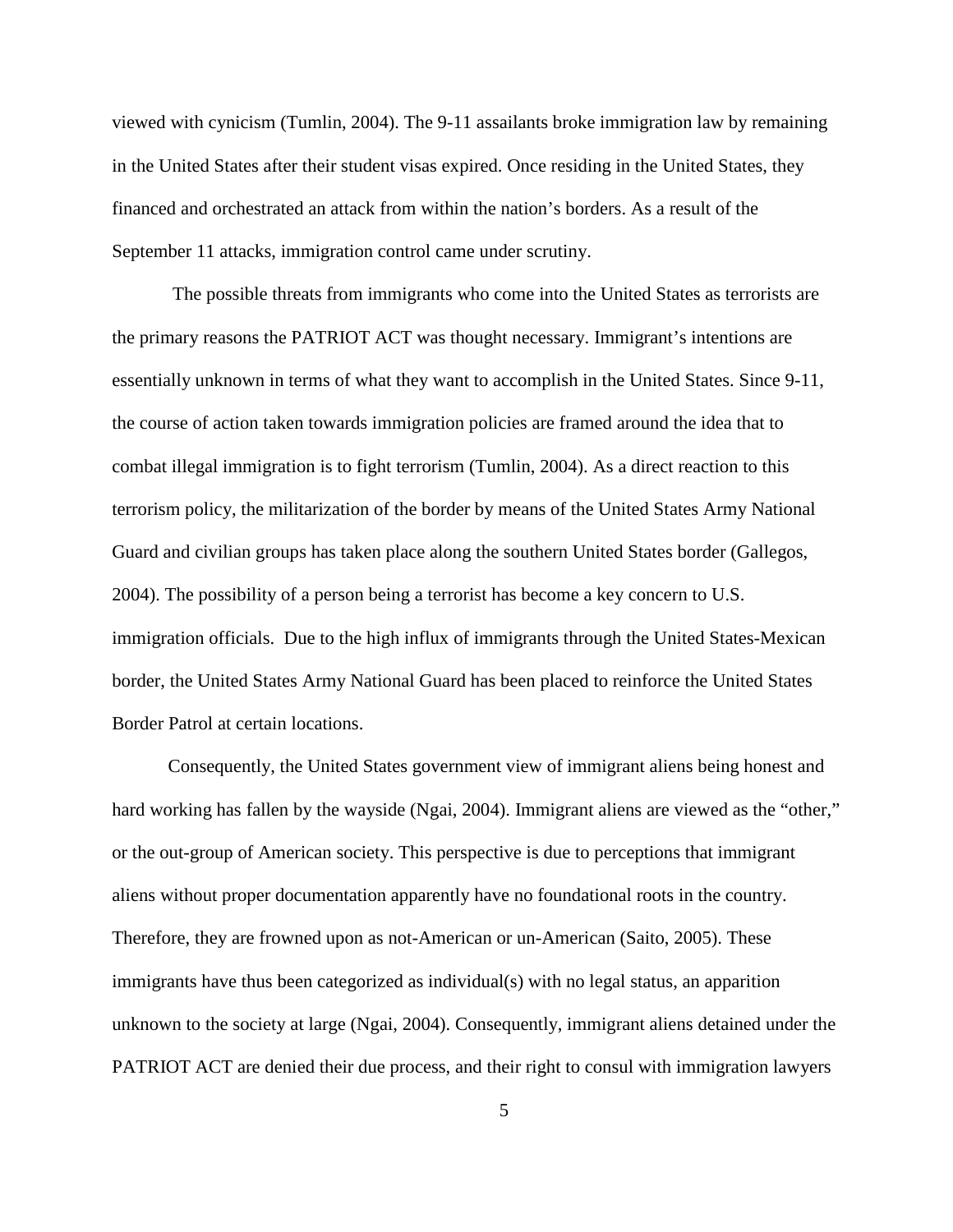viewed with cynicism (Tumlin, 2004). The 9-11 assailants broke immigration law by remaining in the United States after their student visas expired. Once residing in the United States, they financed and orchestrated an attack from within the nation's borders. As a result of the September 11 attacks, immigration control came under scrutiny.

The possible threats from immigrants who come into the United States as terrorists are the primary reasons the PATRIOT ACT was thought necessary. Immigrant's intentions are essentially unknown in terms of what they want to accomplish in the United States. Since 9-11, the course of action taken towards immigration policies are framed around the idea that to combat illegal immigration is to fight terrorism (Tumlin, 2004). As a direct reaction to this terrorism policy, the militarization of the border by means of the United States Army National Guard and civilian groups has taken place along the southern United States border (Gallegos, 2004). The possibility of a person being a terrorist has become a key concern to U.S. immigration officials. Due to the high influx of immigrants through the United States-Mexican border, the United States Army National Guard has been placed to reinforce the United States Border Patrol at certain locations.

Consequently, the United States government view of immigrant aliens being honest and hard working has fallen by the wayside (Ngai, 2004). Immigrant aliens are viewed as the "other," or the out-group of American society. This perspective is due to perceptions that immigrant aliens without proper documentation apparently have no foundational roots in the country. Therefore, they are frowned upon as not-American or un-American (Saito, 2005). These immigrants have thus been categorized as individual(s) with no legal status, an apparition unknown to the society at large (Ngai, 2004). Consequently, immigrant aliens detained under the PATRIOT ACT are denied their due process, and their right to consul with immigration lawyers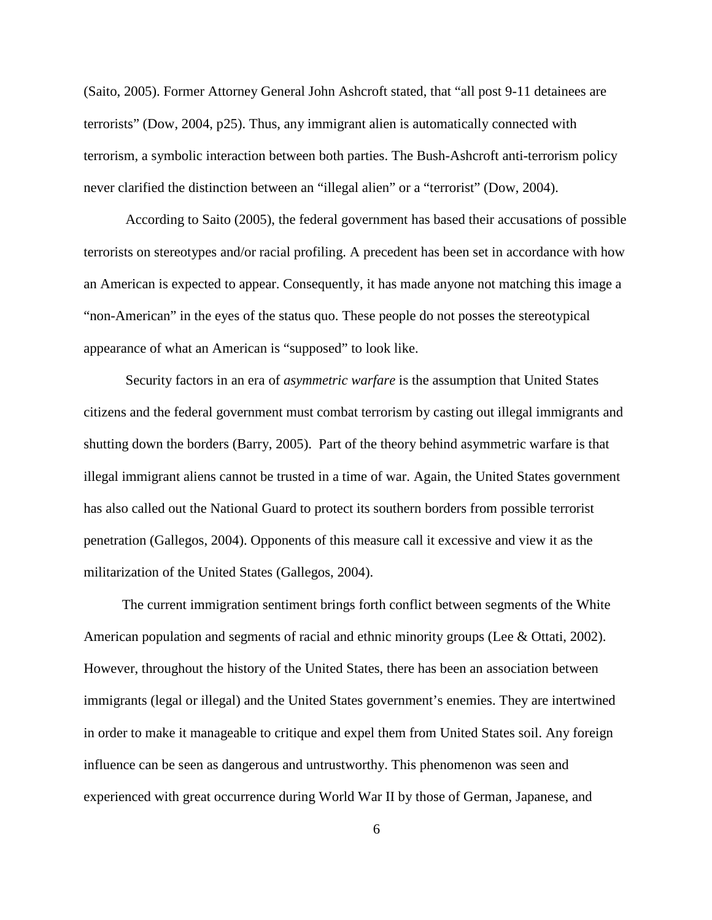(Saito, 2005). Former Attorney General John Ashcroft stated, that "all post 9-11 detainees are terrorists" (Dow, 2004, p25). Thus, any immigrant alien is automatically connected with terrorism, a symbolic interaction between both parties. The Bush-Ashcroft anti-terrorism policy never clarified the distinction between an "illegal alien" or a "terrorist" (Dow, 2004).

According to Saito (2005), the federal government has based their accusations of possible terrorists on stereotypes and/or racial profiling. A precedent has been set in accordance with how an American is expected to appear. Consequently, it has made anyone not matching this image a "non-American" in the eyes of the status quo. These people do not posses the stereotypical appearance of what an American is "supposed" to look like.

Security factors in an era of *asymmetric warfare* is the assumption that United States citizens and the federal government must combat terrorism by casting out illegal immigrants and shutting down the borders (Barry, 2005). Part of the theory behind asymmetric warfare is that illegal immigrant aliens cannot be trusted in a time of war. Again, the United States government has also called out the National Guard to protect its southern borders from possible terrorist penetration (Gallegos, 2004). Opponents of this measure call it excessive and view it as the militarization of the United States (Gallegos, 2004).

The current immigration sentiment brings forth conflict between segments of the White American population and segments of racial and ethnic minority groups (Lee & Ottati, 2002). However, throughout the history of the United States, there has been an association between immigrants (legal or illegal) and the United States government's enemies. They are intertwined in order to make it manageable to critique and expel them from United States soil. Any foreign influence can be seen as dangerous and untrustworthy. This phenomenon was seen and experienced with great occurrence during World War II by those of German, Japanese, and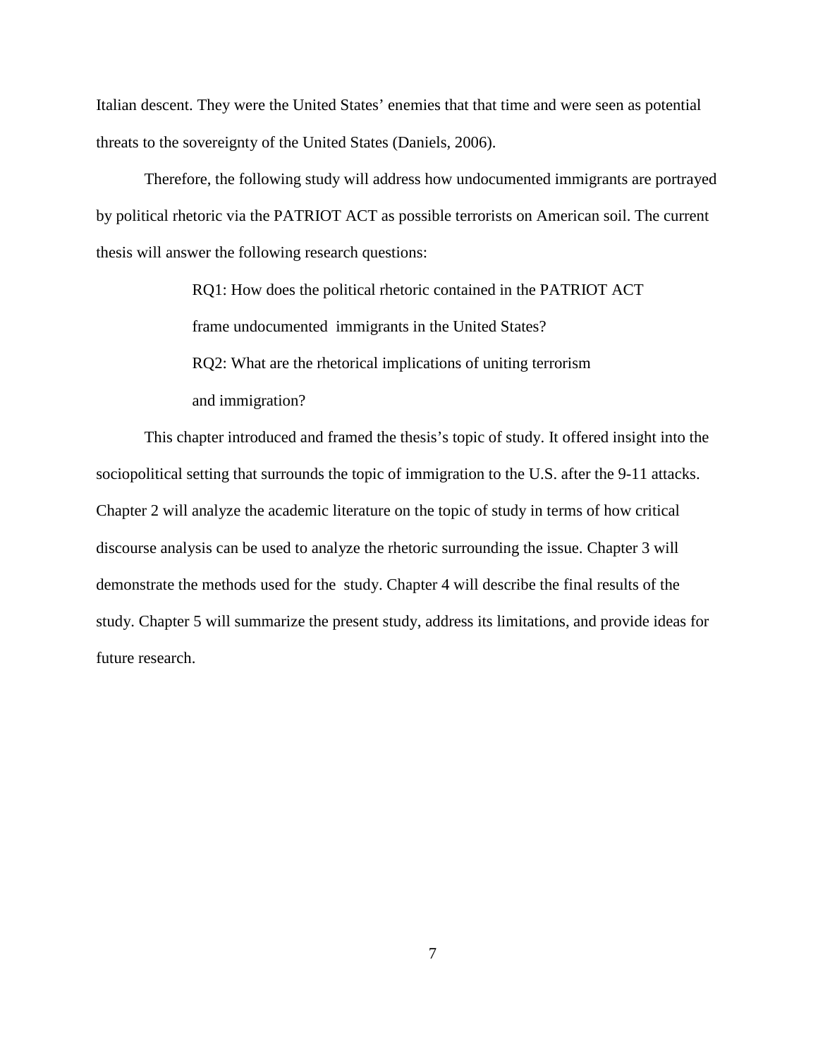Italian descent. They were the United States' enemies that that time and were seen as potential threats to the sovereignty of the United States (Daniels, 2006).

Therefore, the following study will address how undocumented immigrants are portrayed by political rhetoric via the PATRIOT ACT as possible terrorists on American soil. The current thesis will answer the following research questions:

> RQ1: How does the political rhetoric contained in the PATRIOT ACT frame undocumented immigrants in the United States?
>
> RQ2: What are the rhetorical implications of uniting terrorism and immigration?

This chapter introduced and framed the thesis's topic of study. It offered insight into the sociopolitical setting that surrounds the topic of immigration to the U.S. after the 9-11 attacks. Chapter 2 will analyze the academic literature on the topic of study in terms of how critical discourse analysis can be used to analyze the rhetoric surrounding the issue. Chapter 3 will demonstrate the methods used for the study. Chapter 4 will describe the final results of the study. Chapter 5 will summarize the present study, address its limitations, and provide ideas for future research.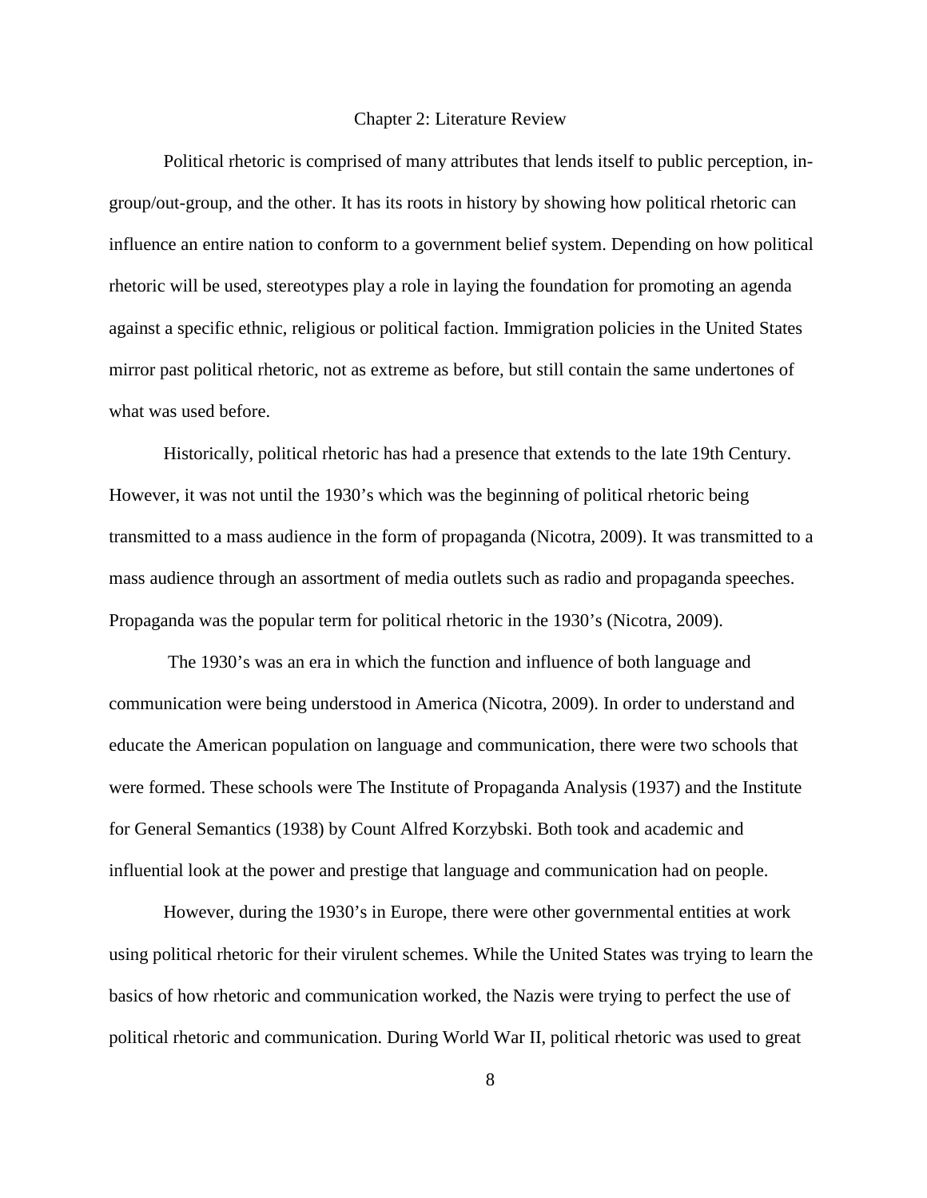# Chapter 2: Literature Review

Political rhetoric is comprised of many attributes that lends itself to public perception, in-group/out-group, and the other. It has its roots in history by showing how political rhetoric can influence an entire nation to conform to a government belief system. Depending on how political rhetoric will be used, stereotypes play a role in laying the foundation for promoting an agenda against a specific ethnic, religious or political faction. Immigration policies in the United States mirror past political rhetoric, not as extreme as before, but still contain the same undertones of what was used before.

Historically, political rhetoric has had a presence that extends to the late 19th Century. However, it was not until the 1930's which was the beginning of political rhetoric being transmitted to a mass audience in the form of propaganda (Nicotra, 2009). It was transmitted to a mass audience through an assortment of media outlets such as radio and propaganda speeches. Propaganda was the popular term for political rhetoric in the 1930's (Nicotra, 2009).

The 1930's was an era in which the function and influence of both language and communication were being understood in America (Nicotra, 2009). In order to understand and educate the American population on language and communication, there were two schools that were formed. These schools were The Institute of Propaganda Analysis (1937) and the Institute for General Semantics (1938) by Count Alfred Korzybski. Both took and academic and influential look at the power and prestige that language and communication had on people.

However, during the 1930's in Europe, there were other governmental entities at work using political rhetoric for their virulent schemes. While the United States was trying to learn the basics of how rhetoric and communication worked, the Nazis were trying to perfect the use of political rhetoric and communication. During World War II, political rhetoric was used to great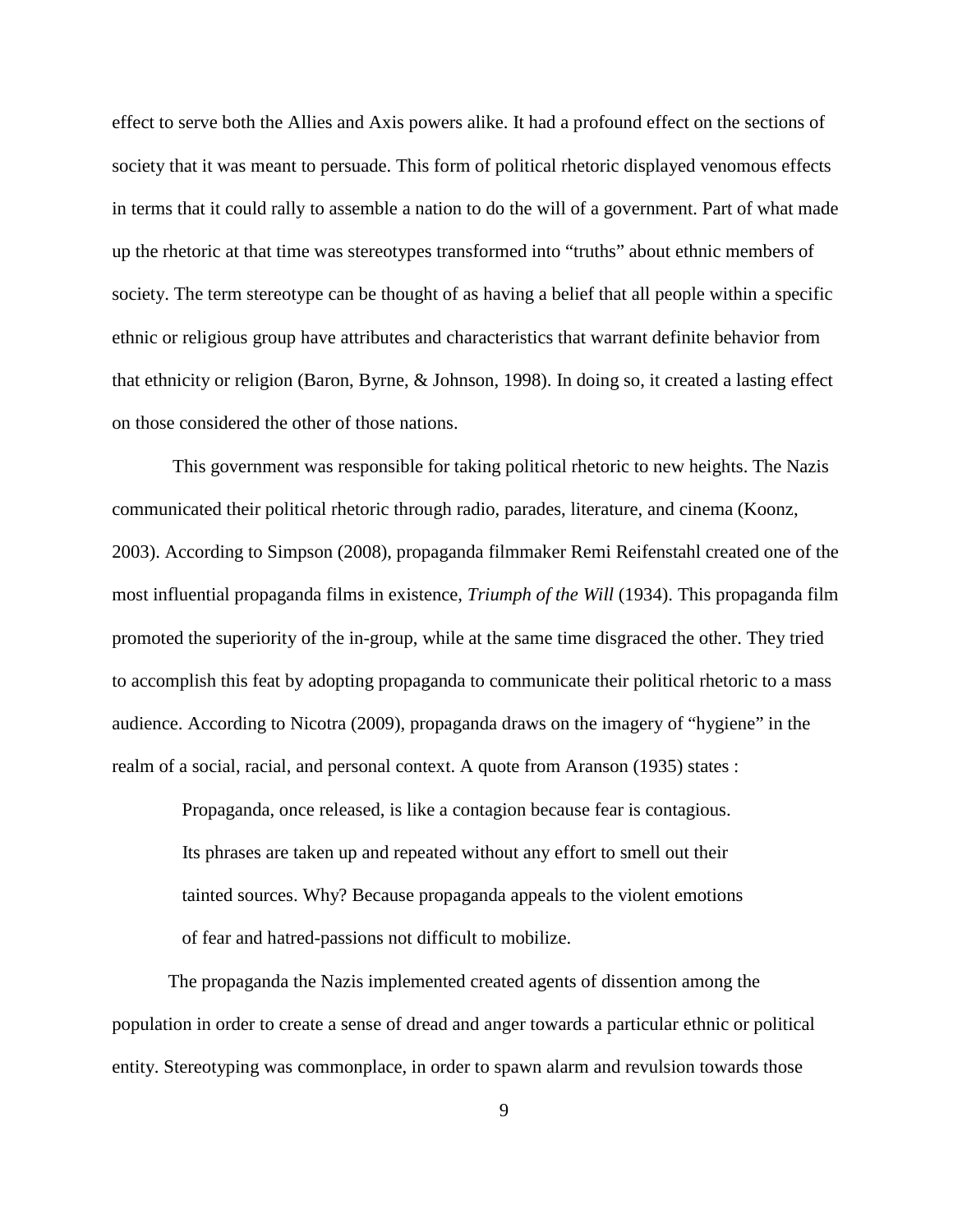effect to serve both the Allies and Axis powers alike. It had a profound effect on the sections of society that it was meant to persuade. This form of political rhetoric displayed venomous effects in terms that it could rally to assemble a nation to do the will of a government. Part of what made up the rhetoric at that time was stereotypes transformed into "truths" about ethnic members of society. The term stereotype can be thought of as having a belief that all people within a specific ethnic or religious group have attributes and characteristics that warrant definite behavior from that ethnicity or religion (Baron, Byrne, & Johnson, 1998). In doing so, it created a lasting effect on those considered the other of those nations.

This government was responsible for taking political rhetoric to new heights. The Nazis communicated their political rhetoric through radio, parades, literature, and cinema (Koonz, 2003). According to Simpson (2008), propaganda filmmaker Remi Reifenstahl created one of the most influential propaganda films in existence, *Triumph of the Will* (1934). This propaganda film promoted the superiority of the in-group, while at the same time disgraced the other. They tried to accomplish this feat by adopting propaganda to communicate their political rhetoric to a mass audience. According to Nicotra (2009), propaganda draws on the imagery of "hygiene" in the realm of a social, racial, and personal context. A quote from Aranson (1935) states :

> Propaganda, once released, is like a contagion because fear is contagious. Its phrases are taken up and repeated without any effort to smell out their tainted sources. Why? Because propaganda appeals to the violent emotions of fear and hatred-passions not difficult to mobilize.

The propaganda the Nazis implemented created agents of dissention among the population in order to create a sense of dread and anger towards a particular ethnic or political entity. Stereotyping was commonplace, in order to spawn alarm and revulsion towards those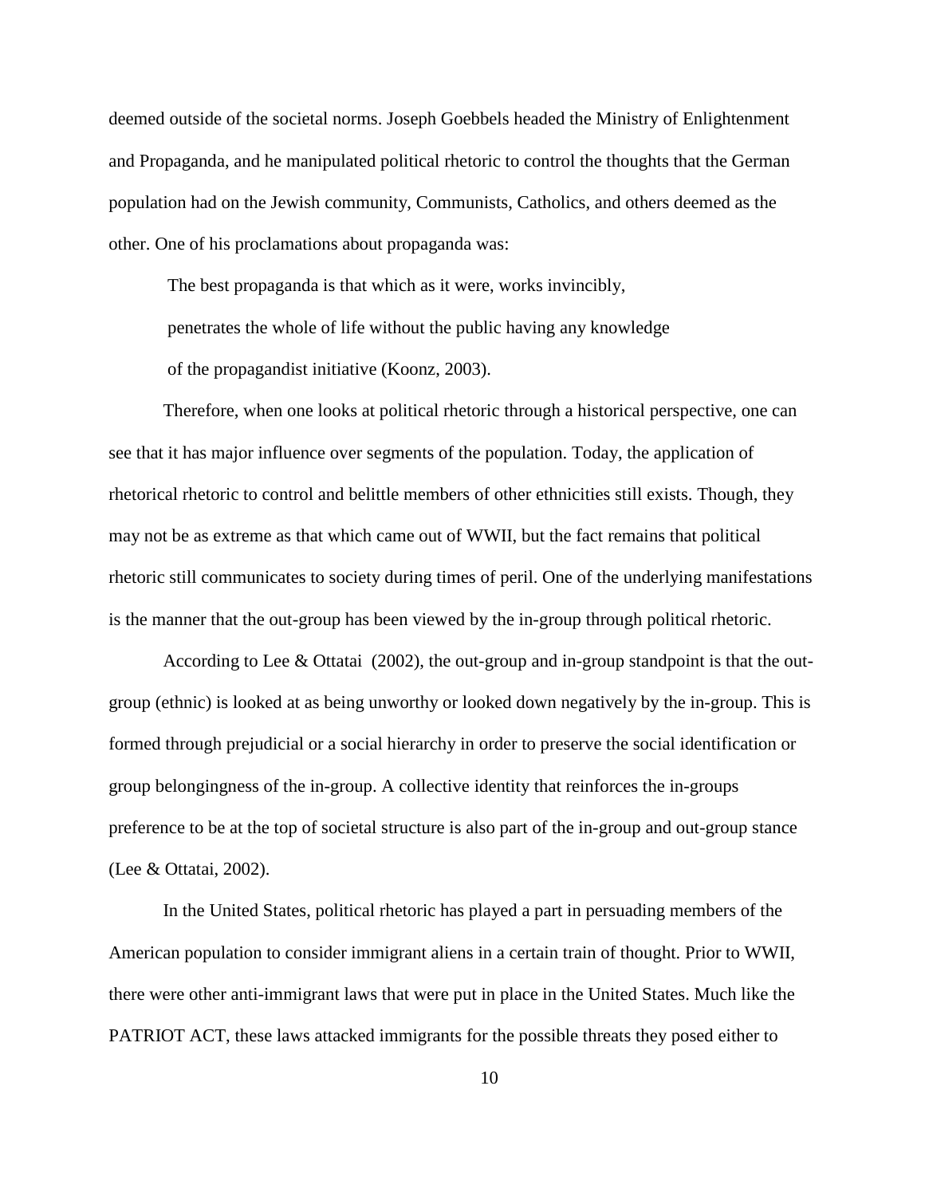deemed outside of the societal norms. Joseph Goebbels headed the Ministry of Enlightenment and Propaganda, and he manipulated political rhetoric to control the thoughts that the German population had on the Jewish community, Communists, Catholics, and others deemed as the other. One of his proclamations about propaganda was:

> The best propaganda is that which as it were, works invincibly, penetrates the whole of life without the public having any knowledge of the propagandist initiative (Koonz, 2003).

Therefore, when one looks at political rhetoric through a historical perspective, one can see that it has major influence over segments of the population. Today, the application of rhetorical rhetoric to control and belittle members of other ethnicities still exists. Though, they may not be as extreme as that which came out of WWII, but the fact remains that political rhetoric still communicates to society during times of peril. One of the underlying manifestations is the manner that the out-group has been viewed by the in-group through political rhetoric.

According to Lee & Ottatai (2002), the out-group and in-group standpoint is that the out-group (ethnic) is looked at as being unworthy or looked down negatively by the in-group. This is formed through prejudicial or a social hierarchy in order to preserve the social identification or group belongingness of the in-group. A collective identity that reinforces the in-groups preference to be at the top of societal structure is also part of the in-group and out-group stance (Lee & Ottatai, 2002).

In the United States, political rhetoric has played a part in persuading members of the American population to consider immigrant aliens in a certain train of thought. Prior to WWII, there were other anti-immigrant laws that were put in place in the United States. Much like the PATRIOT ACT, these laws attacked immigrants for the possible threats they posed either to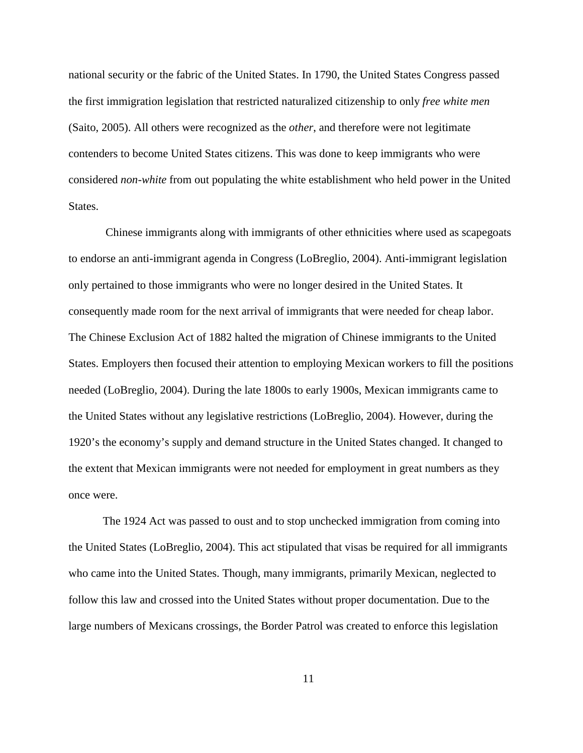national security or the fabric of the United States. In 1790, the United States Congress passed the first immigration legislation that restricted naturalized citizenship to only *free white men* (Saito, 2005). All others were recognized as the *other*, and therefore were not legitimate contenders to become United States citizens. This was done to keep immigrants who were considered *non-white* from out populating the white establishment who held power in the United States.

Chinese immigrants along with immigrants of other ethnicities where used as scapegoats to endorse an anti-immigrant agenda in Congress (LoBreglio, 2004). Anti-immigrant legislation only pertained to those immigrants who were no longer desired in the United States. It consequently made room for the next arrival of immigrants that were needed for cheap labor. The Chinese Exclusion Act of 1882 halted the migration of Chinese immigrants to the United States. Employers then focused their attention to employing Mexican workers to fill the positions needed (LoBreglio, 2004). During the late 1800s to early 1900s, Mexican immigrants came to the United States without any legislative restrictions (LoBreglio, 2004). However, during the 1920's the economy's supply and demand structure in the United States changed. It changed to the extent that Mexican immigrants were not needed for employment in great numbers as they once were.

The 1924 Act was passed to oust and to stop unchecked immigration from coming into the United States (LoBreglio, 2004). This act stipulated that visas be required for all immigrants who came into the United States. Though, many immigrants, primarily Mexican, neglected to follow this law and crossed into the United States without proper documentation. Due to the large numbers of Mexicans crossings, the Border Patrol was created to enforce this legislation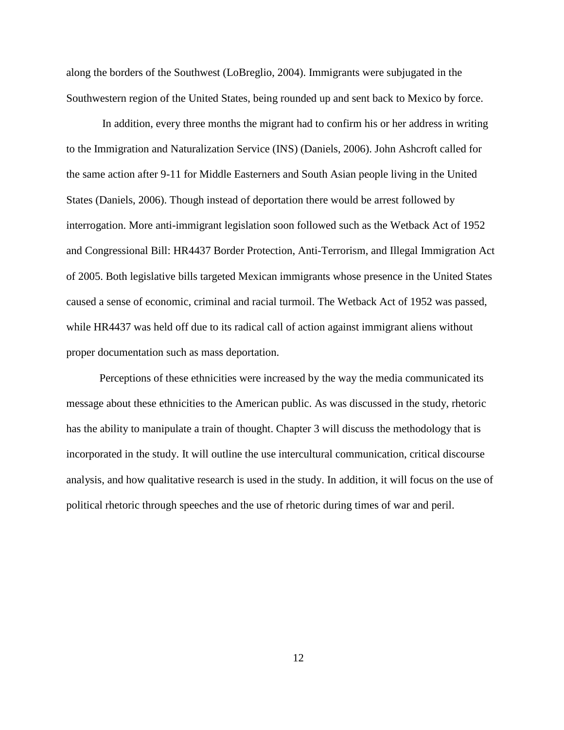along the borders of the Southwest (LoBreglio, 2004). Immigrants were subjugated in the Southwestern region of the United States, being rounded up and sent back to Mexico by force.

In addition, every three months the migrant had to confirm his or her address in writing to the Immigration and Naturalization Service (INS) (Daniels, 2006). John Ashcroft called for the same action after 9-11 for Middle Easterners and South Asian people living in the United States (Daniels, 2006). Though instead of deportation there would be arrest followed by interrogation. More anti-immigrant legislation soon followed such as the Wetback Act of 1952 and Congressional Bill: HR4437 Border Protection, Anti-Terrorism, and Illegal Immigration Act of 2005. Both legislative bills targeted Mexican immigrants whose presence in the United States caused a sense of economic, criminal and racial turmoil. The Wetback Act of 1952 was passed, while HR4437 was held off due to its radical call of action against immigrant aliens without proper documentation such as mass deportation.

Perceptions of these ethnicities were increased by the way the media communicated its message about these ethnicities to the American public. As was discussed in the study, rhetoric has the ability to manipulate a train of thought. Chapter 3 will discuss the methodology that is incorporated in the study. It will outline the use intercultural communication, critical discourse analysis, and how qualitative research is used in the study. In addition, it will focus on the use of political rhetoric through speeches and the use of rhetoric during times of war and peril.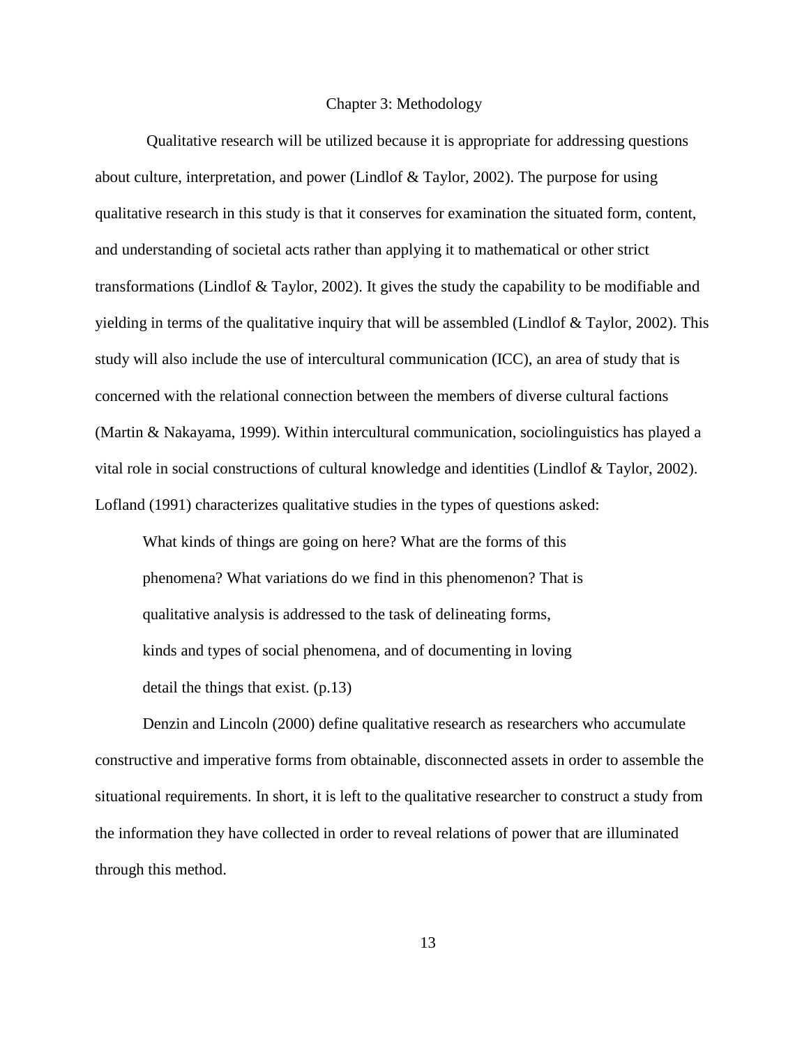# Chapter 3: Methodology

Qualitative research will be utilized because it is appropriate for addressing questions about culture, interpretation, and power (Lindlof & Taylor, 2002). The purpose for using qualitative research in this study is that it conserves for examination the situated form, content, and understanding of societal acts rather than applying it to mathematical or other strict transformations (Lindlof & Taylor, 2002). It gives the study the capability to be modifiable and yielding in terms of the qualitative inquiry that will be assembled (Lindlof & Taylor, 2002). This study will also include the use of intercultural communication (ICC), an area of study that is concerned with the relational connection between the members of diverse cultural factions (Martin & Nakayama, 1999). Within intercultural communication, sociolinguistics has played a vital role in social constructions of cultural knowledge and identities (Lindlof & Taylor, 2002). Lofland (1991) characterizes qualitative studies in the types of questions asked:

> What kinds of things are going on here? What are the forms of this phenomena? What variations do we find in this phenomenon? That is qualitative analysis is addressed to the task of delineating forms, kinds and types of social phenomena, and of documenting in loving detail the things that exist. (p.13)

Denzin and Lincoln (2000) define qualitative research as researchers who accumulate constructive and imperative forms from obtainable, disconnected assets in order to assemble the situational requirements. In short, it is left to the qualitative researcher to construct a study from the information they have collected in order to reveal relations of power that are illuminated through this method.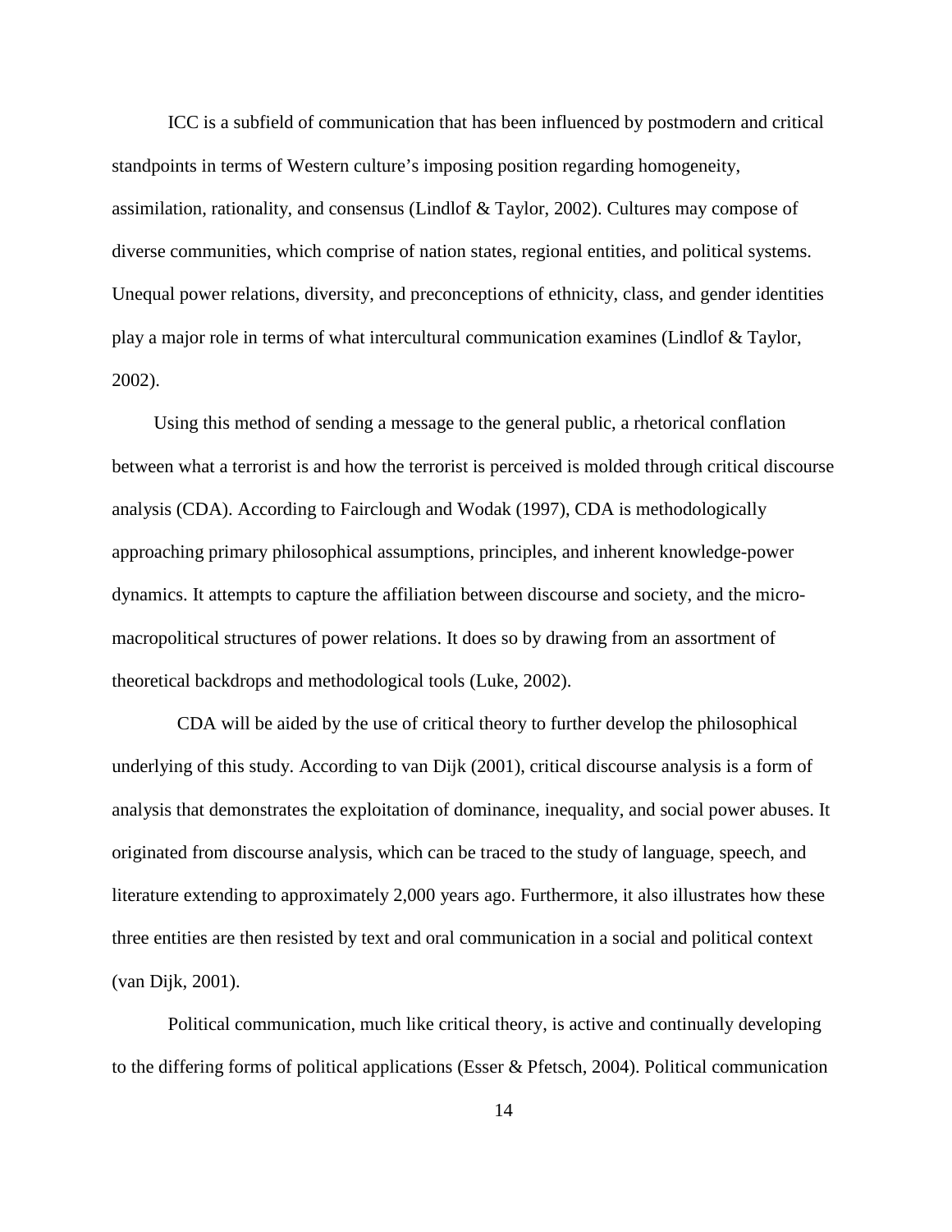ICC is a subfield of communication that has been influenced by postmodern and critical standpoints in terms of Western culture's imposing position regarding homogeneity, assimilation, rationality, and consensus (Lindlof & Taylor, 2002). Cultures may compose of diverse communities, which comprise of nation states, regional entities, and political systems. Unequal power relations, diversity, and preconceptions of ethnicity, class, and gender identities play a major role in terms of what intercultural communication examines (Lindlof & Taylor, 2002).

Using this method of sending a message to the general public, a rhetorical conflation between what a terrorist is and how the terrorist is perceived is molded through critical discourse analysis (CDA). According to Fairclough and Wodak (1997), CDA is methodologically approaching primary philosophical assumptions, principles, and inherent knowledge-power dynamics. It attempts to capture the affiliation between discourse and society, and the micro-macropolitical structures of power relations. It does so by drawing from an assortment of theoretical backdrops and methodological tools (Luke, 2002).

CDA will be aided by the use of critical theory to further develop the philosophical underlying of this study. According to van Dijk (2001), critical discourse analysis is a form of analysis that demonstrates the exploitation of dominance, inequality, and social power abuses. It originated from discourse analysis, which can be traced to the study of language, speech, and literature extending to approximately 2,000 years ago. Furthermore, it also illustrates how these three entities are then resisted by text and oral communication in a social and political context (van Dijk, 2001).

Political communication, much like critical theory, is active and continually developing to the differing forms of political applications (Esser & Pfetsch, 2004). Political communication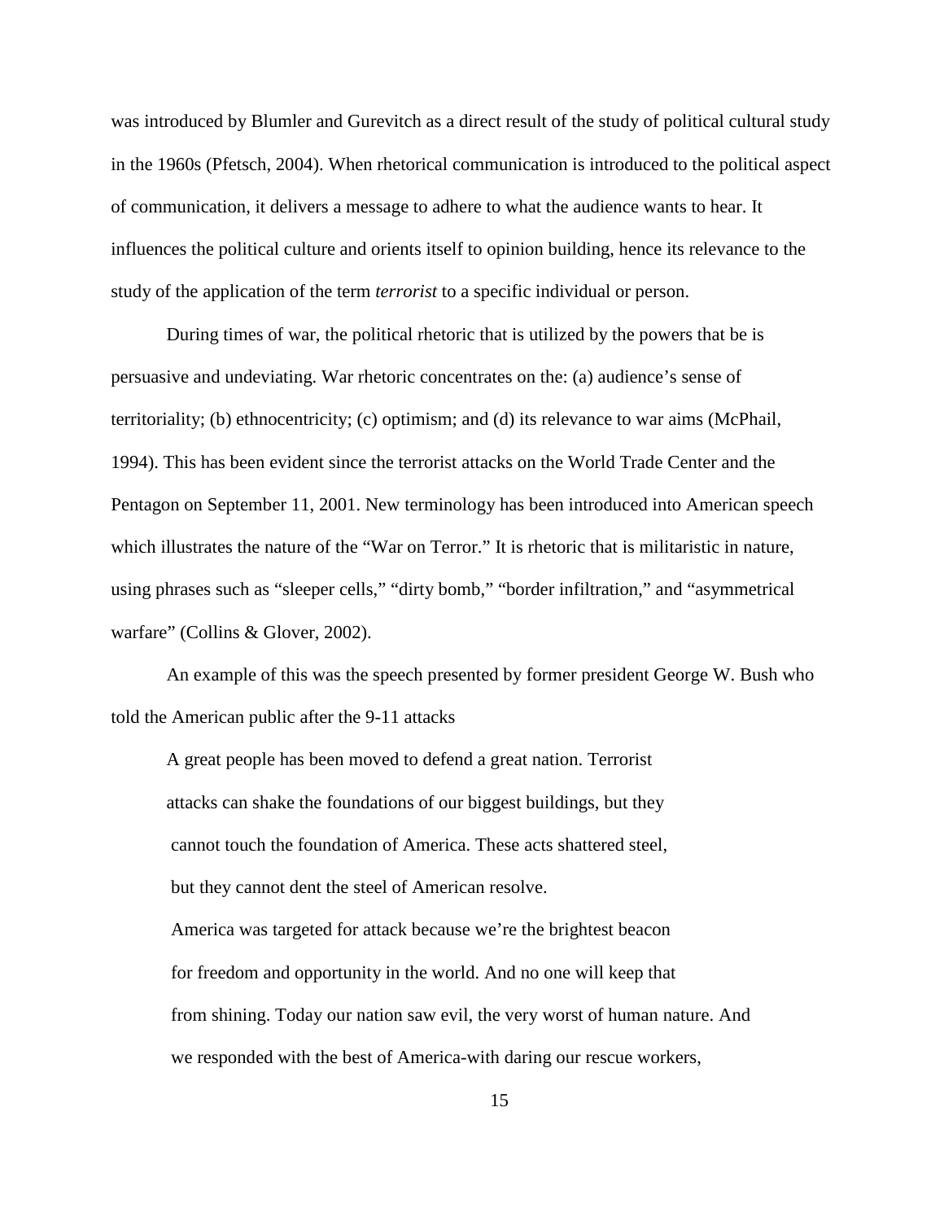was introduced by Blumler and Gurevitch as a direct result of the study of political cultural study in the 1960s (Pfetsch, 2004). When rhetorical communication is introduced to the political aspect of communication, it delivers a message to adhere to what the audience wants to hear. It influences the political culture and orients itself to opinion building, hence its relevance to the study of the application of the term *terrorist* to a specific individual or person.

During times of war, the political rhetoric that is utilized by the powers that be is persuasive and undeviating. War rhetoric concentrates on the: (a) audience's sense of territoriality; (b) ethnocentricity; (c) optimism; and (d) its relevance to war aims (McPhail, 1994). This has been evident since the terrorist attacks on the World Trade Center and the Pentagon on September 11, 2001. New terminology has been introduced into American speech which illustrates the nature of the "War on Terror." It is rhetoric that is militaristic in nature, using phrases such as "sleeper cells," "dirty bomb," "border infiltration," and "asymmetrical warfare" (Collins & Glover, 2002).

An example of this was the speech presented by former president George W. Bush who told the American public after the 9-11 attacks

> A great people has been moved to defend a great nation. Terrorist attacks can shake the foundations of our biggest buildings, but they cannot touch the foundation of America. These acts shattered steel, but they cannot dent the steel of American resolve.
>
> America was targeted for attack because we're the brightest beacon for freedom and opportunity in the world. And no one will keep that from shining. Today our nation saw evil, the very worst of human nature. And we responded with the best of America-with daring our rescue workers,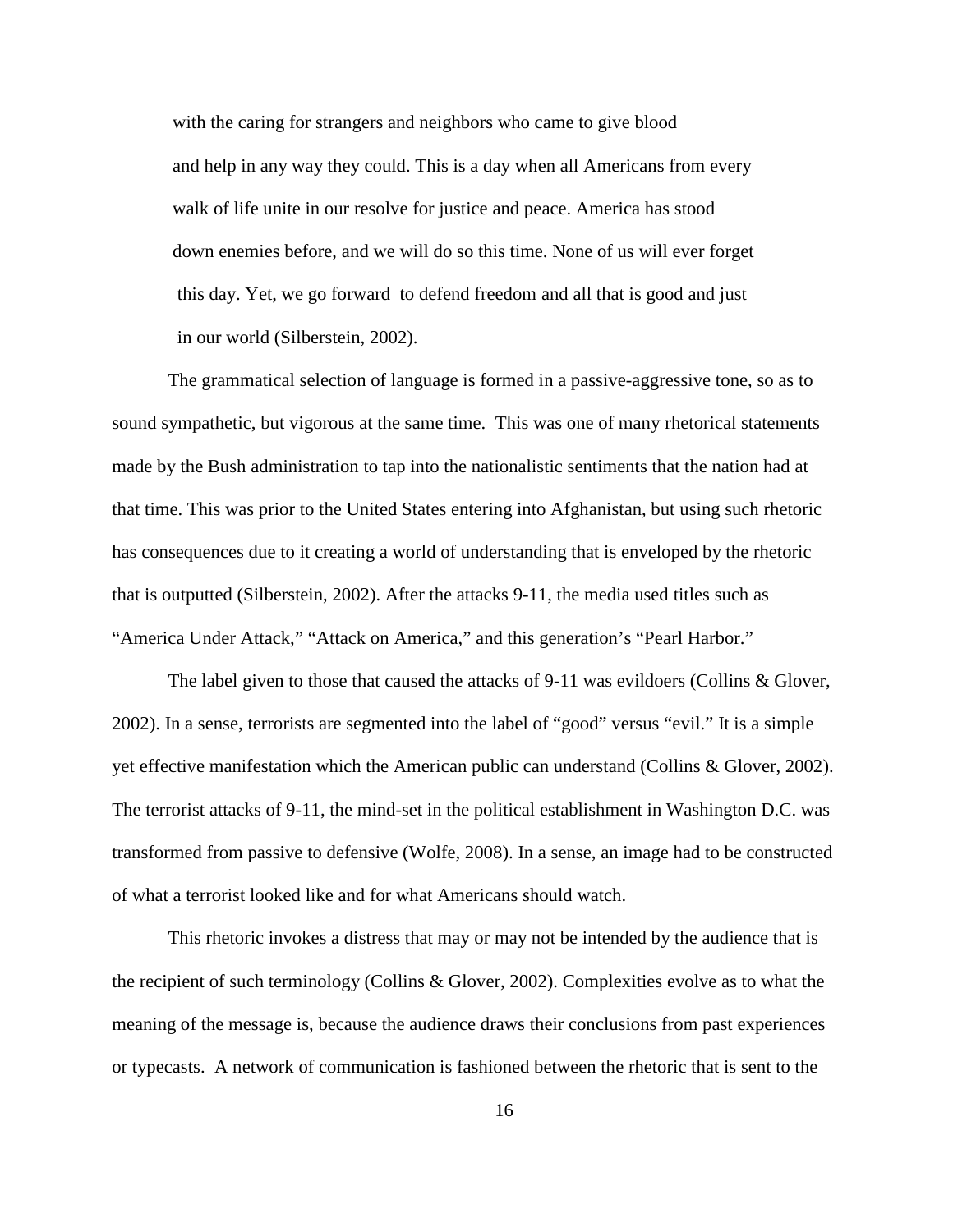> with the caring for strangers and neighbors who came to give blood and help in any way they could. This is a day when all Americans from every walk of life unite in our resolve for justice and peace. America has stood down enemies before, and we will do so this time. None of us will ever forget this day. Yet, we go forward to defend freedom and all that is good and just in our world (Silberstein, 2002).

The grammatical selection of language is formed in a passive-aggressive tone, so as to sound sympathetic, but vigorous at the same time. This was one of many rhetorical statements made by the Bush administration to tap into the nationalistic sentiments that the nation had at that time. This was prior to the United States entering into Afghanistan, but using such rhetoric has consequences due to it creating a world of understanding that is enveloped by the rhetoric that is outputted (Silberstein, 2002). After the attacks 9-11, the media used titles such as "America Under Attack," "Attack on America," and this generation's "Pearl Harbor."

The label given to those that caused the attacks of 9-11 was evildoers (Collins & Glover, 2002). In a sense, terrorists are segmented into the label of "good" versus "evil." It is a simple yet effective manifestation which the American public can understand (Collins & Glover, 2002). The terrorist attacks of 9-11, the mind-set in the political establishment in Washington D.C. was transformed from passive to defensive (Wolfe, 2008). In a sense, an image had to be constructed of what a terrorist looked like and for what Americans should watch.

This rhetoric invokes a distress that may or may not be intended by the audience that is the recipient of such terminology (Collins & Glover, 2002). Complexities evolve as to what the meaning of the message is, because the audience draws their conclusions from past experiences or typecasts. A network of communication is fashioned between the rhetoric that is sent to the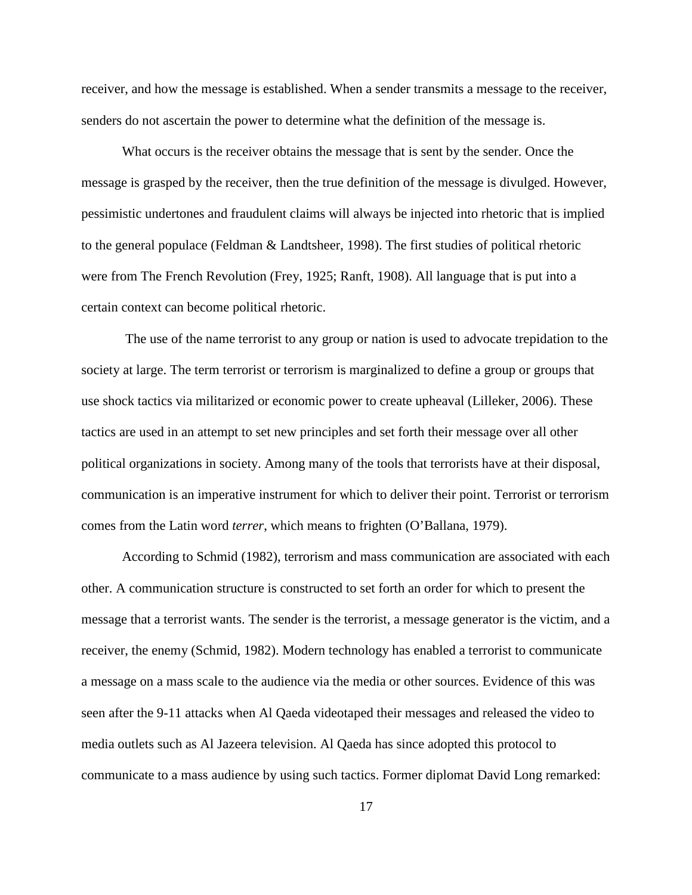receiver, and how the message is established. When a sender transmits a message to the receiver, senders do not ascertain the power to determine what the definition of the message is.

What occurs is the receiver obtains the message that is sent by the sender. Once the message is grasped by the receiver, then the true definition of the message is divulged. However, pessimistic undertones and fraudulent claims will always be injected into rhetoric that is implied to the general populace (Feldman & Landtsheer, 1998). The first studies of political rhetoric were from The French Revolution (Frey, 1925; Ranft, 1908). All language that is put into a certain context can become political rhetoric.

The use of the name terrorist to any group or nation is used to advocate trepidation to the society at large. The term terrorist or terrorism is marginalized to define a group or groups that use shock tactics via militarized or economic power to create upheaval (Lilleker, 2006). These tactics are used in an attempt to set new principles and set forth their message over all other political organizations in society. Among many of the tools that terrorists have at their disposal, communication is an imperative instrument for which to deliver their point. Terrorist or terrorism comes from the Latin word *terrer*, which means to frighten (O'Ballana, 1979).

According to Schmid (1982), terrorism and mass communication are associated with each other. A communication structure is constructed to set forth an order for which to present the message that a terrorist wants. The sender is the terrorist, a message generator is the victim, and a receiver, the enemy (Schmid, 1982). Modern technology has enabled a terrorist to communicate a message on a mass scale to the audience via the media or other sources. Evidence of this was seen after the 9-11 attacks when Al Qaeda videotaped their messages and released the video to media outlets such as Al Jazeera television. Al Qaeda has since adopted this protocol to communicate to a mass audience by using such tactics. Former diplomat David Long remarked: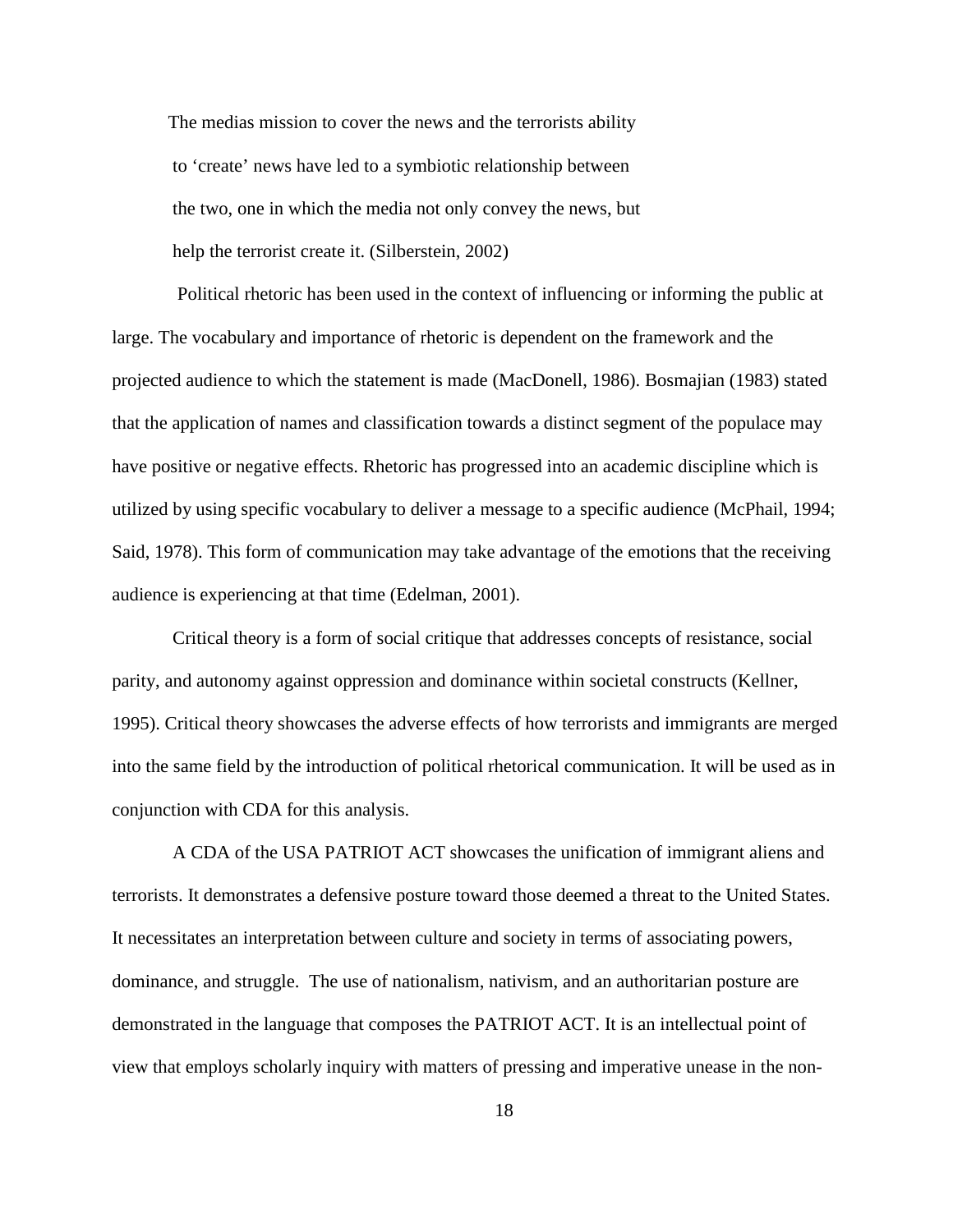> The medias mission to cover the news and the terrorists ability to 'create' news have led to a symbiotic relationship between the two, one in which the media not only convey the news, but help the terrorist create it. (Silberstein, 2002)

Political rhetoric has been used in the context of influencing or informing the public at large. The vocabulary and importance of rhetoric is dependent on the framework and the projected audience to which the statement is made (MacDonell, 1986). Bosmajian (1983) stated that the application of names and classification towards a distinct segment of the populace may have positive or negative effects. Rhetoric has progressed into an academic discipline which is utilized by using specific vocabulary to deliver a message to a specific audience (McPhail, 1994; Said, 1978). This form of communication may take advantage of the emotions that the receiving audience is experiencing at that time (Edelman, 2001).

Critical theory is a form of social critique that addresses concepts of resistance, social parity, and autonomy against oppression and dominance within societal constructs (Kellner, 1995). Critical theory showcases the adverse effects of how terrorists and immigrants are merged into the same field by the introduction of political rhetorical communication. It will be used as in conjunction with CDA for this analysis.

A CDA of the USA PATRIOT ACT showcases the unification of immigrant aliens and terrorists. It demonstrates a defensive posture toward those deemed a threat to the United States. It necessitates an interpretation between culture and society in terms of associating powers, dominance, and struggle. The use of nationalism, nativism, and an authoritarian posture are demonstrated in the language that composes the PATRIOT ACT. It is an intellectual point of view that employs scholarly inquiry with matters of pressing and imperative unease in the non-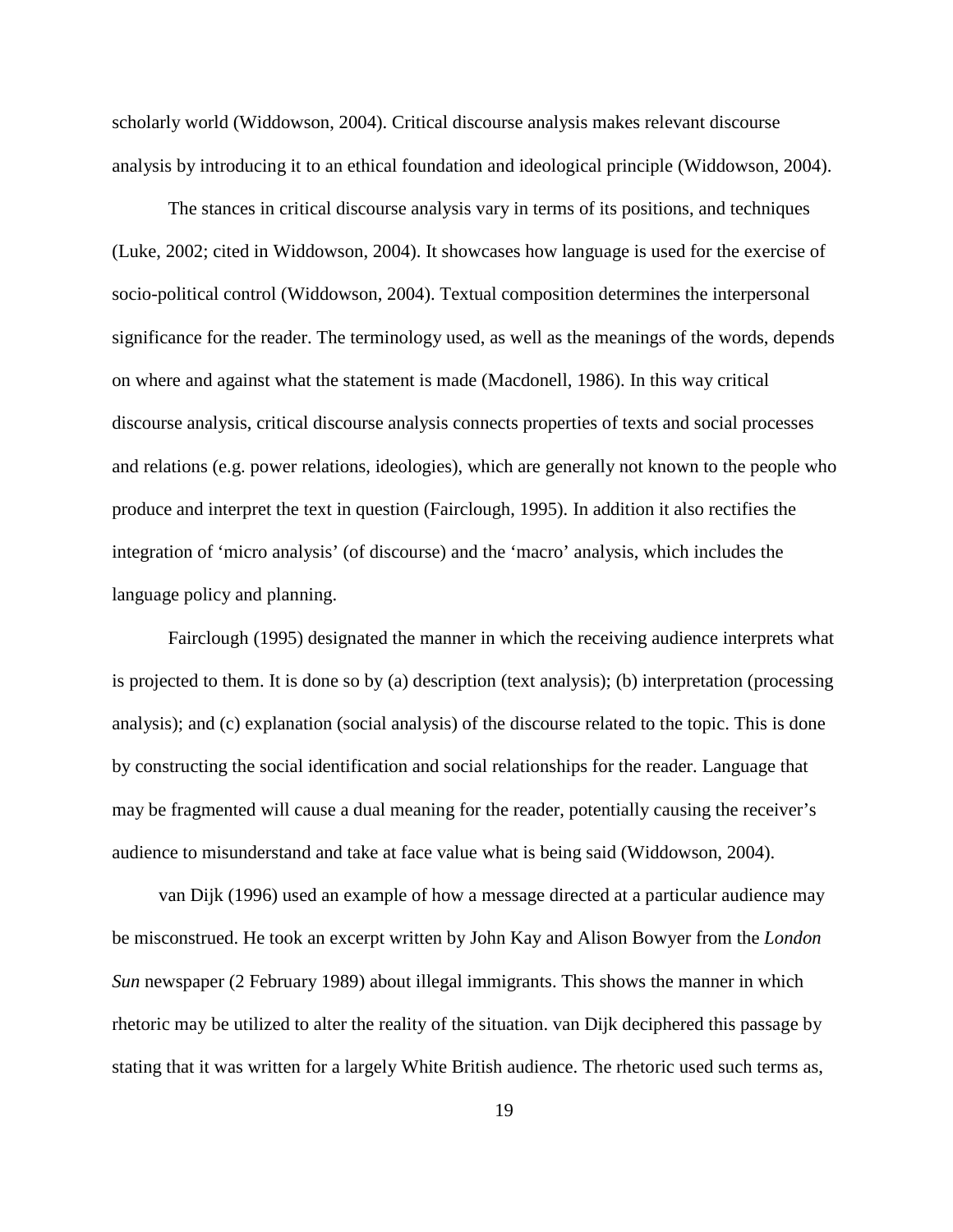scholarly world (Widdowson, 2004). Critical discourse analysis makes relevant discourse analysis by introducing it to an ethical foundation and ideological principle (Widdowson, 2004).

The stances in critical discourse analysis vary in terms of its positions, and techniques (Luke, 2002; cited in Widdowson, 2004). It showcases how language is used for the exercise of socio-political control (Widdowson, 2004). Textual composition determines the interpersonal significance for the reader. The terminology used, as well as the meanings of the words, depends on where and against what the statement is made (Macdonell, 1986). In this way critical discourse analysis, critical discourse analysis connects properties of texts and social processes and relations (e.g. power relations, ideologies), which are generally not known to the people who produce and interpret the text in question (Fairclough, 1995). In addition it also rectifies the integration of 'micro analysis' (of discourse) and the 'macro' analysis, which includes the language policy and planning.

Fairclough (1995) designated the manner in which the receiving audience interprets what is projected to them. It is done so by (a) description (text analysis); (b) interpretation (processing analysis); and (c) explanation (social analysis) of the discourse related to the topic. This is done by constructing the social identification and social relationships for the reader. Language that may be fragmented will cause a dual meaning for the reader, potentially causing the receiver's audience to misunderstand and take at face value what is being said (Widdowson, 2004).

van Dijk (1996) used an example of how a message directed at a particular audience may be misconstrued. He took an excerpt written by John Kay and Alison Bowyer from the *London Sun* newspaper (2 February 1989) about illegal immigrants. This shows the manner in which rhetoric may be utilized to alter the reality of the situation. van Dijk deciphered this passage by stating that it was written for a largely White British audience. The rhetoric used such terms as,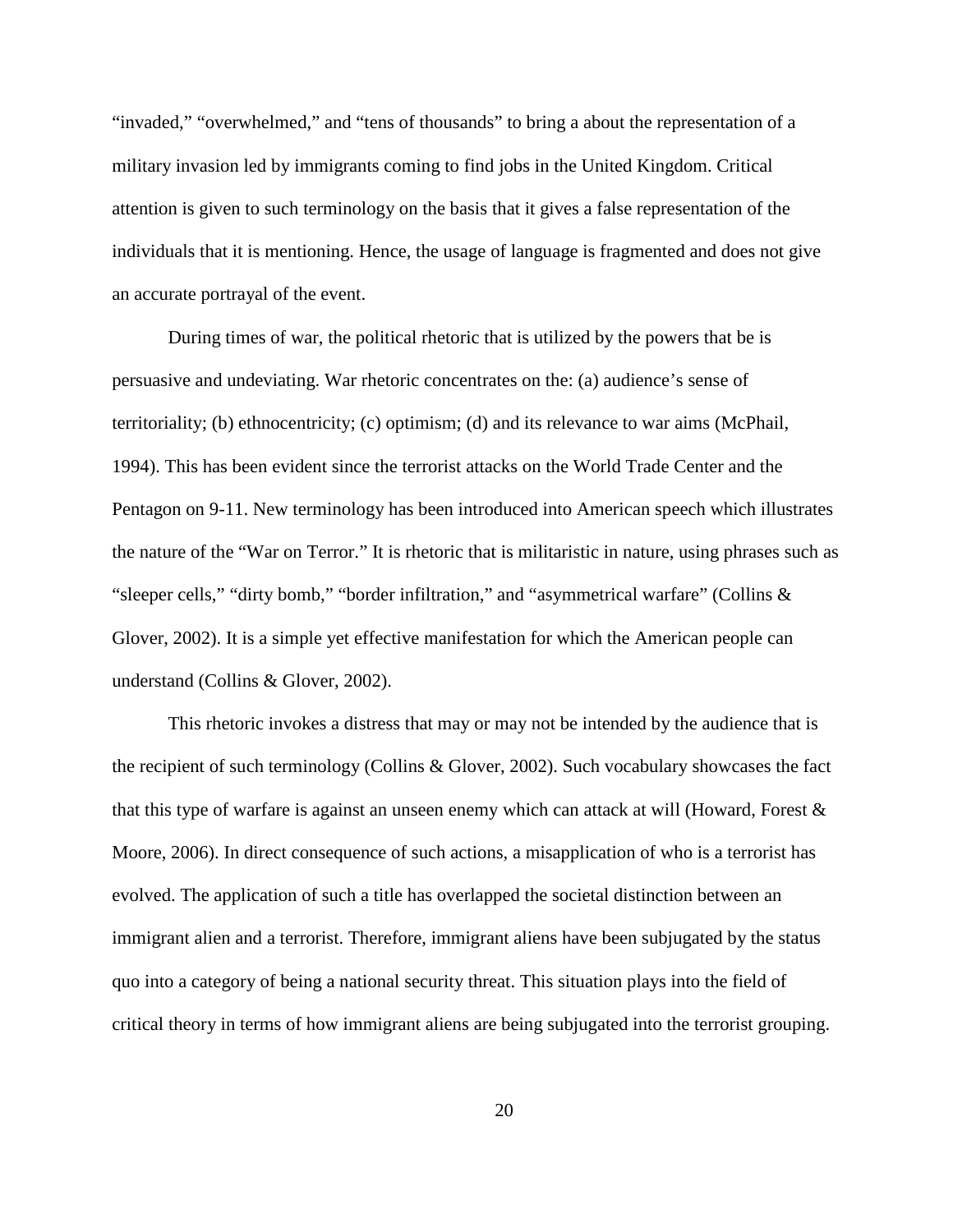“invaded,” “overwhelmed,” and “tens of thousands” to bring a about the representation of a military invasion led by immigrants coming to find jobs in the United Kingdom. Critical attention is given to such terminology on the basis that it gives a false representation of the individuals that it is mentioning. Hence, the usage of language is fragmented and does not give an accurate portrayal of the event.

During times of war, the political rhetoric that is utilized by the powers that be is persuasive and undeviating. War rhetoric concentrates on the: (a) audience’s sense of territoriality; (b) ethnocentricity; (c) optimism; (d) and its relevance to war aims (McPhail, 1994). This has been evident since the terrorist attacks on the World Trade Center and the Pentagon on 9-11. New terminology has been introduced into American speech which illustrates the nature of the “War on Terror.” It is rhetoric that is militaristic in nature, using phrases such as “sleeper cells,” “dirty bomb,” “border infiltration,” and “asymmetrical warfare” (Collins & Glover, 2002). It is a simple yet effective manifestation for which the American people can understand (Collins & Glover, 2002).

This rhetoric invokes a distress that may or may not be intended by the audience that is the recipient of such terminology (Collins & Glover, 2002). Such vocabulary showcases the fact that this type of warfare is against an unseen enemy which can attack at will (Howard, Forest & Moore, 2006). In direct consequence of such actions, a misapplication of who is a terrorist has evolved. The application of such a title has overlapped the societal distinction between an immigrant alien and a terrorist. Therefore, immigrant aliens have been subjugated by the status quo into a category of being a national security threat. This situation plays into the field of critical theory in terms of how immigrant aliens are being subjugated into the terrorist grouping.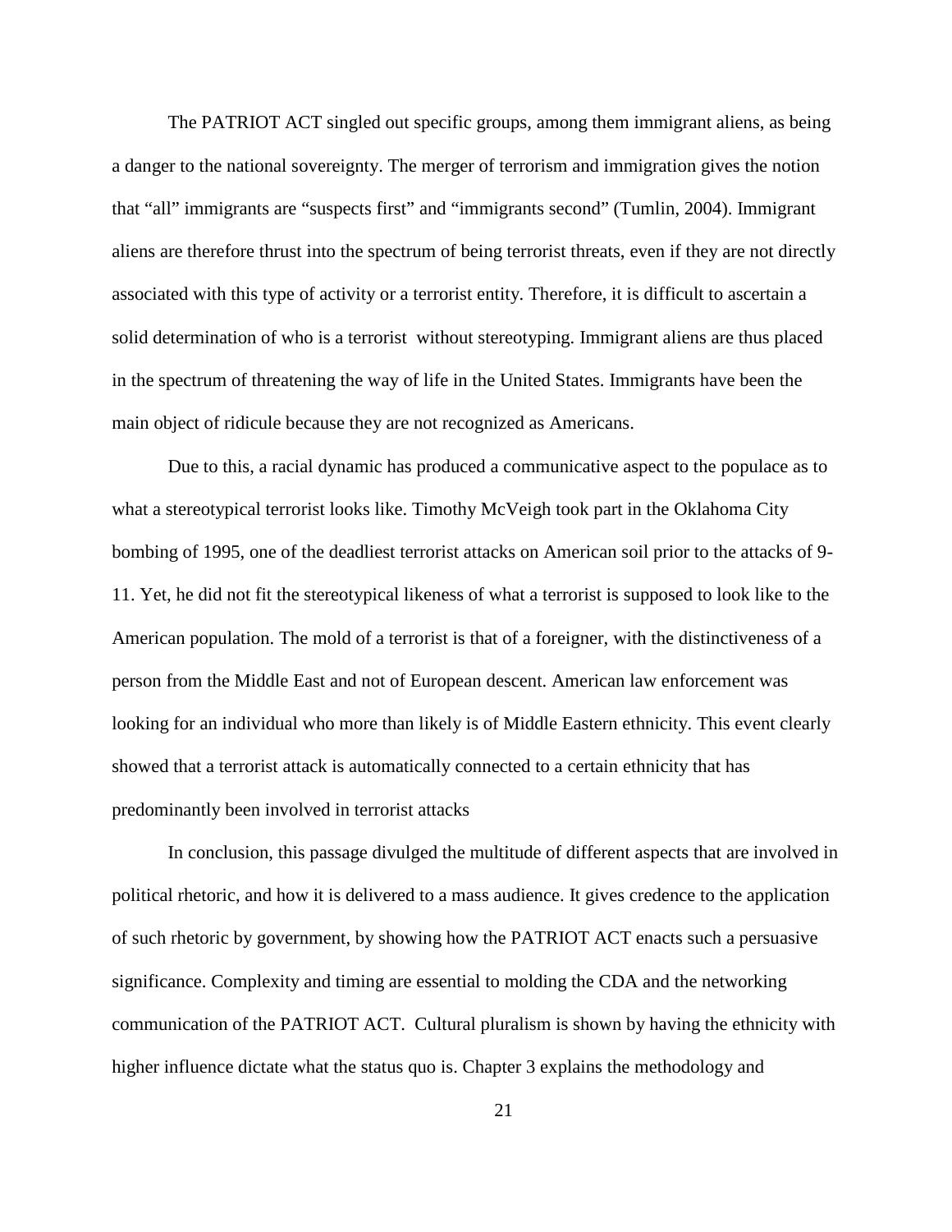The PATRIOT ACT singled out specific groups, among them immigrant aliens, as being a danger to the national sovereignty. The merger of terrorism and immigration gives the notion that "all" immigrants are "suspects first" and "immigrants second" (Tumlin, 2004). Immigrant aliens are therefore thrust into the spectrum of being terrorist threats, even if they are not directly associated with this type of activity or a terrorist entity. Therefore, it is difficult to ascertain a solid determination of who is a terrorist without stereotyping. Immigrant aliens are thus placed in the spectrum of threatening the way of life in the United States. Immigrants have been the main object of ridicule because they are not recognized as Americans.

Due to this, a racial dynamic has produced a communicative aspect to the populace as to what a stereotypical terrorist looks like. Timothy McVeigh took part in the Oklahoma City bombing of 1995, one of the deadliest terrorist attacks on American soil prior to the attacks of 9-11. Yet, he did not fit the stereotypical likeness of what a terrorist is supposed to look like to the American population. The mold of a terrorist is that of a foreigner, with the distinctiveness of a person from the Middle East and not of European descent. American law enforcement was looking for an individual who more than likely is of Middle Eastern ethnicity. This event clearly showed that a terrorist attack is automatically connected to a certain ethnicity that has predominantly been involved in terrorist attacks

In conclusion, this passage divulged the multitude of different aspects that are involved in political rhetoric, and how it is delivered to a mass audience. It gives credence to the application of such rhetoric by government, by showing how the PATRIOT ACT enacts such a persuasive significance. Complexity and timing are essential to molding the CDA and the networking communication of the PATRIOT ACT. Cultural pluralism is shown by having the ethnicity with higher influence dictate what the status quo is. Chapter 3 explains the methodology and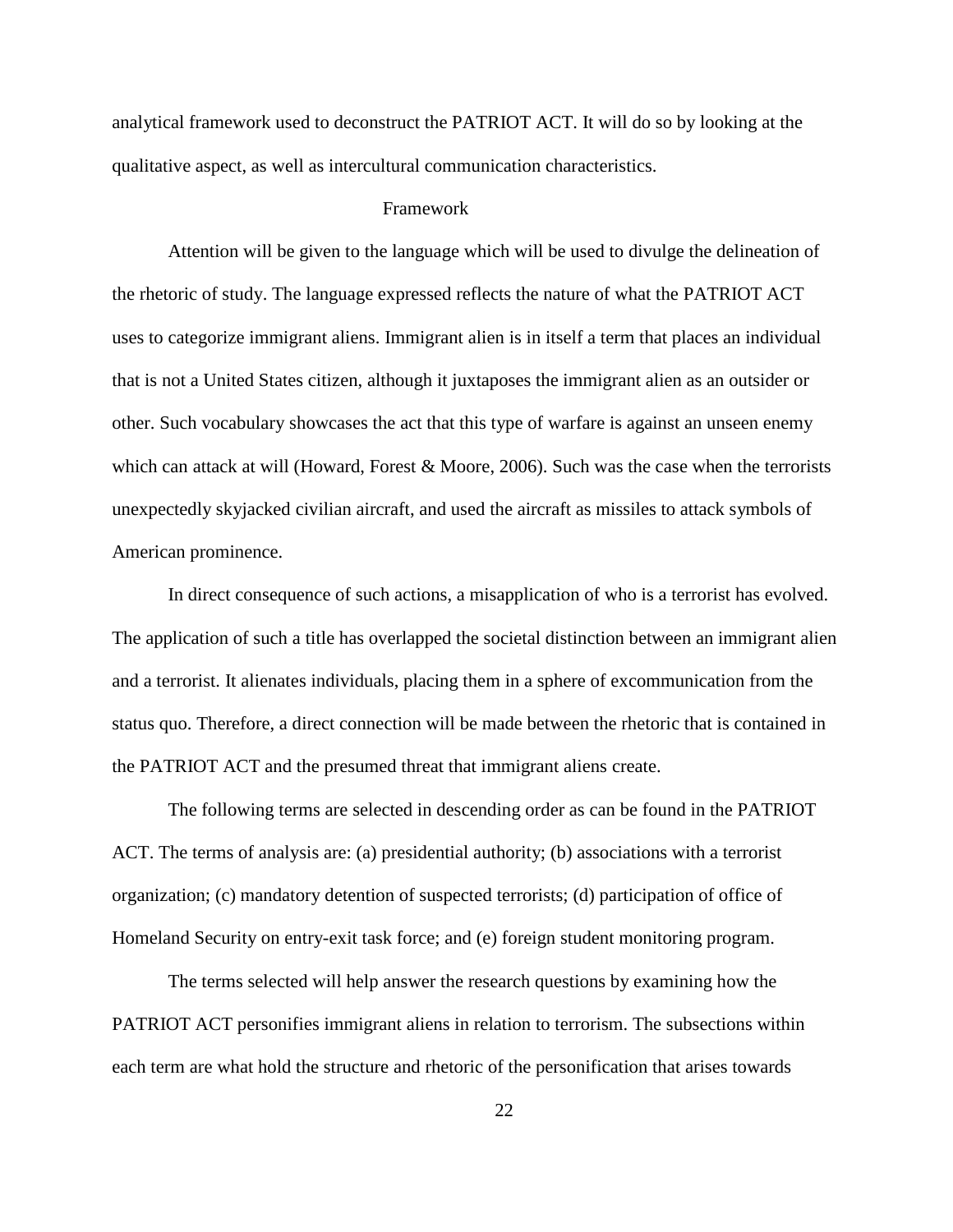analytical framework used to deconstruct the PATRIOT ACT. It will do so by looking at the qualitative aspect, as well as intercultural communication characteristics.

## Framework

Attention will be given to the language which will be used to divulge the delineation of the rhetoric of study. The language expressed reflects the nature of what the PATRIOT ACT uses to categorize immigrant aliens. Immigrant alien is in itself a term that places an individual that is not a United States citizen, although it juxtaposes the immigrant alien as an outsider or other. Such vocabulary showcases the act that this type of warfare is against an unseen enemy which can attack at will (Howard, Forest & Moore, 2006). Such was the case when the terrorists unexpectedly skyjacked civilian aircraft, and used the aircraft as missiles to attack symbols of American prominence.

In direct consequence of such actions, a misapplication of who is a terrorist has evolved. The application of such a title has overlapped the societal distinction between an immigrant alien and a terrorist. It alienates individuals, placing them in a sphere of excommunication from the status quo. Therefore, a direct connection will be made between the rhetoric that is contained in the PATRIOT ACT and the presumed threat that immigrant aliens create.

The following terms are selected in descending order as can be found in the PATRIOT ACT. The terms of analysis are: (a) presidential authority; (b) associations with a terrorist organization; (c) mandatory detention of suspected terrorists; (d) participation of office of Homeland Security on entry-exit task force; and (e) foreign student monitoring program.

The terms selected will help answer the research questions by examining how the PATRIOT ACT personifies immigrant aliens in relation to terrorism. The subsections within each term are what hold the structure and rhetoric of the personification that arises towards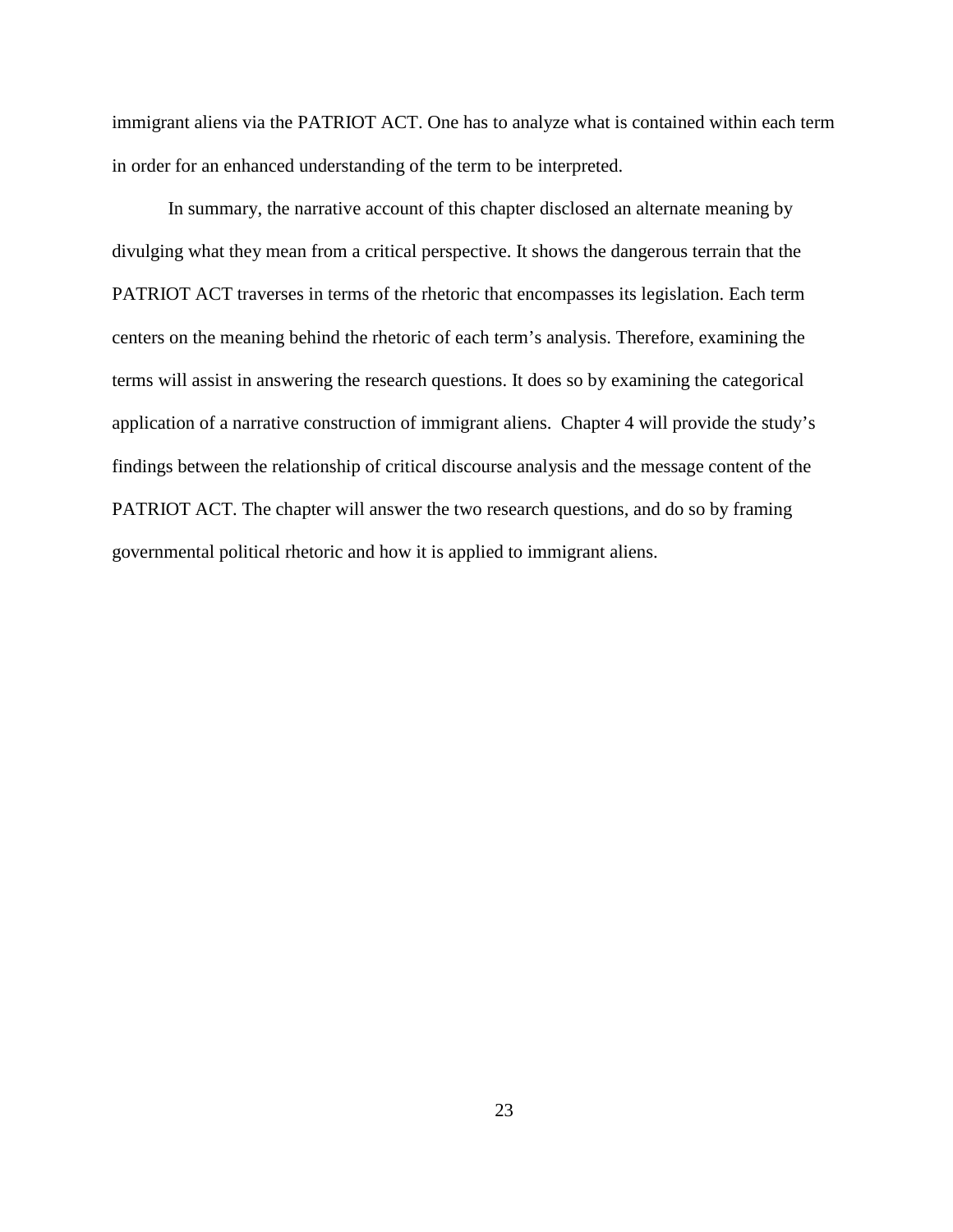immigrant aliens via the PATRIOT ACT. One has to analyze what is contained within each term in order for an enhanced understanding of the term to be interpreted.

In summary, the narrative account of this chapter disclosed an alternate meaning by divulging what they mean from a critical perspective. It shows the dangerous terrain that the PATRIOT ACT traverses in terms of the rhetoric that encompasses its legislation. Each term centers on the meaning behind the rhetoric of each term's analysis. Therefore, examining the terms will assist in answering the research questions. It does so by examining the categorical application of a narrative construction of immigrant aliens. Chapter 4 will provide the study's findings between the relationship of critical discourse analysis and the message content of the PATRIOT ACT. The chapter will answer the two research questions, and do so by framing governmental political rhetoric and how it is applied to immigrant aliens.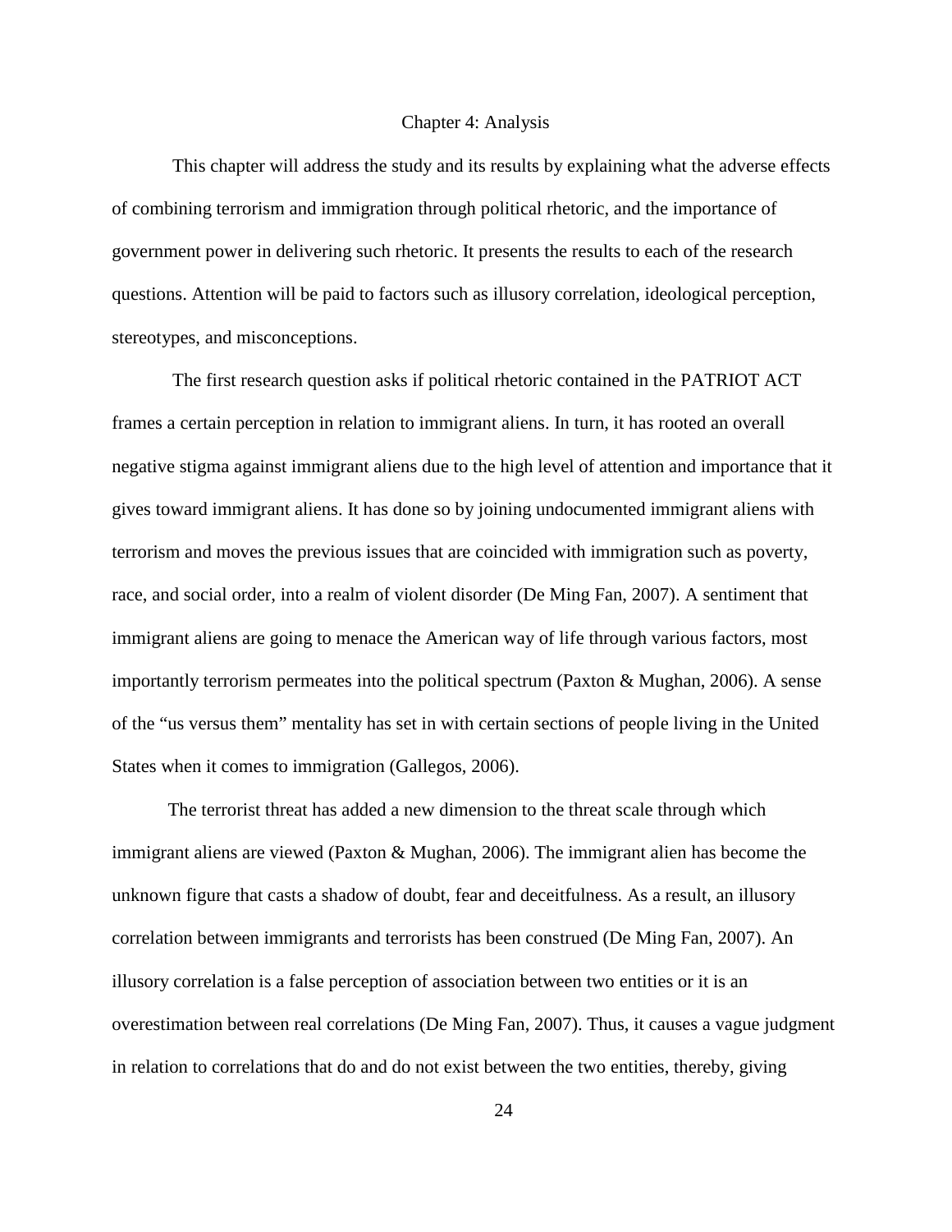# Chapter 4: Analysis

This chapter will address the study and its results by explaining what the adverse effects of combining terrorism and immigration through political rhetoric, and the importance of government power in delivering such rhetoric. It presents the results to each of the research questions. Attention will be paid to factors such as illusory correlation, ideological perception, stereotypes, and misconceptions.

The first research question asks if political rhetoric contained in the PATRIOT ACT frames a certain perception in relation to immigrant aliens. In turn, it has rooted an overall negative stigma against immigrant aliens due to the high level of attention and importance that it gives toward immigrant aliens. It has done so by joining undocumented immigrant aliens with terrorism and moves the previous issues that are coincided with immigration such as poverty, race, and social order, into a realm of violent disorder (De Ming Fan, 2007). A sentiment that immigrant aliens are going to menace the American way of life through various factors, most importantly terrorism permeates into the political spectrum (Paxton & Mughan, 2006). A sense of the "us versus them" mentality has set in with certain sections of people living in the United States when it comes to immigration (Gallegos, 2006).

The terrorist threat has added a new dimension to the threat scale through which immigrant aliens are viewed (Paxton & Mughan, 2006). The immigrant alien has become the unknown figure that casts a shadow of doubt, fear and deceitfulness. As a result, an illusory correlation between immigrants and terrorists has been construed (De Ming Fan, 2007). An illusory correlation is a false perception of association between two entities or it is an overestimation between real correlations (De Ming Fan, 2007). Thus, it causes a vague judgment in relation to correlations that do and do not exist between the two entities, thereby, giving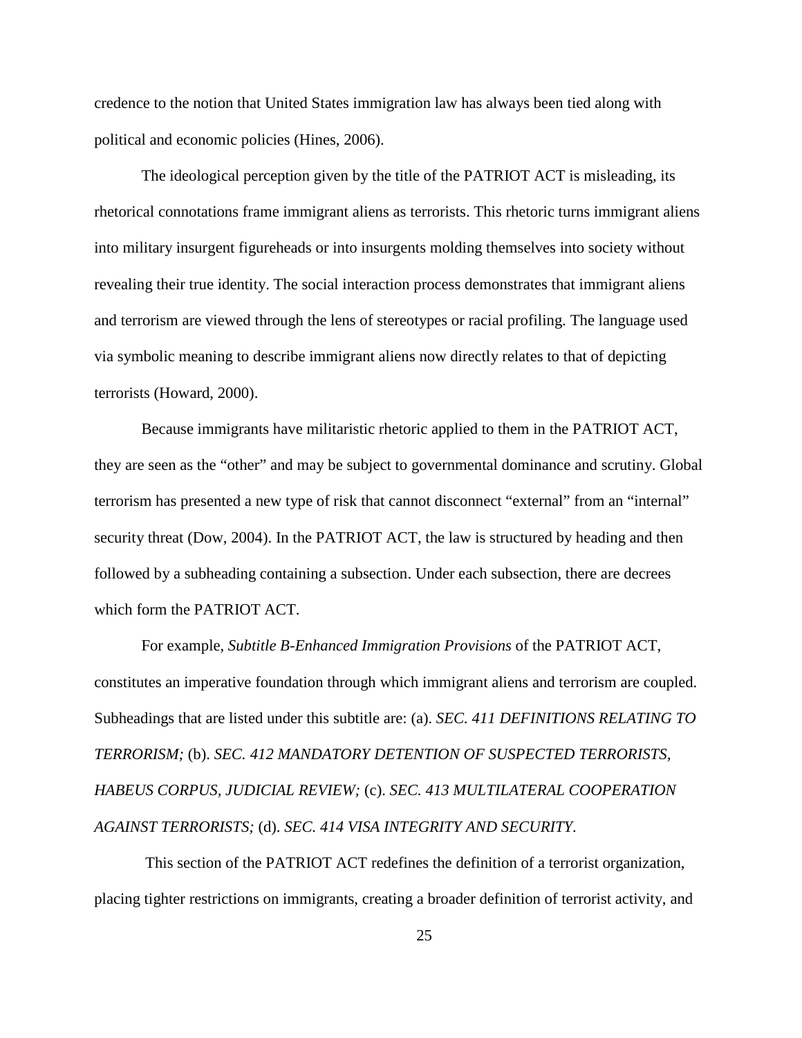credence to the notion that United States immigration law has always been tied along with political and economic policies (Hines, 2006).

The ideological perception given by the title of the PATRIOT ACT is misleading, its rhetorical connotations frame immigrant aliens as terrorists. This rhetoric turns immigrant aliens into military insurgent figureheads or into insurgents molding themselves into society without revealing their true identity. The social interaction process demonstrates that immigrant aliens and terrorism are viewed through the lens of stereotypes or racial profiling. The language used via symbolic meaning to describe immigrant aliens now directly relates to that of depicting terrorists (Howard, 2000).

Because immigrants have militaristic rhetoric applied to them in the PATRIOT ACT, they are seen as the "other" and may be subject to governmental dominance and scrutiny. Global terrorism has presented a new type of risk that cannot disconnect "external" from an "internal" security threat (Dow, 2004). In the PATRIOT ACT, the law is structured by heading and then followed by a subheading containing a subsection. Under each subsection, there are decrees which form the PATRIOT ACT.

For example, *Subtitle B-Enhanced Immigration Provisions* of the PATRIOT ACT, constitutes an imperative foundation through which immigrant aliens and terrorism are coupled. Subheadings that are listed under this subtitle are: (a). *SEC. 411 DEFINITIONS RELATING TO TERRORISM;* (b). *SEC. 412 MANDATORY DETENTION OF SUSPECTED TERRORISTS, HABEUS CORPUS, JUDICIAL REVIEW;* (c). *SEC. 413 MULTILATERAL COOPERATION AGAINST TERRORISTS;* (d). *SEC. 414 VISA INTEGRITY AND SECURITY.*

This section of the PATRIOT ACT redefines the definition of a terrorist organization, placing tighter restrictions on immigrants, creating a broader definition of terrorist activity, and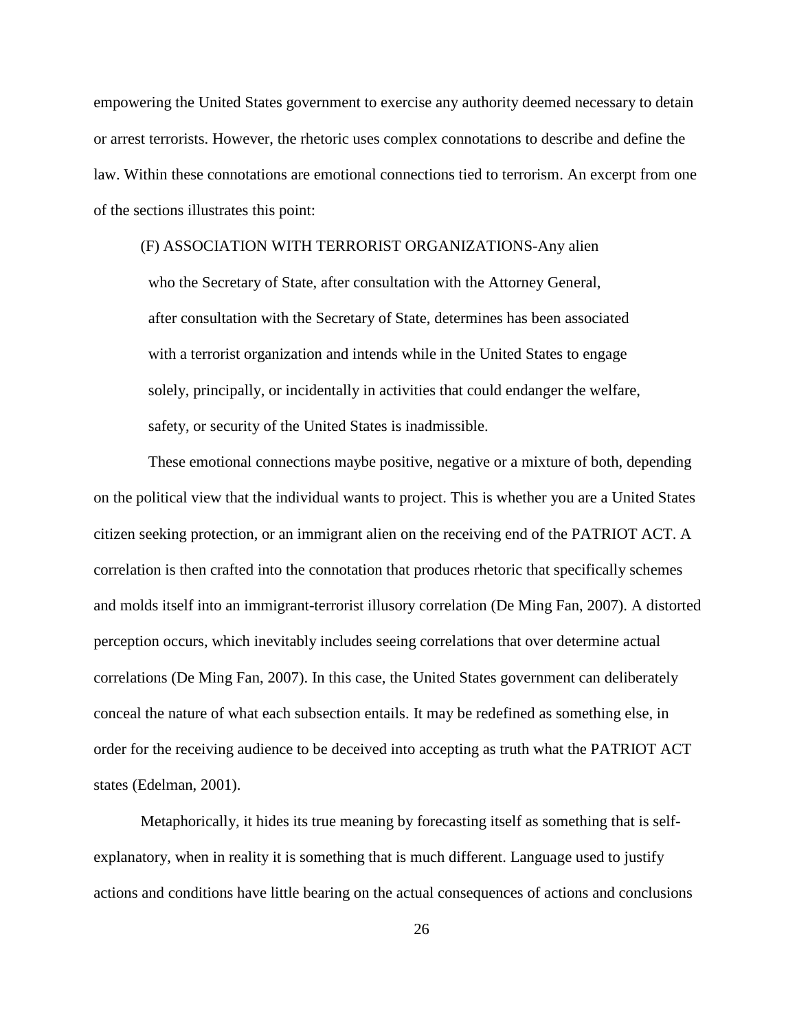empowering the United States government to exercise any authority deemed necessary to detain or arrest terrorists. However, the rhetoric uses complex connotations to describe and define the law. Within these connotations are emotional connections tied to terrorism. An excerpt from one of the sections illustrates this point:

> (F) ASSOCIATION WITH TERRORIST ORGANIZATIONS-Any alien who the Secretary of State, after consultation with the Attorney General, after consultation with the Secretary of State, determines has been associated with a terrorist organization and intends while in the United States to engage solely, principally, or incidentally in activities that could endanger the welfare, safety, or security of the United States is inadmissible.

These emotional connections maybe positive, negative or a mixture of both, depending on the political view that the individual wants to project. This is whether you are a United States citizen seeking protection, or an immigrant alien on the receiving end of the PATRIOT ACT. A correlation is then crafted into the connotation that produces rhetoric that specifically schemes and molds itself into an immigrant-terrorist illusory correlation (De Ming Fan, 2007). A distorted perception occurs, which inevitably includes seeing correlations that over determine actual correlations (De Ming Fan, 2007). In this case, the United States government can deliberately conceal the nature of what each subsection entails. It may be redefined as something else, in order for the receiving audience to be deceived into accepting as truth what the PATRIOT ACT states (Edelman, 2001).

Metaphorically, it hides its true meaning by forecasting itself as something that is self-explanatory, when in reality it is something that is much different. Language used to justify actions and conditions have little bearing on the actual consequences of actions and conclusions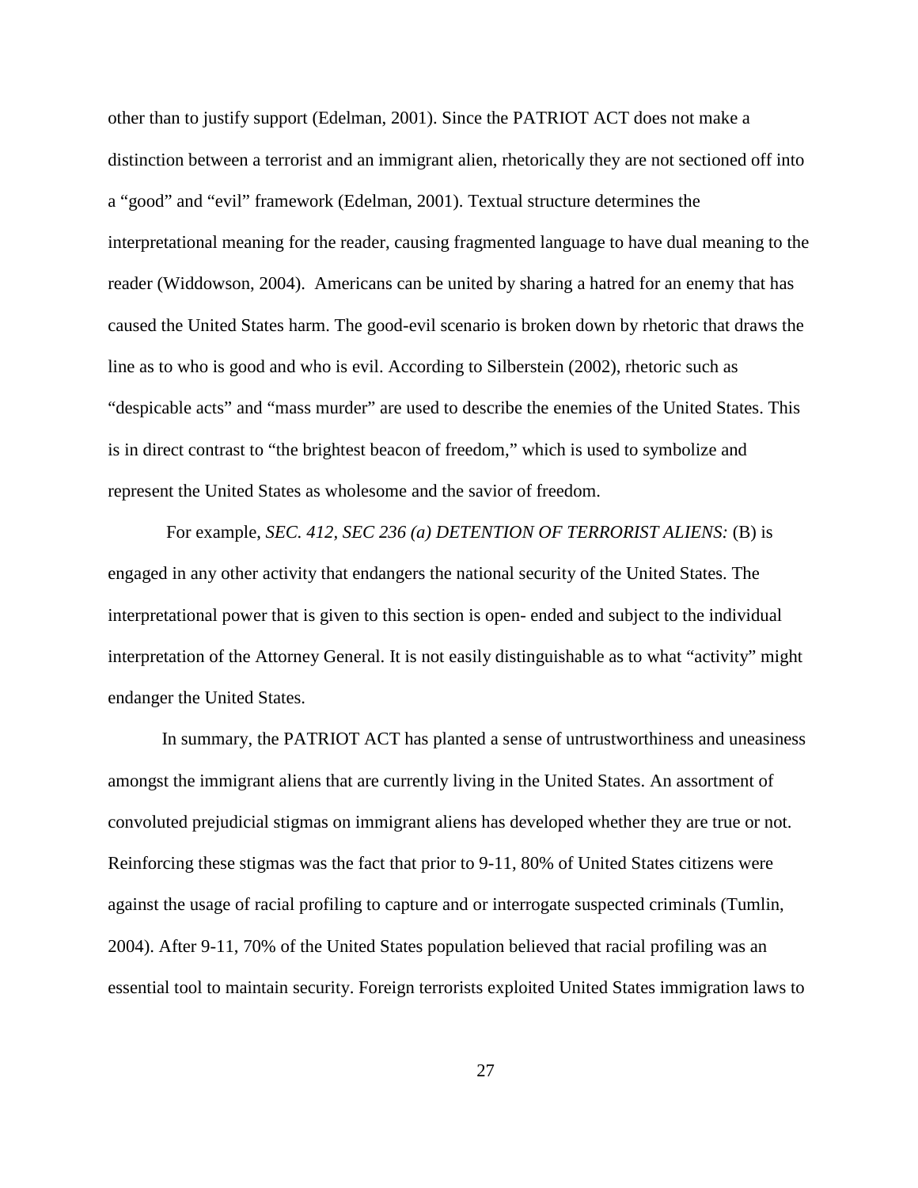other than to justify support (Edelman, 2001). Since the PATRIOT ACT does not make a distinction between a terrorist and an immigrant alien, rhetorically they are not sectioned off into a "good" and "evil" framework (Edelman, 2001). Textual structure determines the interpretational meaning for the reader, causing fragmented language to have dual meaning to the reader (Widdowson, 2004). Americans can be united by sharing a hatred for an enemy that has caused the United States harm. The good-evil scenario is broken down by rhetoric that draws the line as to who is good and who is evil. According to Silberstein (2002), rhetoric such as "despicable acts" and "mass murder" are used to describe the enemies of the United States. This is in direct contrast to "the brightest beacon of freedom," which is used to symbolize and represent the United States as wholesome and the savior of freedom.

For example, *SEC. 412, SEC 236 (a) DETENTION OF TERRORIST ALIENS:* (B) is engaged in any other activity that endangers the national security of the United States. The interpretational power that is given to this section is open- ended and subject to the individual interpretation of the Attorney General. It is not easily distinguishable as to what "activity" might endanger the United States.

In summary, the PATRIOT ACT has planted a sense of untrustworthiness and uneasiness amongst the immigrant aliens that are currently living in the United States. An assortment of convoluted prejudicial stigmas on immigrant aliens has developed whether they are true or not. Reinforcing these stigmas was the fact that prior to 9-11, 80% of United States citizens were against the usage of racial profiling to capture and or interrogate suspected criminals (Tumlin, 2004). After 9-11, 70% of the United States population believed that racial profiling was an essential tool to maintain security. Foreign terrorists exploited United States immigration laws to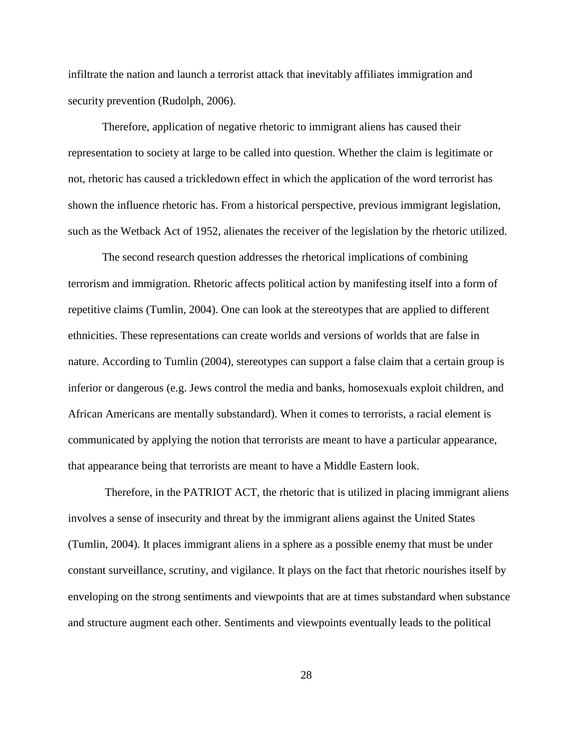infiltrate the nation and launch a terrorist attack that inevitably affiliates immigration and security prevention (Rudolph, 2006).

Therefore, application of negative rhetoric to immigrant aliens has caused their representation to society at large to be called into question. Whether the claim is legitimate or not, rhetoric has caused a trickledown effect in which the application of the word terrorist has shown the influence rhetoric has. From a historical perspective, previous immigrant legislation, such as the Wetback Act of 1952, alienates the receiver of the legislation by the rhetoric utilized.

The second research question addresses the rhetorical implications of combining terrorism and immigration. Rhetoric affects political action by manifesting itself into a form of repetitive claims (Tumlin, 2004). One can look at the stereotypes that are applied to different ethnicities. These representations can create worlds and versions of worlds that are false in nature. According to Tumlin (2004), stereotypes can support a false claim that a certain group is inferior or dangerous (e.g. Jews control the media and banks, homosexuals exploit children, and African Americans are mentally substandard). When it comes to terrorists, a racial element is communicated by applying the notion that terrorists are meant to have a particular appearance, that appearance being that terrorists are meant to have a Middle Eastern look.

Therefore, in the PATRIOT ACT, the rhetoric that is utilized in placing immigrant aliens involves a sense of insecurity and threat by the immigrant aliens against the United States (Tumlin, 2004). It places immigrant aliens in a sphere as a possible enemy that must be under constant surveillance, scrutiny, and vigilance. It plays on the fact that rhetoric nourishes itself by enveloping on the strong sentiments and viewpoints that are at times substandard when substance and structure augment each other. Sentiments and viewpoints eventually leads to the political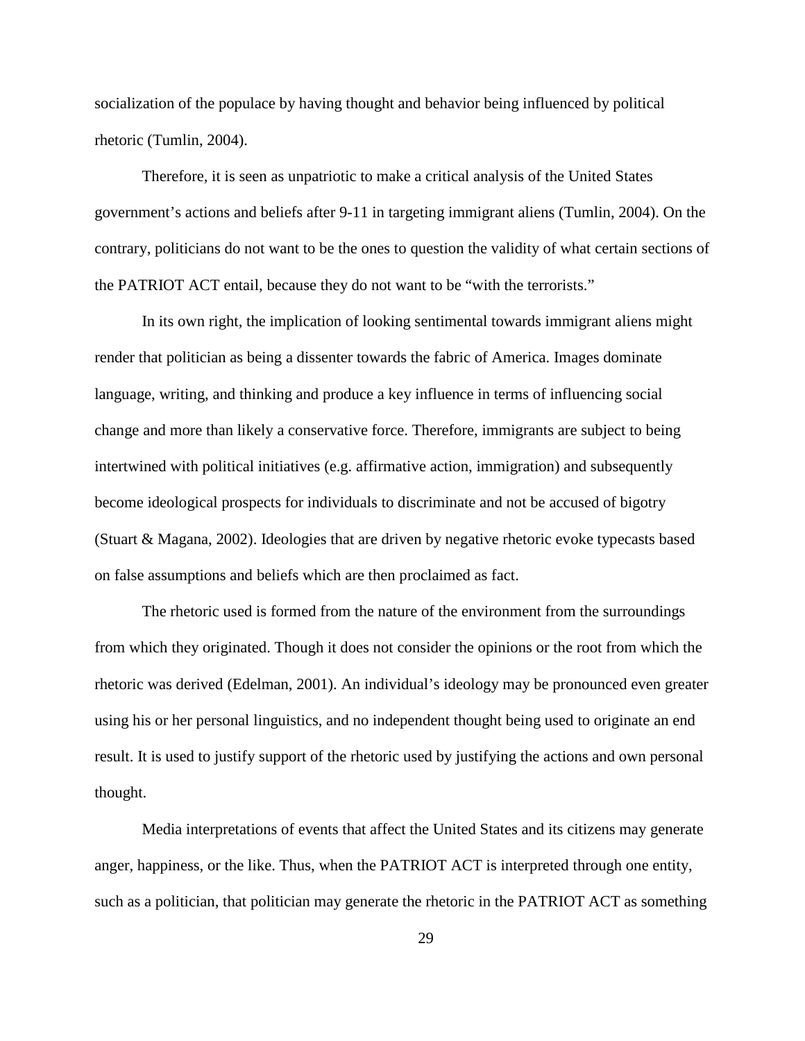socialization of the populace by having thought and behavior being influenced by political rhetoric (Tumlin, 2004).

Therefore, it is seen as unpatriotic to make a critical analysis of the United States government's actions and beliefs after 9-11 in targeting immigrant aliens (Tumlin, 2004). On the contrary, politicians do not want to be the ones to question the validity of what certain sections of the PATRIOT ACT entail, because they do not want to be "with the terrorists."

In its own right, the implication of looking sentimental towards immigrant aliens might render that politician as being a dissenter towards the fabric of America. Images dominate language, writing, and thinking and produce a key influence in terms of influencing social change and more than likely a conservative force. Therefore, immigrants are subject to being intertwined with political initiatives (e.g. affirmative action, immigration) and subsequently become ideological prospects for individuals to discriminate and not be accused of bigotry (Stuart & Magana, 2002). Ideologies that are driven by negative rhetoric evoke typecasts based on false assumptions and beliefs which are then proclaimed as fact.

The rhetoric used is formed from the nature of the environment from the surroundings from which they originated. Though it does not consider the opinions or the root from which the rhetoric was derived (Edelman, 2001). An individual's ideology may be pronounced even greater using his or her personal linguistics, and no independent thought being used to originate an end result. It is used to justify support of the rhetoric used by justifying the actions and own personal thought.

Media interpretations of events that affect the United States and its citizens may generate anger, happiness, or the like. Thus, when the PATRIOT ACT is interpreted through one entity, such as a politician, that politician may generate the rhetoric in the PATRIOT ACT as something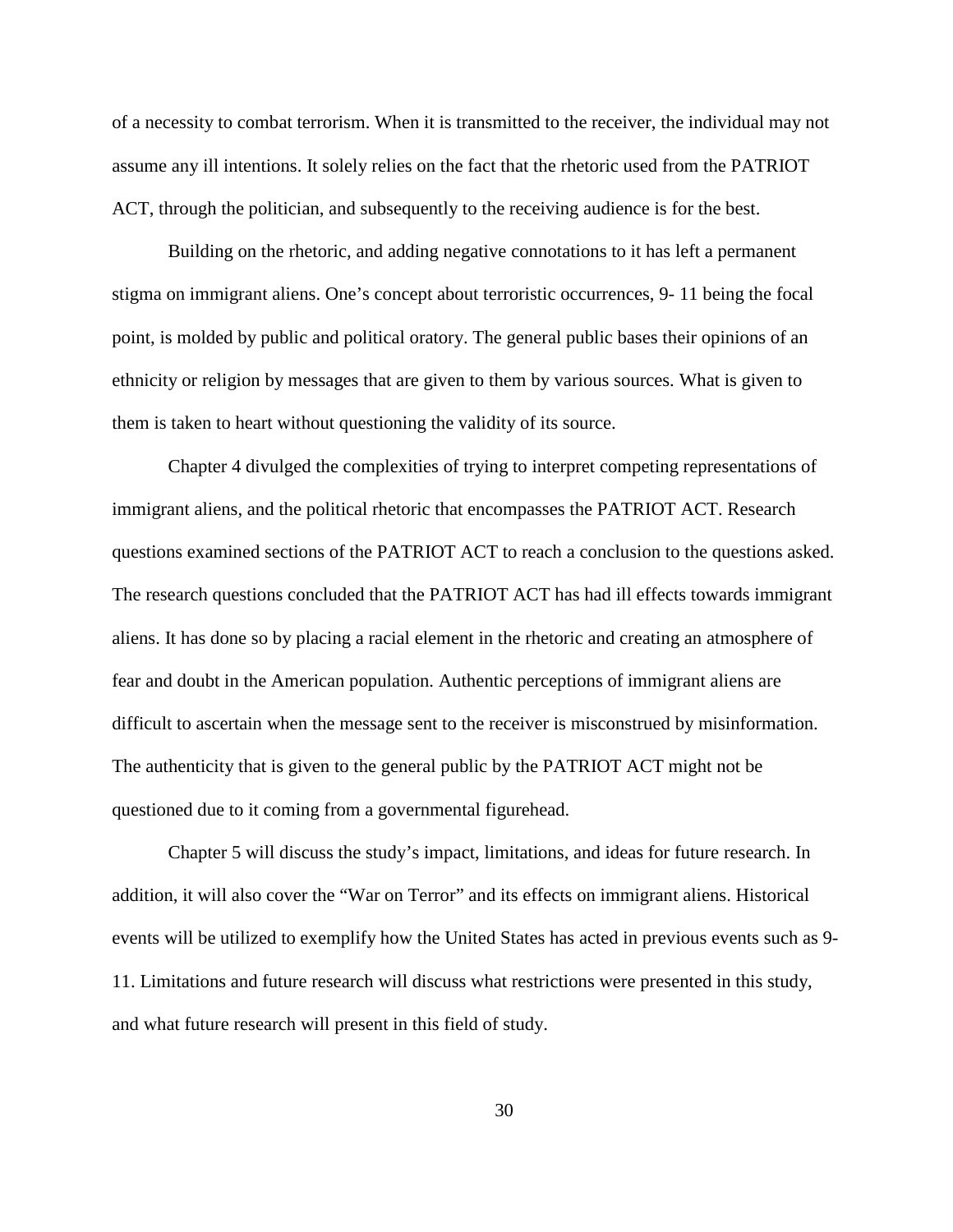of a necessity to combat terrorism. When it is transmitted to the receiver, the individual may not assume any ill intentions. It solely relies on the fact that the rhetoric used from the PATRIOT ACT, through the politician, and subsequently to the receiving audience is for the best.

Building on the rhetoric, and adding negative connotations to it has left a permanent stigma on immigrant aliens. One's concept about terroristic occurrences, 9- 11 being the focal point, is molded by public and political oratory. The general public bases their opinions of an ethnicity or religion by messages that are given to them by various sources. What is given to them is taken to heart without questioning the validity of its source.

Chapter 4 divulged the complexities of trying to interpret competing representations of immigrant aliens, and the political rhetoric that encompasses the PATRIOT ACT. Research questions examined sections of the PATRIOT ACT to reach a conclusion to the questions asked. The research questions concluded that the PATRIOT ACT has had ill effects towards immigrant aliens. It has done so by placing a racial element in the rhetoric and creating an atmosphere of fear and doubt in the American population. Authentic perceptions of immigrant aliens are difficult to ascertain when the message sent to the receiver is misconstrued by misinformation. The authenticity that is given to the general public by the PATRIOT ACT might not be questioned due to it coming from a governmental figurehead.

Chapter 5 will discuss the study's impact, limitations, and ideas for future research. In addition, it will also cover the "War on Terror" and its effects on immigrant aliens. Historical events will be utilized to exemplify how the United States has acted in previous events such as 9-11. Limitations and future research will discuss what restrictions were presented in this study, and what future research will present in this field of study.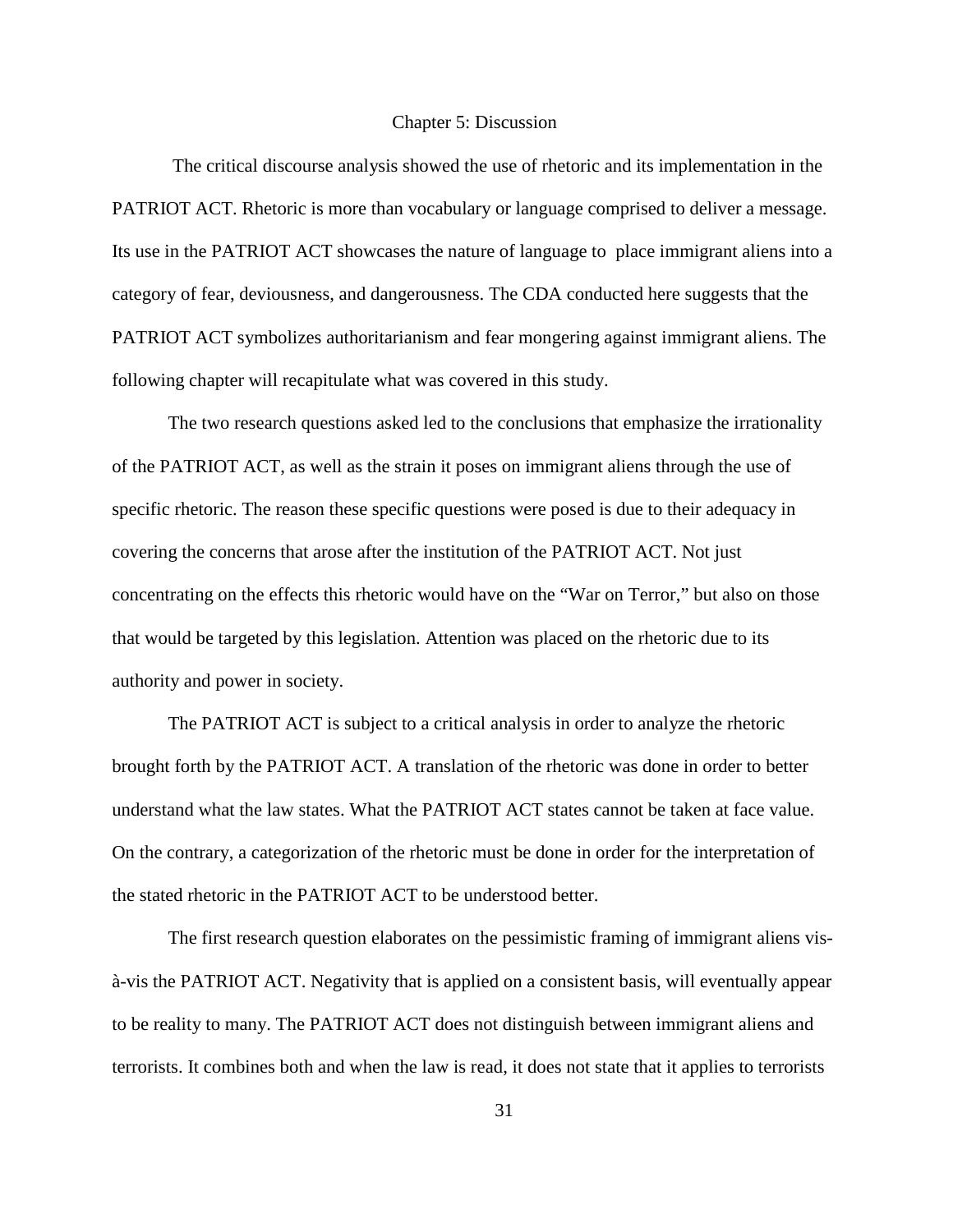# Chapter 5: Discussion

The critical discourse analysis showed the use of rhetoric and its implementation in the PATRIOT ACT. Rhetoric is more than vocabulary or language comprised to deliver a message. Its use in the PATRIOT ACT showcases the nature of language to place immigrant aliens into a category of fear, deviousness, and dangerousness. The CDA conducted here suggests that the PATRIOT ACT symbolizes authoritarianism and fear mongering against immigrant aliens. The following chapter will recapitulate what was covered in this study.

The two research questions asked led to the conclusions that emphasize the irrationality of the PATRIOT ACT, as well as the strain it poses on immigrant aliens through the use of specific rhetoric. The reason these specific questions were posed is due to their adequacy in covering the concerns that arose after the institution of the PATRIOT ACT. Not just concentrating on the effects this rhetoric would have on the "War on Terror," but also on those that would be targeted by this legislation. Attention was placed on the rhetoric due to its authority and power in society.

The PATRIOT ACT is subject to a critical analysis in order to analyze the rhetoric brought forth by the PATRIOT ACT. A translation of the rhetoric was done in order to better understand what the law states. What the PATRIOT ACT states cannot be taken at face value. On the contrary, a categorization of the rhetoric must be done in order for the interpretation of the stated rhetoric in the PATRIOT ACT to be understood better.

The first research question elaborates on the pessimistic framing of immigrant aliens vis-à-vis the PATRIOT ACT. Negativity that is applied on a consistent basis, will eventually appear to be reality to many. The PATRIOT ACT does not distinguish between immigrant aliens and terrorists. It combines both and when the law is read, it does not state that it applies to terrorists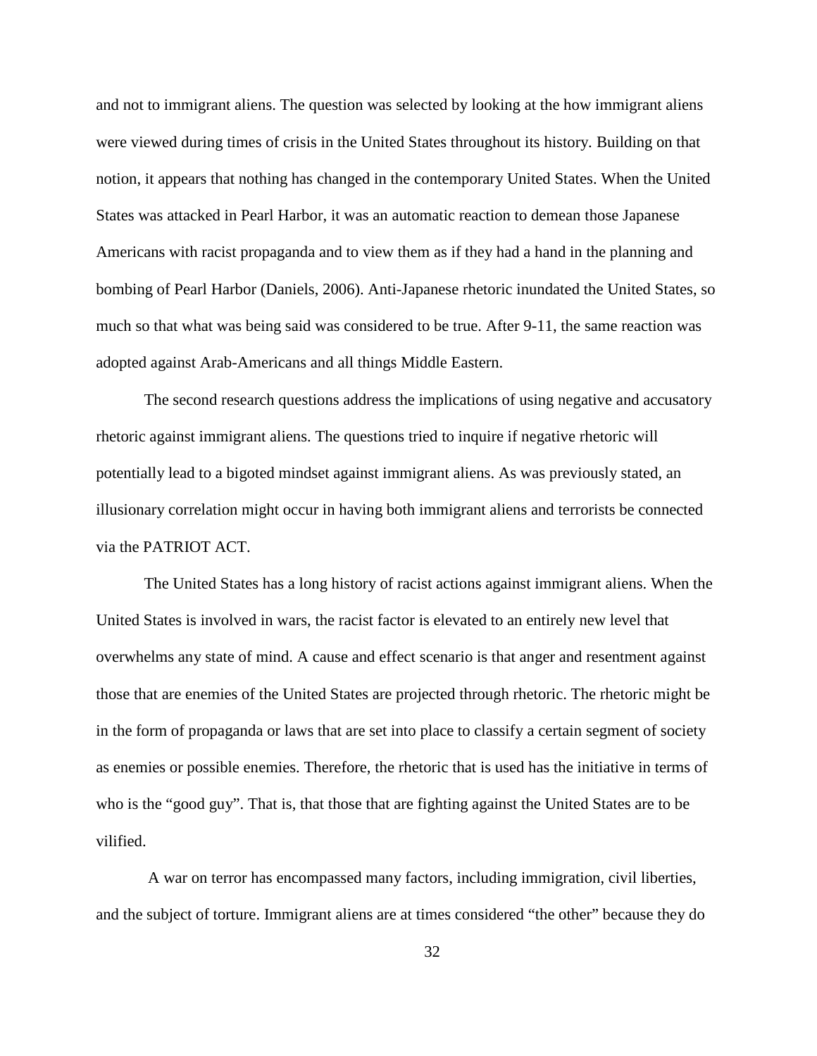and not to immigrant aliens. The question was selected by looking at the how immigrant aliens were viewed during times of crisis in the United States throughout its history. Building on that notion, it appears that nothing has changed in the contemporary United States. When the United States was attacked in Pearl Harbor, it was an automatic reaction to demean those Japanese Americans with racist propaganda and to view them as if they had a hand in the planning and bombing of Pearl Harbor (Daniels, 2006). Anti-Japanese rhetoric inundated the United States, so much so that what was being said was considered to be true. After 9-11, the same reaction was adopted against Arab-Americans and all things Middle Eastern.

The second research questions address the implications of using negative and accusatory rhetoric against immigrant aliens. The questions tried to inquire if negative rhetoric will potentially lead to a bigoted mindset against immigrant aliens. As was previously stated, an illusionary correlation might occur in having both immigrant aliens and terrorists be connected via the PATRIOT ACT.

The United States has a long history of racist actions against immigrant aliens. When the United States is involved in wars, the racist factor is elevated to an entirely new level that overwhelms any state of mind. A cause and effect scenario is that anger and resentment against those that are enemies of the United States are projected through rhetoric. The rhetoric might be in the form of propaganda or laws that are set into place to classify a certain segment of society as enemies or possible enemies. Therefore, the rhetoric that is used has the initiative in terms of who is the "good guy". That is, that those that are fighting against the United States are to be vilified.

A war on terror has encompassed many factors, including immigration, civil liberties, and the subject of torture. Immigrant aliens are at times considered "the other" because they do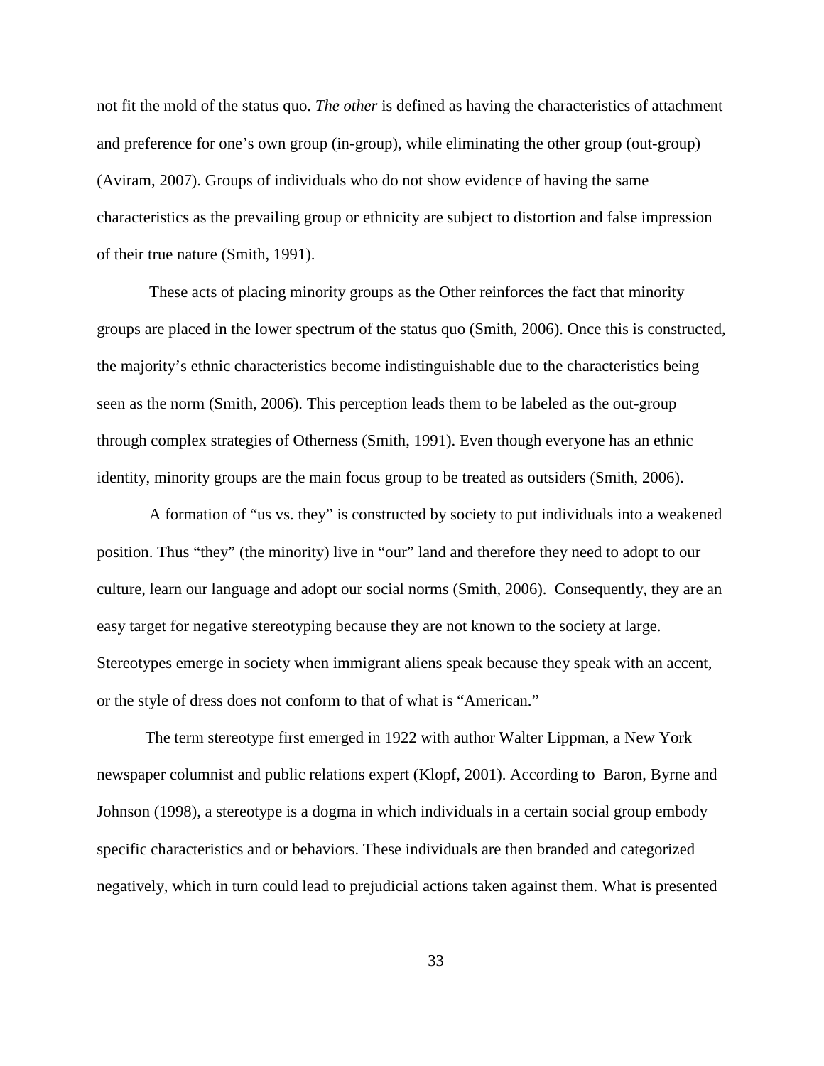not fit the mold of the status quo. *The other* is defined as having the characteristics of attachment and preference for one's own group (in-group), while eliminating the other group (out-group) (Aviram, 2007). Groups of individuals who do not show evidence of having the same characteristics as the prevailing group or ethnicity are subject to distortion and false impression of their true nature (Smith, 1991).

These acts of placing minority groups as the Other reinforces the fact that minority groups are placed in the lower spectrum of the status quo (Smith, 2006). Once this is constructed, the majority's ethnic characteristics become indistinguishable due to the characteristics being seen as the norm (Smith, 2006). This perception leads them to be labeled as the out-group through complex strategies of Otherness (Smith, 1991). Even though everyone has an ethnic identity, minority groups are the main focus group to be treated as outsiders (Smith, 2006).

A formation of "us vs. they" is constructed by society to put individuals into a weakened position. Thus "they" (the minority) live in "our" land and therefore they need to adopt to our culture, learn our language and adopt our social norms (Smith, 2006). Consequently, they are an easy target for negative stereotyping because they are not known to the society at large. Stereotypes emerge in society when immigrant aliens speak because they speak with an accent, or the style of dress does not conform to that of what is "American."

The term stereotype first emerged in 1922 with author Walter Lippman, a New York newspaper columnist and public relations expert (Klopf, 2001). According to Baron, Byrne and Johnson (1998), a stereotype is a dogma in which individuals in a certain social group embody specific characteristics and or behaviors. These individuals are then branded and categorized negatively, which in turn could lead to prejudicial actions taken against them. What is presented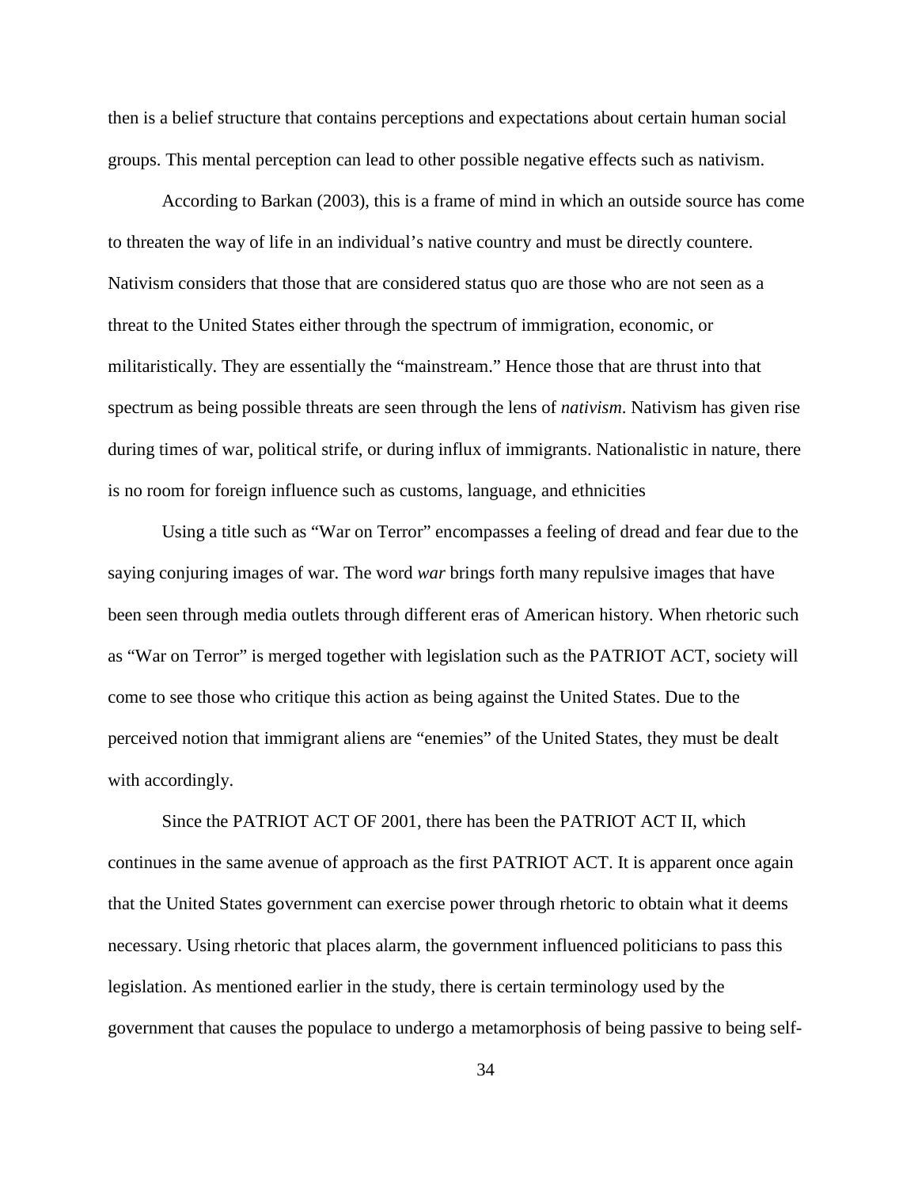then is a belief structure that contains perceptions and expectations about certain human social groups. This mental perception can lead to other possible negative effects such as nativism.

According to Barkan (2003), this is a frame of mind in which an outside source has come to threaten the way of life in an individual's native country and must be directly countere. Nativism considers that those that are considered status quo are those who are not seen as a threat to the United States either through the spectrum of immigration, economic, or militaristically. They are essentially the "mainstream." Hence those that are thrust into that spectrum as being possible threats are seen through the lens of *nativism*. Nativism has given rise during times of war, political strife, or during influx of immigrants. Nationalistic in nature, there is no room for foreign influence such as customs, language, and ethnicities

Using a title such as "War on Terror" encompasses a feeling of dread and fear due to the saying conjuring images of war. The word *war* brings forth many repulsive images that have been seen through media outlets through different eras of American history. When rhetoric such as "War on Terror" is merged together with legislation such as the PATRIOT ACT, society will come to see those who critique this action as being against the United States. Due to the perceived notion that immigrant aliens are "enemies" of the United States, they must be dealt with accordingly.

Since the PATRIOT ACT OF 2001, there has been the PATRIOT ACT II, which continues in the same avenue of approach as the first PATRIOT ACT. It is apparent once again that the United States government can exercise power through rhetoric to obtain what it deems necessary. Using rhetoric that places alarm, the government influenced politicians to pass this legislation. As mentioned earlier in the study, there is certain terminology used by the government that causes the populace to undergo a metamorphosis of being passive to being self-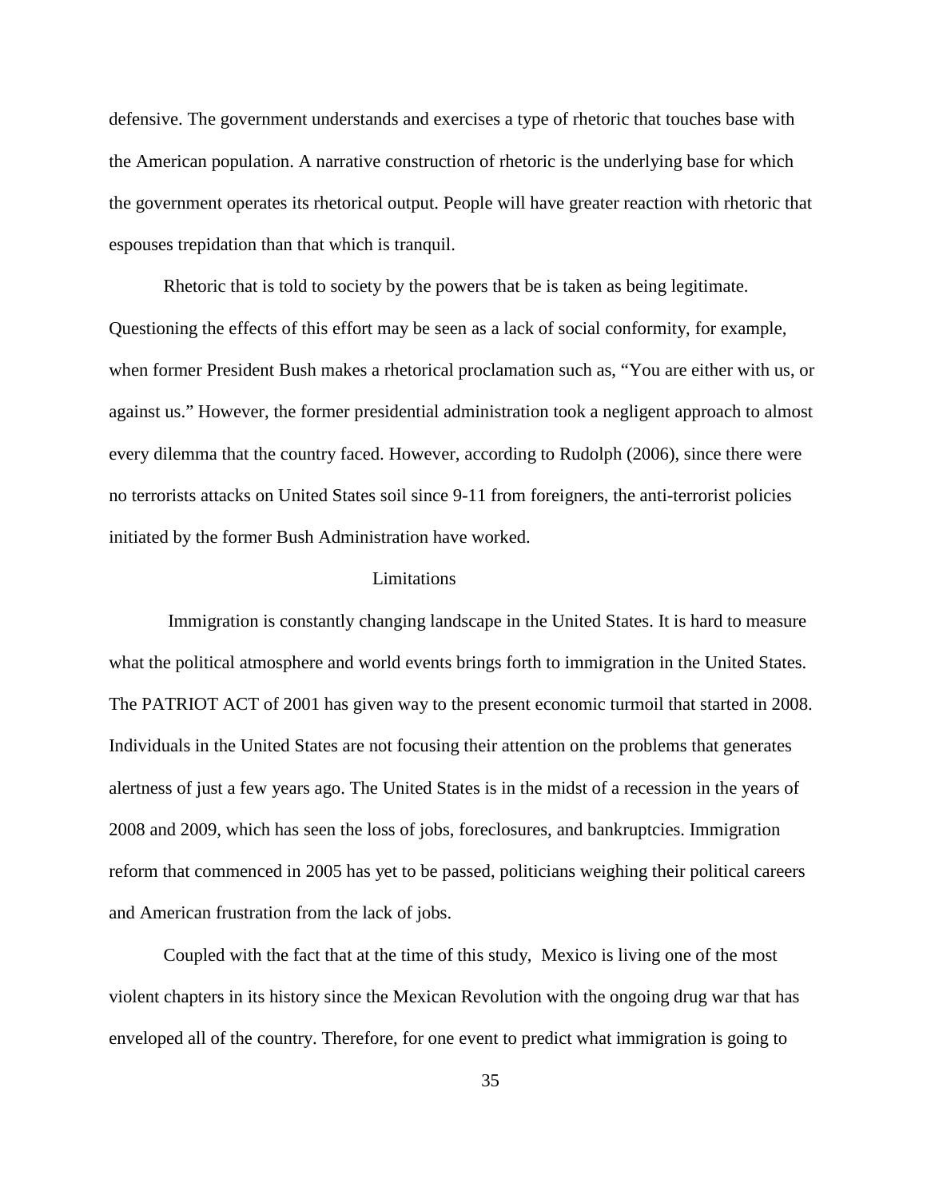defensive. The government understands and exercises a type of rhetoric that touches base with the American population. A narrative construction of rhetoric is the underlying base for which the government operates its rhetorical output. People will have greater reaction with rhetoric that espouses trepidation than that which is tranquil.

Rhetoric that is told to society by the powers that be is taken as being legitimate. Questioning the effects of this effort may be seen as a lack of social conformity, for example, when former President Bush makes a rhetorical proclamation such as, "You are either with us, or against us." However, the former presidential administration took a negligent approach to almost every dilemma that the country faced. However, according to Rudolph (2006), since there were no terrorists attacks on United States soil since 9-11 from foreigners, the anti-terrorist policies initiated by the former Bush Administration have worked.

## Limitations

Immigration is constantly changing landscape in the United States. It is hard to measure what the political atmosphere and world events brings forth to immigration in the United States. The PATRIOT ACT of 2001 has given way to the present economic turmoil that started in 2008. Individuals in the United States are not focusing their attention on the problems that generates alertness of just a few years ago. The United States is in the midst of a recession in the years of 2008 and 2009, which has seen the loss of jobs, foreclosures, and bankruptcies. Immigration reform that commenced in 2005 has yet to be passed, politicians weighing their political careers and American frustration from the lack of jobs.

Coupled with the fact that at the time of this study, Mexico is living one of the most violent chapters in its history since the Mexican Revolution with the ongoing drug war that has enveloped all of the country. Therefore, for one event to predict what immigration is going to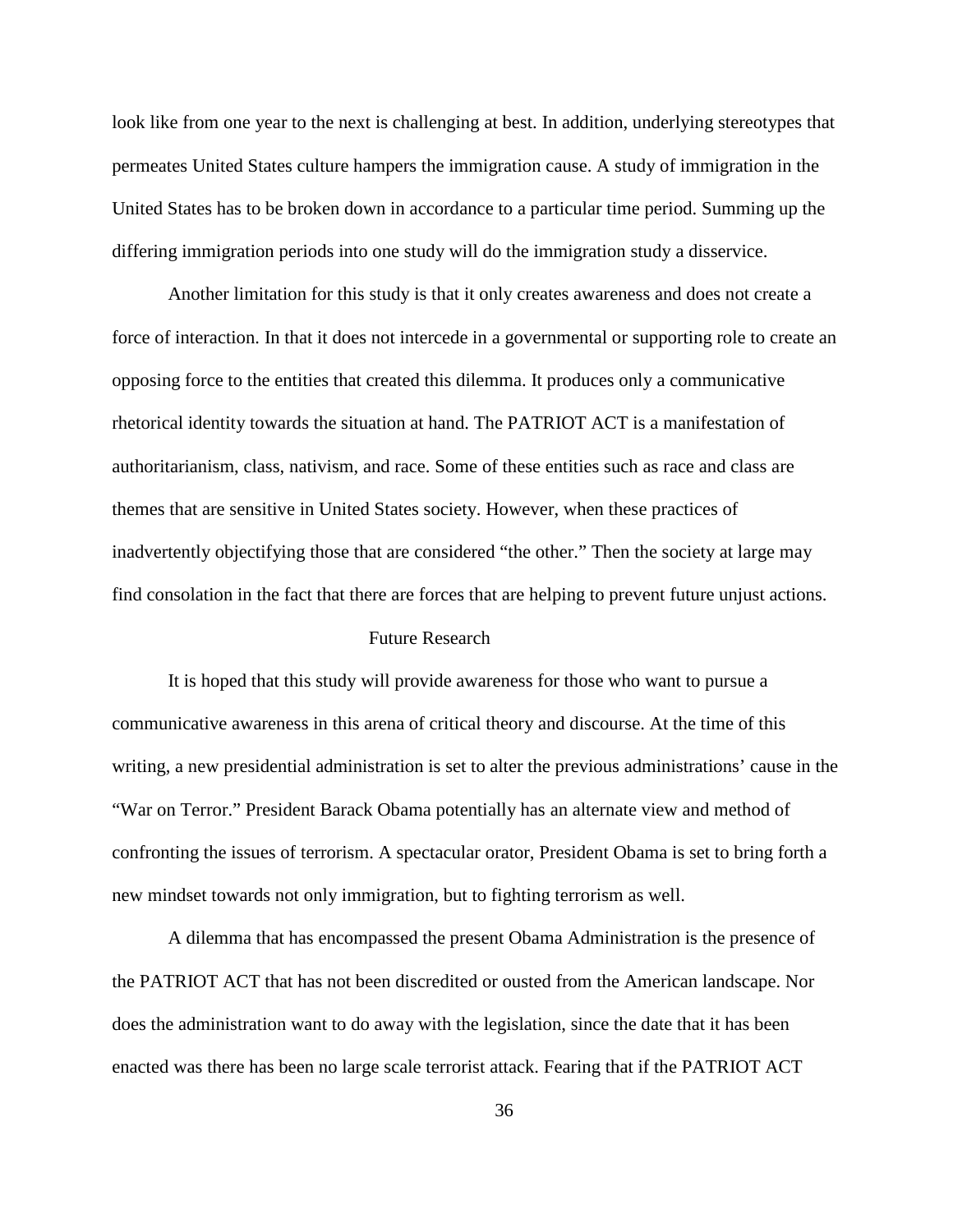look like from one year to the next is challenging at best. In addition, underlying stereotypes that permeates United States culture hampers the immigration cause. A study of immigration in the United States has to be broken down in accordance to a particular time period. Summing up the differing immigration periods into one study will do the immigration study a disservice.

Another limitation for this study is that it only creates awareness and does not create a force of interaction. In that it does not intercede in a governmental or supporting role to create an opposing force to the entities that created this dilemma. It produces only a communicative rhetorical identity towards the situation at hand. The PATRIOT ACT is a manifestation of authoritarianism, class, nativism, and race. Some of these entities such as race and class are themes that are sensitive in United States society. However, when these practices of inadvertently objectifying those that are considered "the other." Then the society at large may find consolation in the fact that there are forces that are helping to prevent future unjust actions.

## Future Research

It is hoped that this study will provide awareness for those who want to pursue a communicative awareness in this arena of critical theory and discourse. At the time of this writing, a new presidential administration is set to alter the previous administrations' cause in the "War on Terror." President Barack Obama potentially has an alternate view and method of confronting the issues of terrorism. A spectacular orator, President Obama is set to bring forth a new mindset towards not only immigration, but to fighting terrorism as well.

A dilemma that has encompassed the present Obama Administration is the presence of the PATRIOT ACT that has not been discredited or ousted from the American landscape. Nor does the administration want to do away with the legislation, since the date that it has been enacted was there has been no large scale terrorist attack. Fearing that if the PATRIOT ACT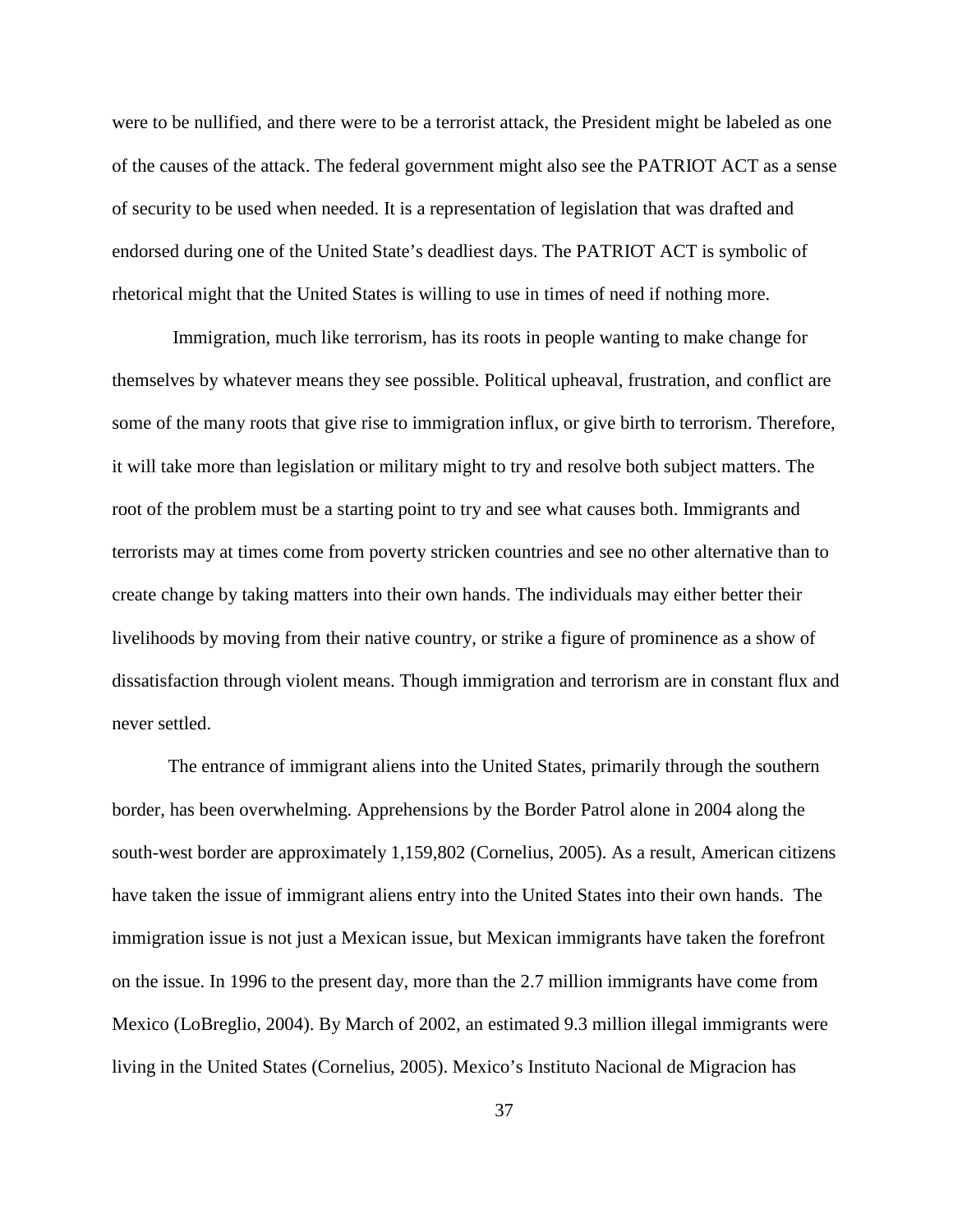were to be nullified, and there were to be a terrorist attack, the President might be labeled as one of the causes of the attack. The federal government might also see the PATRIOT ACT as a sense of security to be used when needed. It is a representation of legislation that was drafted and endorsed during one of the United State's deadliest days. The PATRIOT ACT is symbolic of rhetorical might that the United States is willing to use in times of need if nothing more.

Immigration, much like terrorism, has its roots in people wanting to make change for themselves by whatever means they see possible. Political upheaval, frustration, and conflict are some of the many roots that give rise to immigration influx, or give birth to terrorism. Therefore, it will take more than legislation or military might to try and resolve both subject matters. The root of the problem must be a starting point to try and see what causes both. Immigrants and terrorists may at times come from poverty stricken countries and see no other alternative than to create change by taking matters into their own hands. The individuals may either better their livelihoods by moving from their native country, or strike a figure of prominence as a show of dissatisfaction through violent means. Though immigration and terrorism are in constant flux and never settled.

The entrance of immigrant aliens into the United States, primarily through the southern border, has been overwhelming. Apprehensions by the Border Patrol alone in 2004 along the south-west border are approximately 1,159,802 (Cornelius, 2005). As a result, American citizens have taken the issue of immigrant aliens entry into the United States into their own hands. The immigration issue is not just a Mexican issue, but Mexican immigrants have taken the forefront on the issue. In 1996 to the present day, more than the 2.7 million immigrants have come from Mexico (LoBreglio, 2004). By March of 2002, an estimated 9.3 million illegal immigrants were living in the United States (Cornelius, 2005). Mexico's Instituto Nacional de Migracion has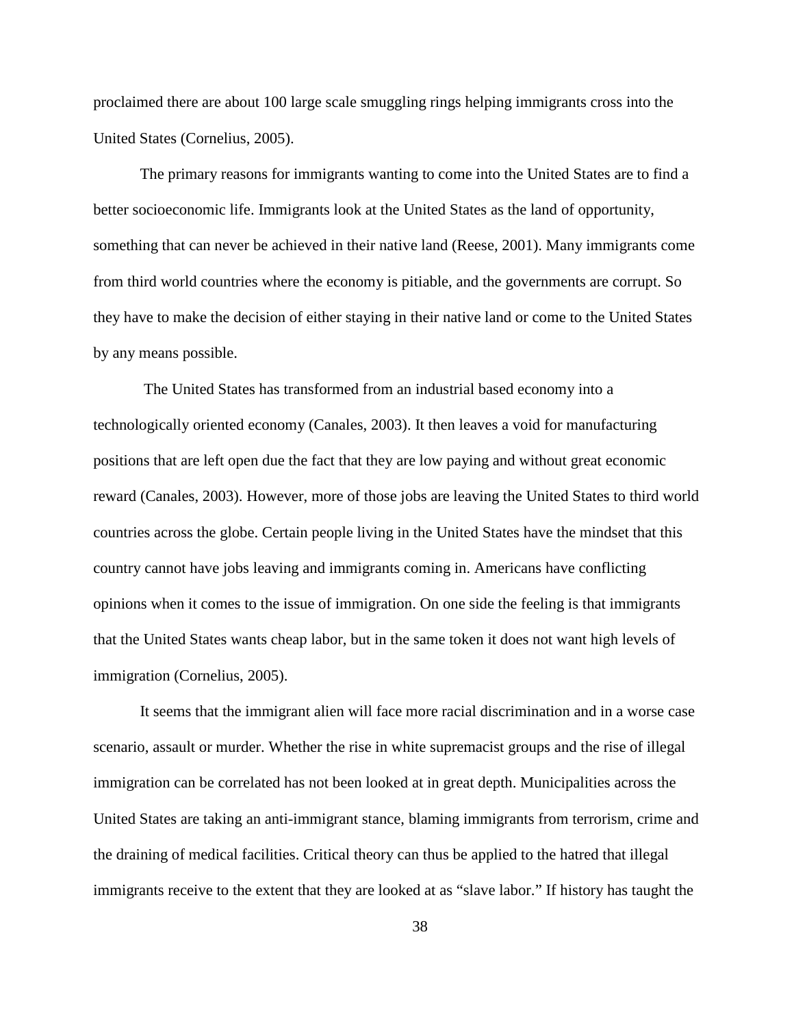proclaimed there are about 100 large scale smuggling rings helping immigrants cross into the United States (Cornelius, 2005).

The primary reasons for immigrants wanting to come into the United States are to find a better socioeconomic life. Immigrants look at the United States as the land of opportunity, something that can never be achieved in their native land (Reese, 2001). Many immigrants come from third world countries where the economy is pitiable, and the governments are corrupt. So they have to make the decision of either staying in their native land or come to the United States by any means possible.

The United States has transformed from an industrial based economy into a technologically oriented economy (Canales, 2003). It then leaves a void for manufacturing positions that are left open due the fact that they are low paying and without great economic reward (Canales, 2003). However, more of those jobs are leaving the United States to third world countries across the globe. Certain people living in the United States have the mindset that this country cannot have jobs leaving and immigrants coming in. Americans have conflicting opinions when it comes to the issue of immigration. On one side the feeling is that immigrants that the United States wants cheap labor, but in the same token it does not want high levels of immigration (Cornelius, 2005).

It seems that the immigrant alien will face more racial discrimination and in a worse case scenario, assault or murder. Whether the rise in white supremacist groups and the rise of illegal immigration can be correlated has not been looked at in great depth. Municipalities across the United States are taking an anti-immigrant stance, blaming immigrants from terrorism, crime and the draining of medical facilities. Critical theory can thus be applied to the hatred that illegal immigrants receive to the extent that they are looked at as "slave labor." If history has taught the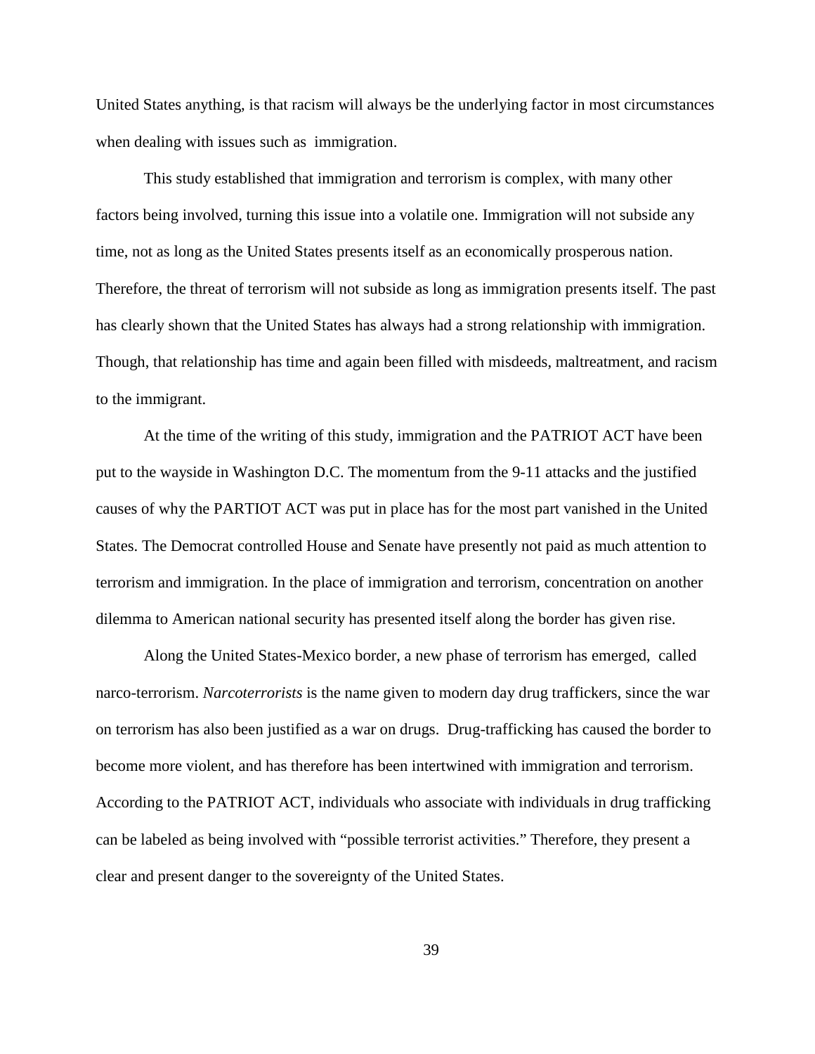United States anything, is that racism will always be the underlying factor in most circumstances when dealing with issues such as immigration.

This study established that immigration and terrorism is complex, with many other factors being involved, turning this issue into a volatile one. Immigration will not subside any time, not as long as the United States presents itself as an economically prosperous nation. Therefore, the threat of terrorism will not subside as long as immigration presents itself. The past has clearly shown that the United States has always had a strong relationship with immigration. Though, that relationship has time and again been filled with misdeeds, maltreatment, and racism to the immigrant.

At the time of the writing of this study, immigration and the PATRIOT ACT have been put to the wayside in Washington D.C. The momentum from the 9-11 attacks and the justified causes of why the PARTIOT ACT was put in place has for the most part vanished in the United States. The Democrat controlled House and Senate have presently not paid as much attention to terrorism and immigration. In the place of immigration and terrorism, concentration on another dilemma to American national security has presented itself along the border has given rise.

Along the United States-Mexico border, a new phase of terrorism has emerged, called narco-terrorism. *Narcoterrorists* is the name given to modern day drug traffickers, since the war on terrorism has also been justified as a war on drugs. Drug-trafficking has caused the border to become more violent, and has therefore has been intertwined with immigration and terrorism. According to the PATRIOT ACT, individuals who associate with individuals in drug trafficking can be labeled as being involved with "possible terrorist activities." Therefore, they present a clear and present danger to the sovereignty of the United States.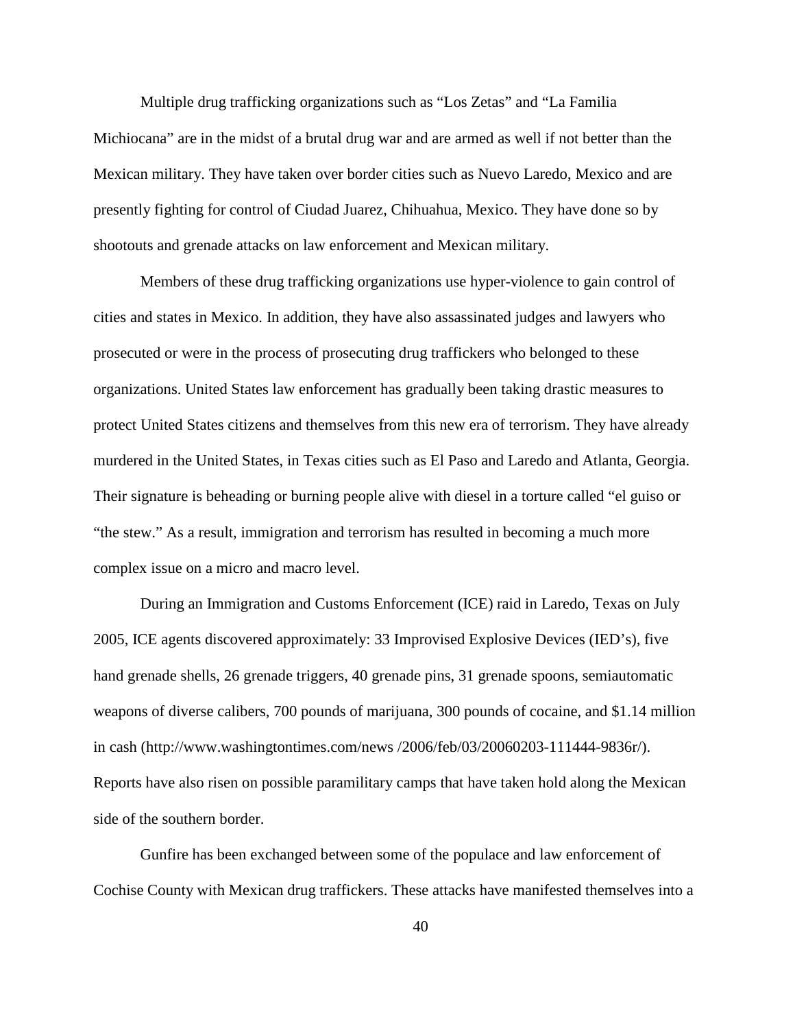Multiple drug trafficking organizations such as “Los Zetas” and “La Familia Michiocana” are in the midst of a brutal drug war and are armed as well if not better than the Mexican military. They have taken over border cities such as Nuevo Laredo, Mexico and are presently fighting for control of Ciudad Juarez, Chihuahua, Mexico. They have done so by shootouts and grenade attacks on law enforcement and Mexican military.

Members of these drug trafficking organizations use hyper-violence to gain control of cities and states in Mexico. In addition, they have also assassinated judges and lawyers who prosecuted or were in the process of prosecuting drug traffickers who belonged to these organizations. United States law enforcement has gradually been taking drastic measures to protect United States citizens and themselves from this new era of terrorism. They have already murdered in the United States, in Texas cities such as El Paso and Laredo and Atlanta, Georgia. Their signature is beheading or burning people alive with diesel in a torture called “el guiso or “the stew.” As a result, immigration and terrorism has resulted in becoming a much more complex issue on a micro and macro level.

During an Immigration and Customs Enforcement (ICE) raid in Laredo, Texas on July 2005, ICE agents discovered approximately: 33 Improvised Explosive Devices (IED’s), five hand grenade shells, 26 grenade triggers, 40 grenade pins, 31 grenade spoons, semiautomatic weapons of diverse calibers, 700 pounds of marijuana, 300 pounds of cocaine, and $1.14 million in cash (http://www.washingtontimes.com/news /2006/feb/03/20060203-111444-9836r/). Reports have also risen on possible paramilitary camps that have taken hold along the Mexican side of the southern border.

Gunfire has been exchanged between some of the populace and law enforcement of Cochise County with Mexican drug traffickers. These attacks have manifested themselves into a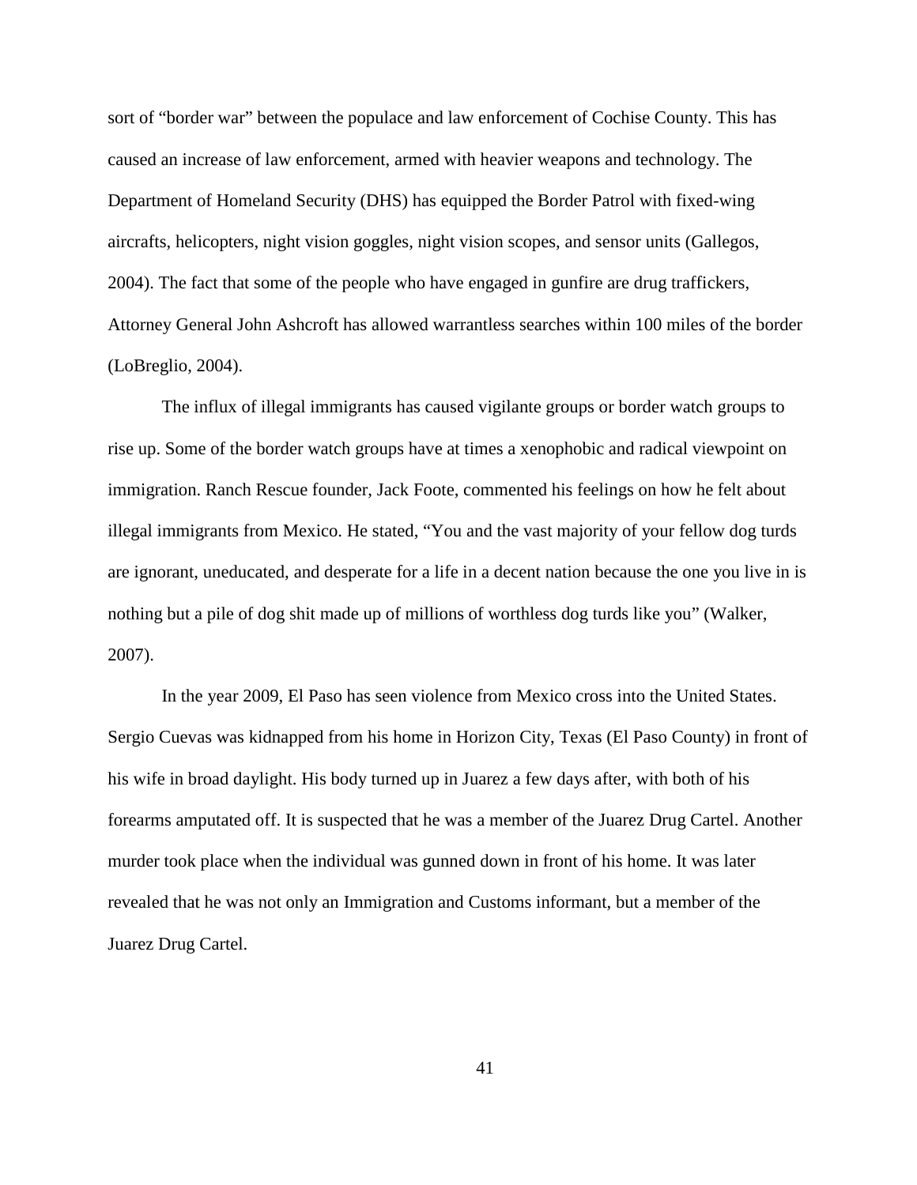sort of "border war" between the populace and law enforcement of Cochise County. This has caused an increase of law enforcement, armed with heavier weapons and technology. The Department of Homeland Security (DHS) has equipped the Border Patrol with fixed-wing aircrafts, helicopters, night vision goggles, night vision scopes, and sensor units (Gallegos, 2004). The fact that some of the people who have engaged in gunfire are drug traffickers, Attorney General John Ashcroft has allowed warrantless searches within 100 miles of the border (LoBreglio, 2004).

The influx of illegal immigrants has caused vigilante groups or border watch groups to rise up. Some of the border watch groups have at times a xenophobic and radical viewpoint on immigration. Ranch Rescue founder, Jack Foote, commented his feelings on how he felt about illegal immigrants from Mexico. He stated, "You and the vast majority of your fellow dog turds are ignorant, uneducated, and desperate for a life in a decent nation because the one you live in is nothing but a pile of dog shit made up of millions of worthless dog turds like you" (Walker, 2007).

In the year 2009, El Paso has seen violence from Mexico cross into the United States. Sergio Cuevas was kidnapped from his home in Horizon City, Texas (El Paso County) in front of his wife in broad daylight. His body turned up in Juarez a few days after, with both of his forearms amputated off. It is suspected that he was a member of the Juarez Drug Cartel. Another murder took place when the individual was gunned down in front of his home. It was later revealed that he was not only an Immigration and Customs informant, but a member of the Juarez Drug Cartel.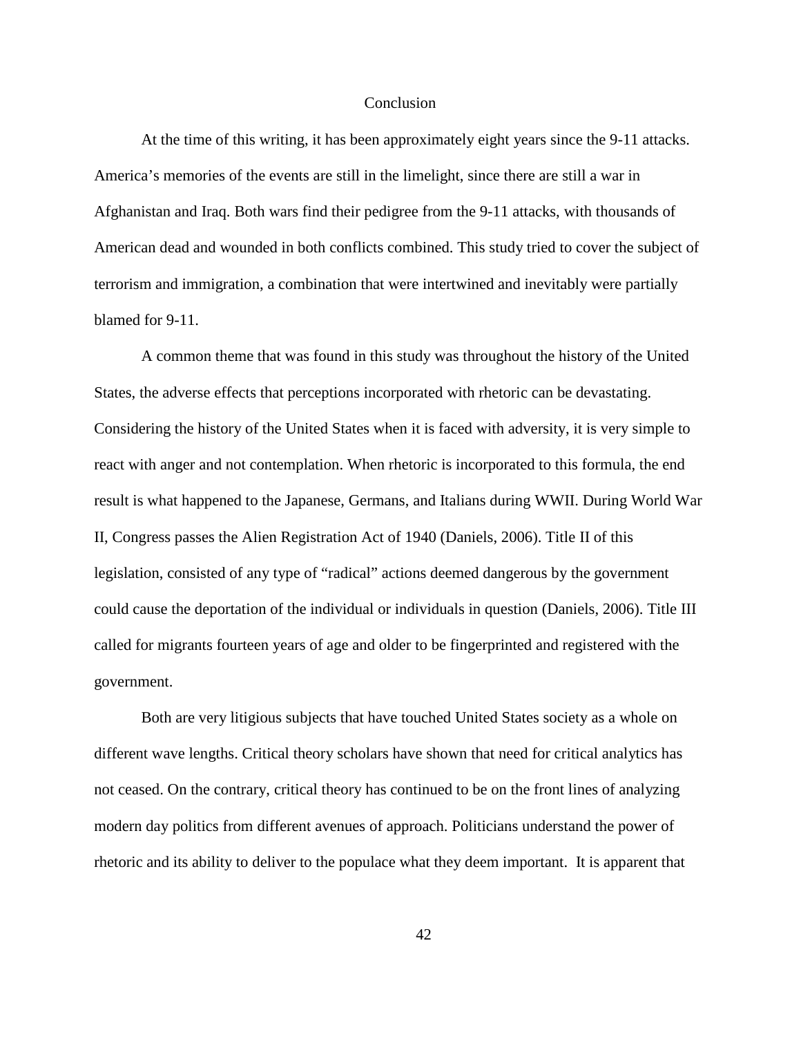# Conclusion

At the time of this writing, it has been approximately eight years since the 9-11 attacks. America's memories of the events are still in the limelight, since there are still a war in Afghanistan and Iraq. Both wars find their pedigree from the 9-11 attacks, with thousands of American dead and wounded in both conflicts combined. This study tried to cover the subject of terrorism and immigration, a combination that were intertwined and inevitably were partially blamed for 9-11.

A common theme that was found in this study was throughout the history of the United States, the adverse effects that perceptions incorporated with rhetoric can be devastating. Considering the history of the United States when it is faced with adversity, it is very simple to react with anger and not contemplation. When rhetoric is incorporated to this formula, the end result is what happened to the Japanese, Germans, and Italians during WWII. During World War II, Congress passes the Alien Registration Act of 1940 (Daniels, 2006). Title II of this legislation, consisted of any type of "radical" actions deemed dangerous by the government could cause the deportation of the individual or individuals in question (Daniels, 2006). Title III called for migrants fourteen years of age and older to be fingerprinted and registered with the government.

Both are very litigious subjects that have touched United States society as a whole on different wave lengths. Critical theory scholars have shown that need for critical analytics has not ceased. On the contrary, critical theory has continued to be on the front lines of analyzing modern day politics from different avenues of approach. Politicians understand the power of rhetoric and its ability to deliver to the populace what they deem important. It is apparent that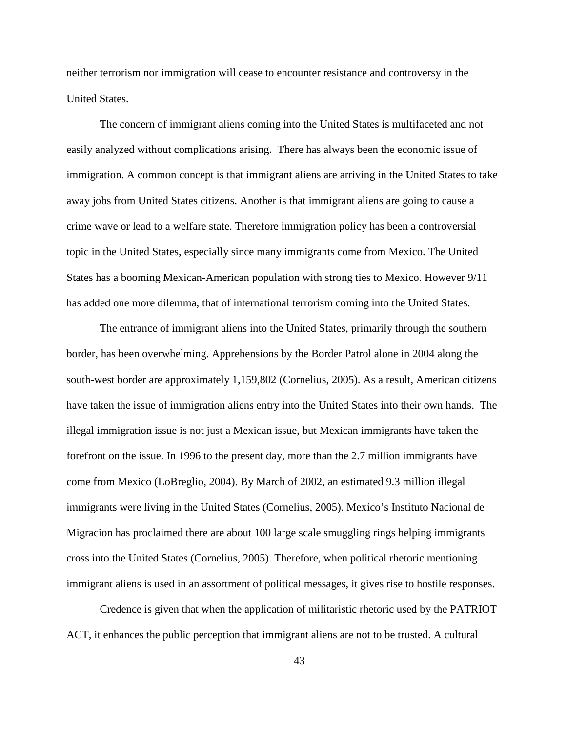neither terrorism nor immigration will cease to encounter resistance and controversy in the United States.

The concern of immigrant aliens coming into the United States is multifaceted and not easily analyzed without complications arising. There has always been the economic issue of immigration. A common concept is that immigrant aliens are arriving in the United States to take away jobs from United States citizens. Another is that immigrant aliens are going to cause a crime wave or lead to a welfare state. Therefore immigration policy has been a controversial topic in the United States, especially since many immigrants come from Mexico. The United States has a booming Mexican-American population with strong ties to Mexico. However 9/11 has added one more dilemma, that of international terrorism coming into the United States.

The entrance of immigrant aliens into the United States, primarily through the southern border, has been overwhelming. Apprehensions by the Border Patrol alone in 2004 along the south-west border are approximately 1,159,802 (Cornelius, 2005). As a result, American citizens have taken the issue of immigration aliens entry into the United States into their own hands. The illegal immigration issue is not just a Mexican issue, but Mexican immigrants have taken the forefront on the issue. In 1996 to the present day, more than the 2.7 million immigrants have come from Mexico (LoBreglio, 2004). By March of 2002, an estimated 9.3 million illegal immigrants were living in the United States (Cornelius, 2005). Mexico's Instituto Nacional de Migracion has proclaimed there are about 100 large scale smuggling rings helping immigrants cross into the United States (Cornelius, 2005). Therefore, when political rhetoric mentioning immigrant aliens is used in an assortment of political messages, it gives rise to hostile responses.

Credence is given that when the application of militaristic rhetoric used by the PATRIOT ACT, it enhances the public perception that immigrant aliens are not to be trusted. A cultural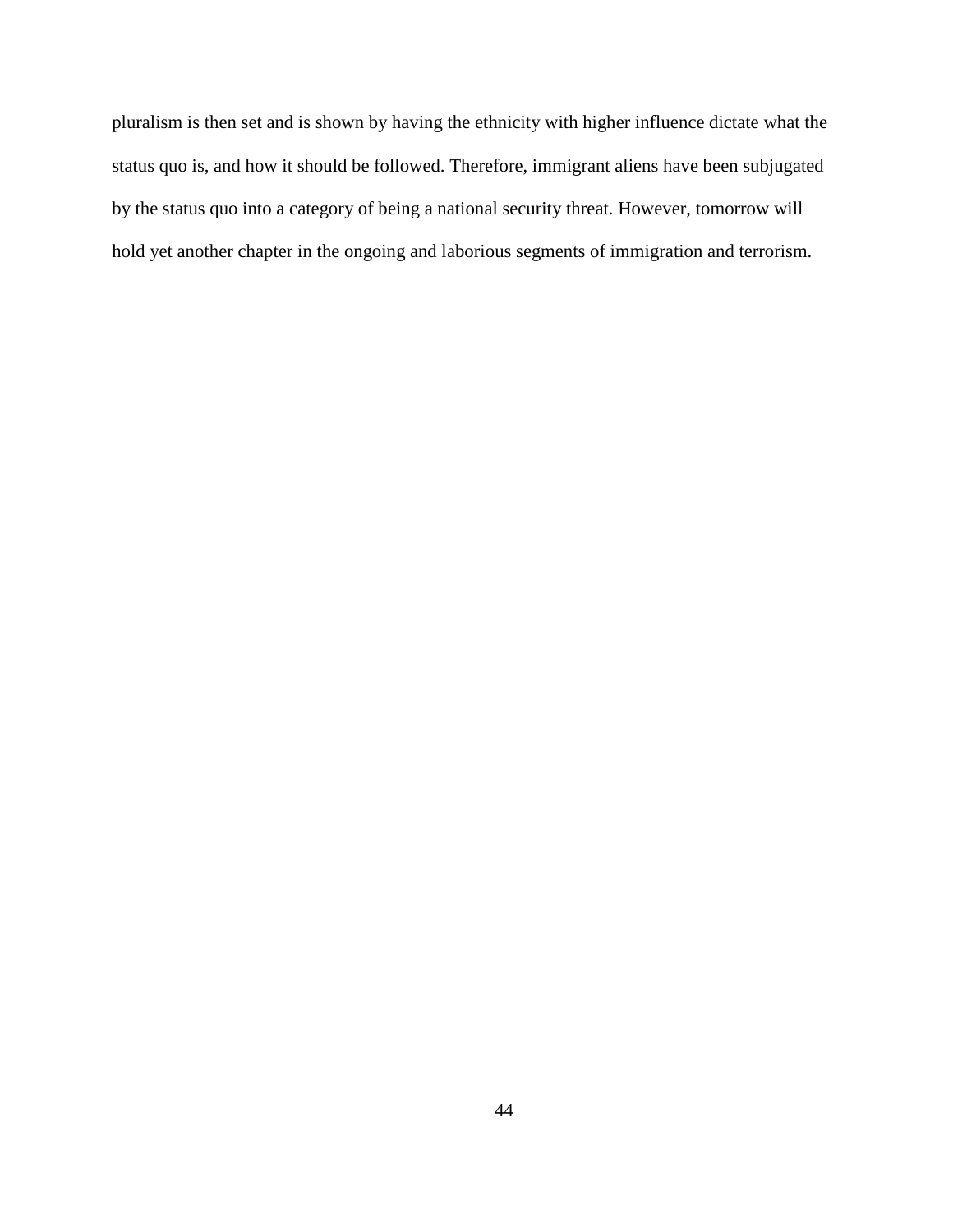pluralism is then set and is shown by having the ethnicity with higher influence dictate what the status quo is, and how it should be followed. Therefore, immigrant aliens have been subjugated by the status quo into a category of being a national security threat. However, tomorrow will hold yet another chapter in the ongoing and laborious segments of immigration and terrorism.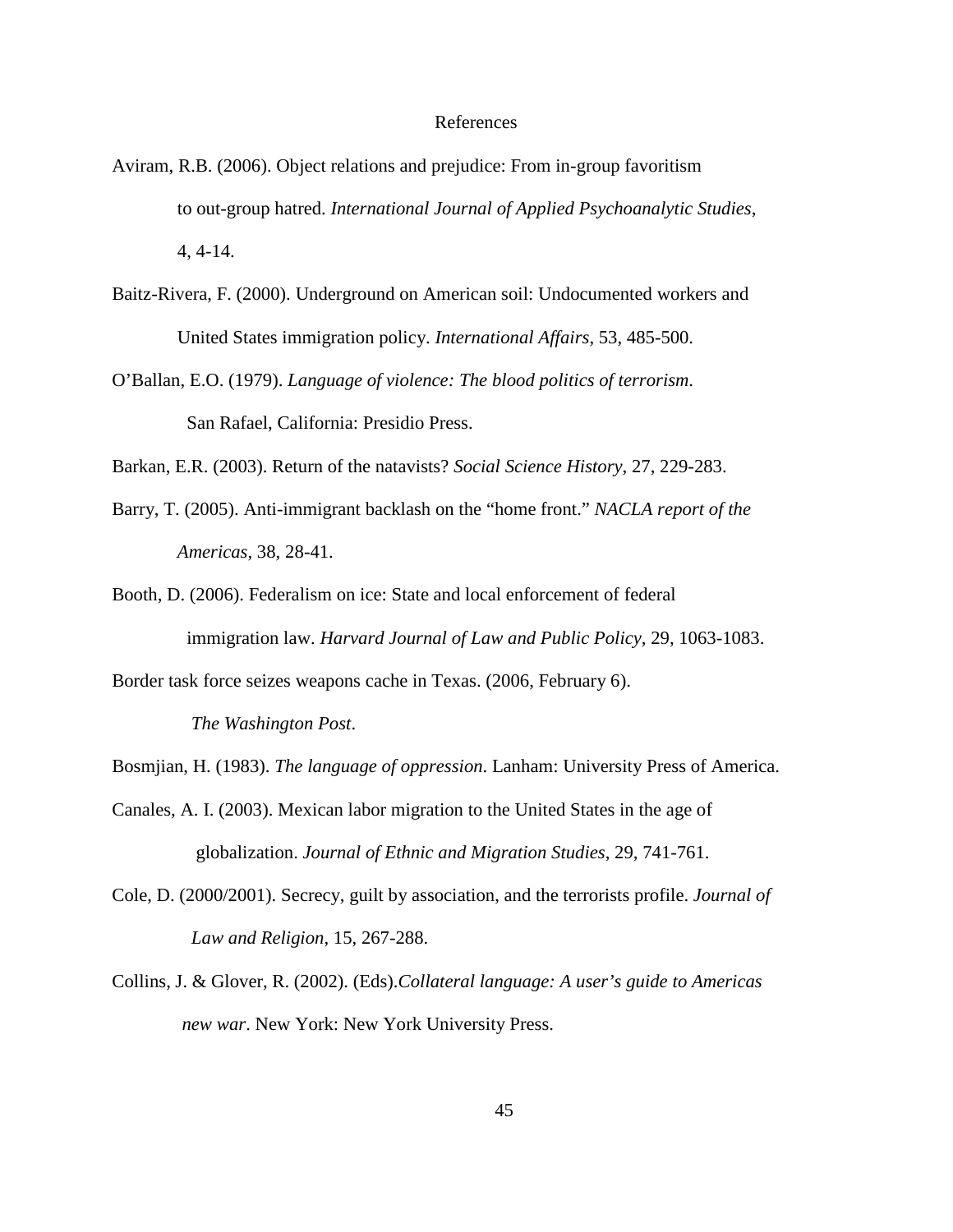# References

Aviram, R.B. (2006). Object relations and prejudice: From in-group favoritism to out-group hatred. *International Journal of Applied Psychoanalytic Studies*, 4, 4-14.

Baitz-Rivera, F. (2000). Underground on American soil: Undocumented workers and United States immigration policy. *International Affairs*, 53, 485-500.

O'Ballan, E.O. (1979). *Language of violence: The blood politics of terrorism*. San Rafael, California: Presidio Press.

Barkan, E.R. (2003). Return of the natavists? *Social Science History*, 27, 229-283.

Barry, T. (2005). Anti-immigrant backlash on the "home front." *NACLA report of the Americas*, 38, 28-41.

Booth, D. (2006). Federalism on ice: State and local enforcement of federal immigration law. *Harvard Journal of Law and Public Policy*, 29, 1063-1083.

Border task force seizes weapons cache in Texas. (2006, February 6). *The Washington Post*.

Bosmjian, H. (1983). *The language of oppression*. Lanham: University Press of America.

Canales, A. I. (2003). Mexican labor migration to the United States in the age of globalization. *Journal of Ethnic and Migration Studies*, 29, 741-761.

Cole, D. (2000/2001). Secrecy, guilt by association, and the terrorists profile. *Journal of Law and Religion*, 15, 267-288.

Collins, J. & Glover, R. (2002). (Eds).*Collateral language: A user's guide to Americas new war*. New York: New York University Press.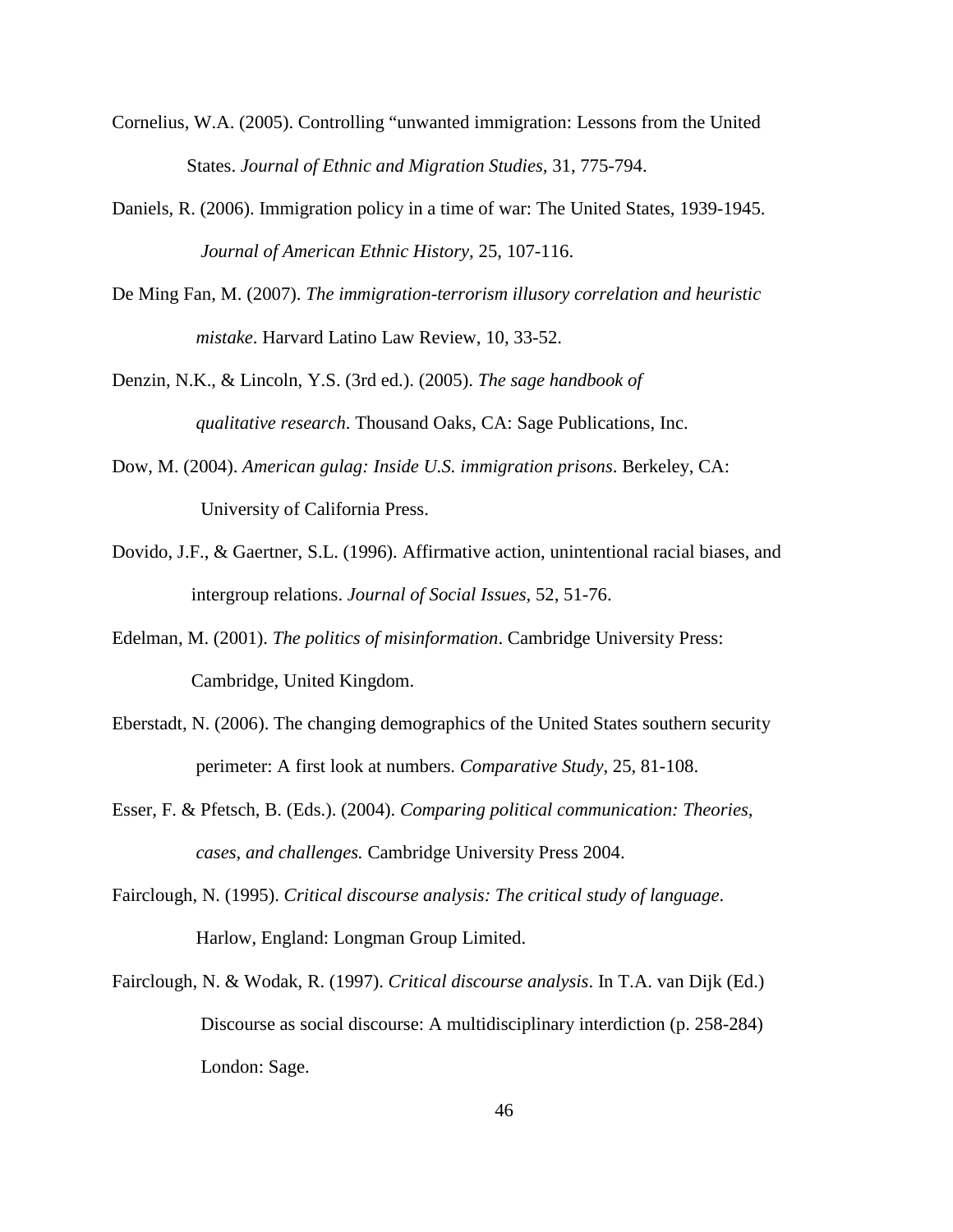Cornelius, W.A. (2005). Controlling “unwanted immigration: Lessons from the United States. *Journal of Ethnic and Migration Studies,* 31, 775-794.

Daniels, R. (2006). Immigration policy in a time of war: The United States, 1939-1945. *Journal of American Ethnic History*, 25, 107-116.

De Ming Fan, M. (2007). *The immigration-terrorism illusory correlation and heuristic mistake*. Harvard Latino Law Review, 10, 33-52.

Denzin, N.K., & Lincoln, Y.S. (3rd ed.). (2005). *The sage handbook of qualitative research*. Thousand Oaks, CA: Sage Publications, Inc.

Dow, M. (2004). *American gulag: Inside U.S. immigration prisons*. Berkeley, CA: University of California Press.

Dovido, J.F., & Gaertner, S.L. (1996). Affirmative action, unintentional racial biases, and intergroup relations. *Journal of Social Issues*, 52, 51-76.

Edelman, M. (2001). *The politics of misinformation*. Cambridge University Press: Cambridge, United Kingdom.

Eberstadt, N. (2006). The changing demographics of the United States southern security perimeter: A first look at numbers. *Comparative Study*, 25, 81-108.

Esser, F. & Pfetsch, B. (Eds.). (2004). *Comparing political communication: Theories, cases, and challenges.* Cambridge University Press 2004.

Fairclough, N. (1995). *Critical discourse analysis: The critical study of language*. Harlow, England: Longman Group Limited.

Fairclough, N. & Wodak, R. (1997). *Critical discourse analysis*. In T.A. van Dijk (Ed.) Discourse as social discourse: A multidisciplinary interdiction (p. 258-284) London: Sage.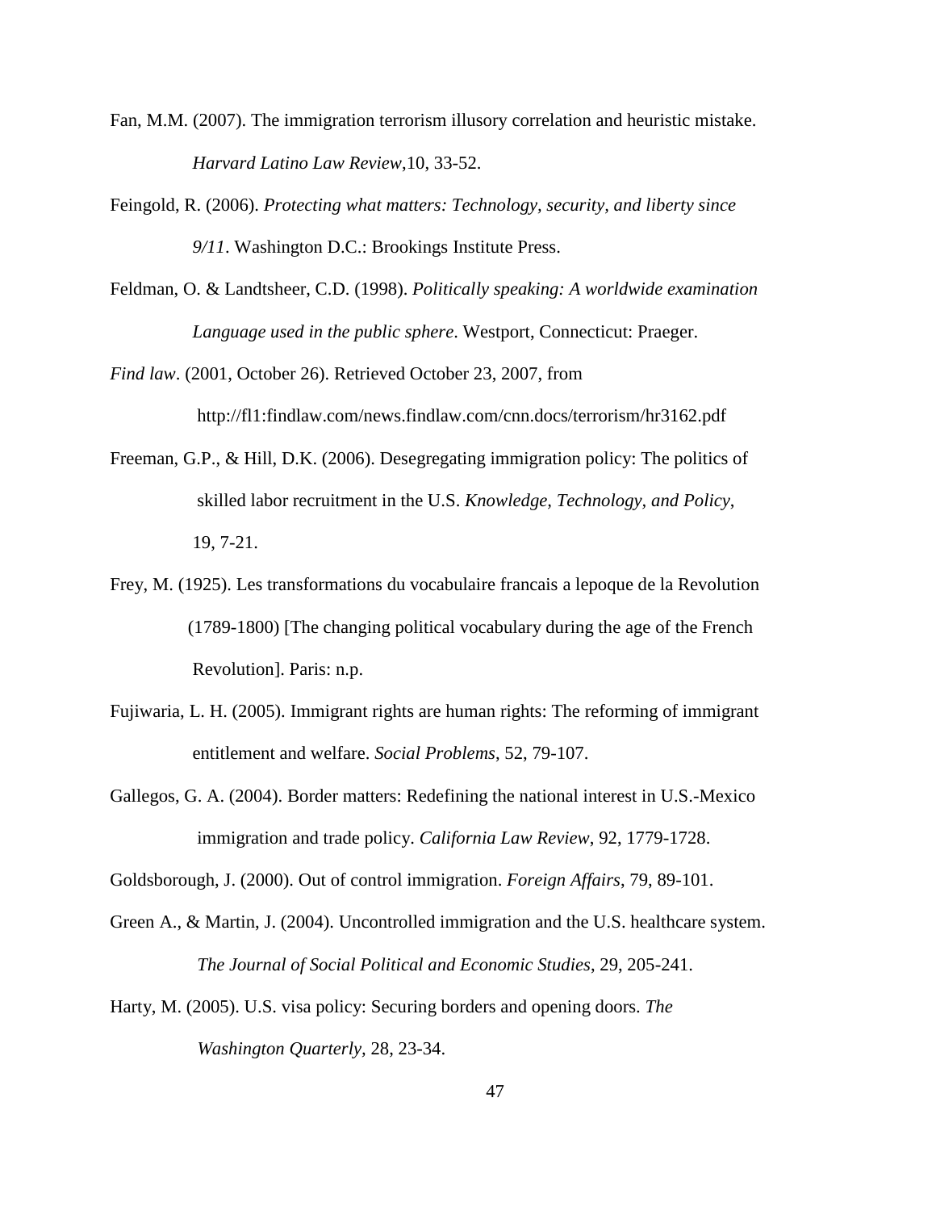Fan, M.M. (2007). The immigration terrorism illusory correlation and heuristic mistake. *Harvard Latino Law Review*,10, 33-52.

Feingold, R. (2006). *Protecting what matters: Technology, security, and liberty since 9/11*. Washington D.C.: Brookings Institute Press.

Feldman, O. & Landtsheer, C.D. (1998). *Politically speaking: A worldwide examination Language used in the public sphere*. Westport, Connecticut: Praeger.

*Find law*. (2001, October 26). Retrieved October 23, 2007, from http://fl1:findlaw.com/news.findlaw.com/cnn.docs/terrorism/hr3162.pdf

Freeman, G.P., & Hill, D.K. (2006). Desegregating immigration policy: The politics of skilled labor recruitment in the U.S. *Knowledge, Technology, and Policy*, 19, 7-21.

Frey, M. (1925). Les transformations du vocabulaire francais a lepoque de la Revolution (1789-1800) [The changing political vocabulary during the age of the French Revolution]. Paris: n.p.

Fujiwaria, L. H. (2005). Immigrant rights are human rights: The reforming of immigrant entitlement and welfare. *Social Problems*, 52, 79-107.

Gallegos, G. A. (2004). Border matters: Redefining the national interest in U.S.-Mexico immigration and trade policy. *California Law Review*, 92, 1779-1728.

Goldsborough, J. (2000). Out of control immigration. *Foreign Affairs*, 79, 89-101.

Green A., & Martin, J. (2004). Uncontrolled immigration and the U.S. healthcare system. *The Journal of Social Political and Economic Studies*, 29, 205-241.

Harty, M. (2005). U.S. visa policy: Securing borders and opening doors. *The Washington Quarterly*, 28, 23-34.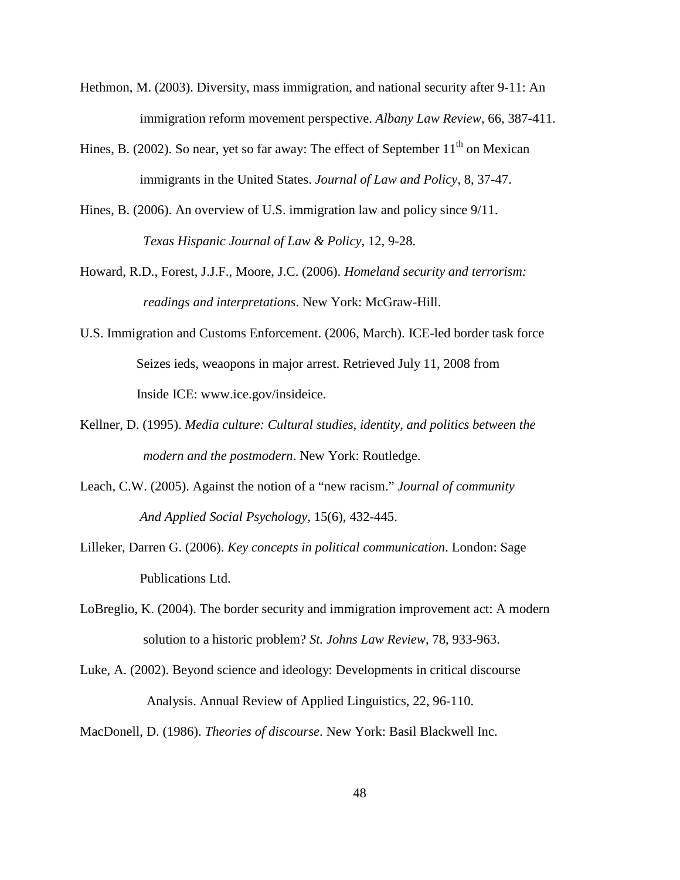Hethmon, M. (2003). Diversity, mass immigration, and national security after 9-11: An immigration reform movement perspective. *Albany Law Review*, 66, 387-411.

Hines, B. (2002). So near, yet so far away: The effect of September 11th on Mexican immigrants in the United States. *Journal of Law and Policy*, 8, 37-47.

Hines, B. (2006). An overview of U.S. immigration law and policy since 9/11. *Texas Hispanic Journal of Law & Policy*, 12, 9-28.

Howard, R.D., Forest, J.J.F., Moore, J.C. (2006). *Homeland security and terrorism: readings and interpretations*. New York: McGraw-Hill.

U.S. Immigration and Customs Enforcement. (2006, March). ICE-led border task force Seizes ieds, weaopons in major arrest. Retrieved July 11, 2008 from Inside ICE: www.ice.gov/insideice.

Kellner, D. (1995). *Media culture: Cultural studies, identity, and politics between the modern and the postmodern*. New York: Routledge.

Leach, C.W. (2005). Against the notion of a "new racism." *Journal of community And Applied Social Psychology*, 15(6), 432-445.

Lilleker, Darren G. (2006). *Key concepts in political communication*. London: Sage Publications Ltd.

LoBreglio, K. (2004). The border security and immigration improvement act: A modern solution to a historic problem? *St. Johns Law Review*, 78, 933-963.

Luke, A. (2002). Beyond science and ideology: Developments in critical discourse Analysis. Annual Review of Applied Linguistics, 22, 96-110.

MacDonell, D. (1986). *Theories of discourse*. New York: Basil Blackwell Inc.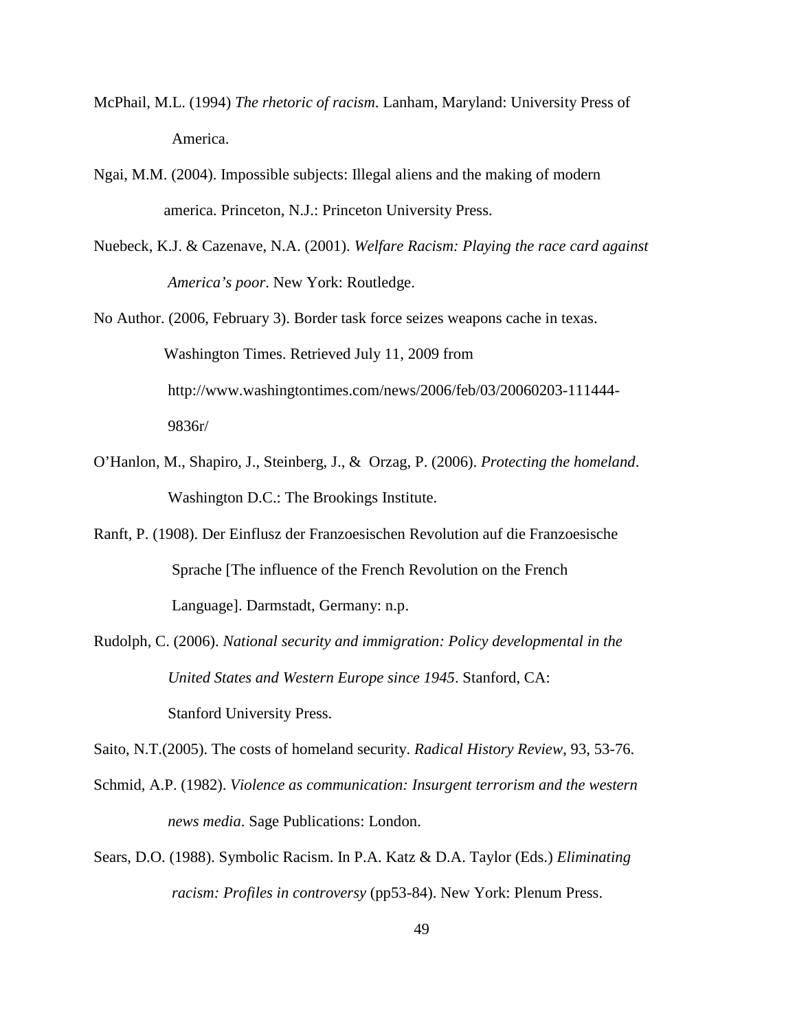McPhail, M.L. (1994) *The rhetoric of racism*. Lanham, Maryland: University Press of America.

Ngai, M.M. (2004). Impossible subjects: Illegal aliens and the making of modern america. Princeton, N.J.: Princeton University Press.

Nuebeck, K.J. & Cazenave, N.A. (2001). *Welfare Racism: Playing the race card against America's poor*. New York: Routledge.

No Author. (2006, February 3). Border task force seizes weapons cache in texas. Washington Times. Retrieved July 11, 2009 from http://www.washingtontimes.com/news/2006/feb/03/20060203-111444-9836r/

O'Hanlon, M., Shapiro, J., Steinberg, J., & Orzag, P. (2006). *Protecting the homeland*. Washington D.C.: The Brookings Institute.

Ranft, P. (1908). Der Einflusz der Franzoesischen Revolution auf die Franzoesische Sprache [The influence of the French Revolution on the French Language]. Darmstadt, Germany: n.p.

Rudolph, C. (2006). *National security and immigration: Policy developmental in the United States and Western Europe since 1945*. Stanford, CA: Stanford University Press.

Saito, N.T.(2005). The costs of homeland security. *Radical History Review*, 93, 53-76.

Schmid, A.P. (1982). *Violence as communication: Insurgent terrorism and the western news media*. Sage Publications: London.

Sears, D.O. (1988). Symbolic Racism. In P.A. Katz & D.A. Taylor (Eds.) *Eliminating racism: Profiles in controversy* (pp53-84). New York: Plenum Press.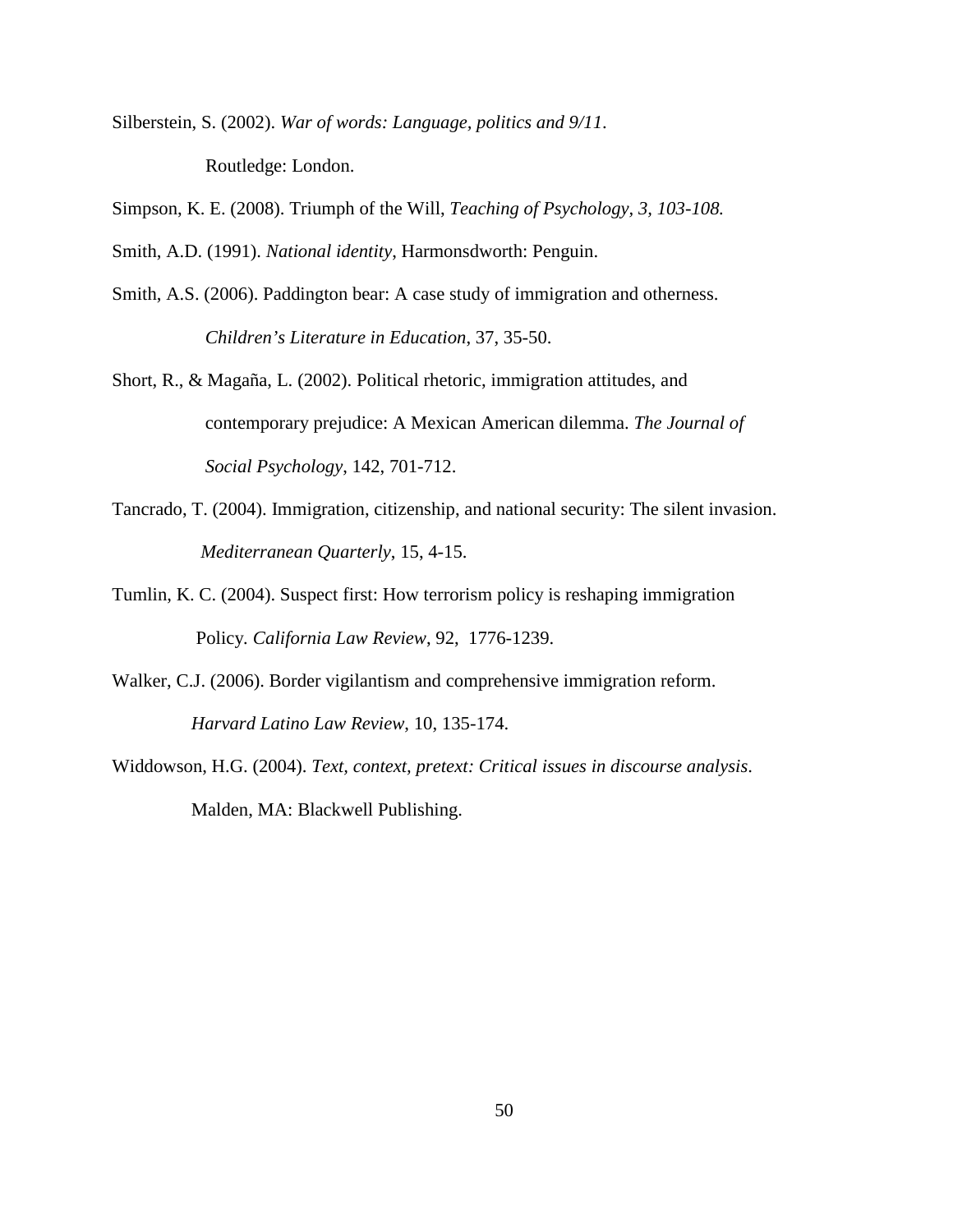Silberstein, S. (2002). *War of words: Language, politics and 9/11*. Routledge: London.

Simpson, K. E. (2008). Triumph of the Will, *Teaching of Psychology, 3, 103-108.*

Smith, A.D. (1991). *National identity*, Harmonsdworth: Penguin.

Smith, A.S. (2006). Paddington bear: A case study of immigration and otherness. *Children's Literature in Education*, 37, 35-50.

Short, R., & Magaña, L. (2002). Political rhetoric, immigration attitudes, and contemporary prejudice: A Mexican American dilemma. *The Journal of Social Psychology*, 142, 701-712.

Tancrado, T. (2004). Immigration, citizenship, and national security: The silent invasion. *Mediterranean Quarterly*, 15, 4-15.

Tumlin, K. C. (2004). Suspect first: How terrorism policy is reshaping immigration Policy. *California Law Review*, 92, 1776-1239.

Walker, C.J. (2006). Border vigilantism and comprehensive immigration reform. *Harvard Latino Law Review*, 10, 135-174.

Widdowson, H.G. (2004). *Text, context, pretext: Critical issues in discourse analysis*. Malden, MA: Blackwell Publishing.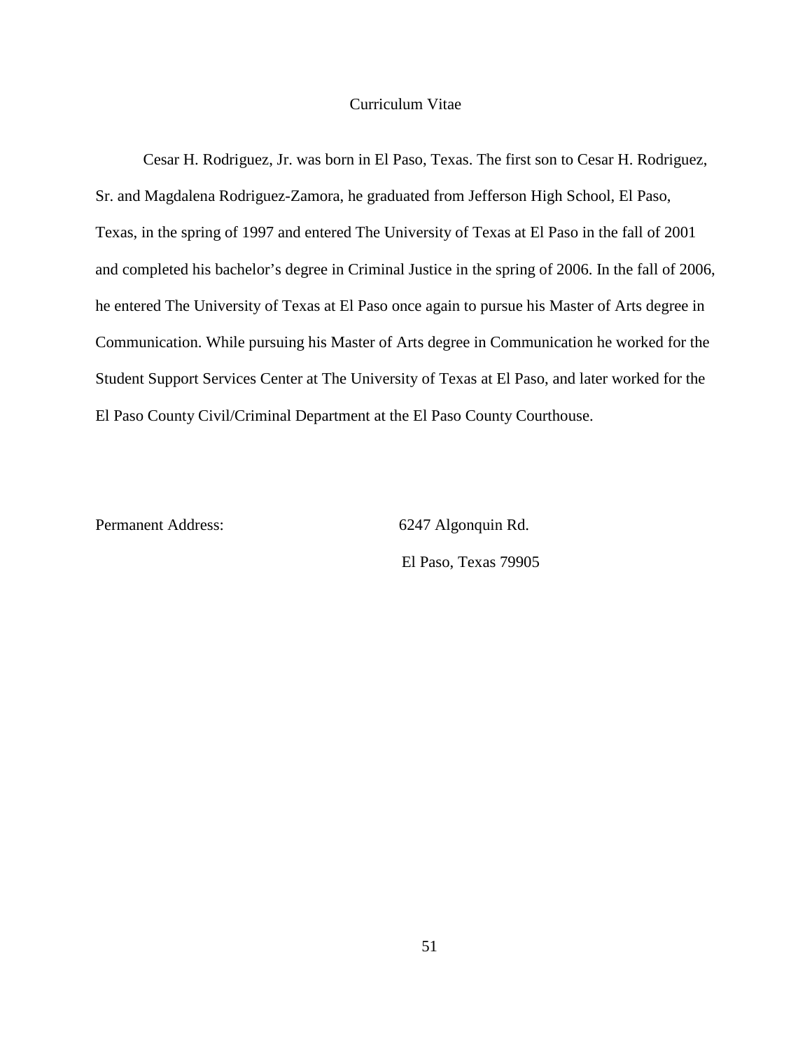# Curriculum Vitae

Cesar H. Rodriguez, Jr. was born in El Paso, Texas. The first son to Cesar H. Rodriguez, Sr. and Magdalena Rodriguez-Zamora, he graduated from Jefferson High School, El Paso, Texas, in the spring of 1997 and entered The University of Texas at El Paso in the fall of 2001 and completed his bachelor's degree in Criminal Justice in the spring of 2006. In the fall of 2006, he entered The University of Texas at El Paso once again to pursue his Master of Arts degree in Communication. While pursuing his Master of Arts degree in Communication he worked for the Student Support Services Center at The University of Texas at El Paso, and later worked for the El Paso County Civil/Criminal Department at the El Paso County Courthouse.

Permanent Address: 6247 Algonquin Rd.

El Paso, Texas 79905